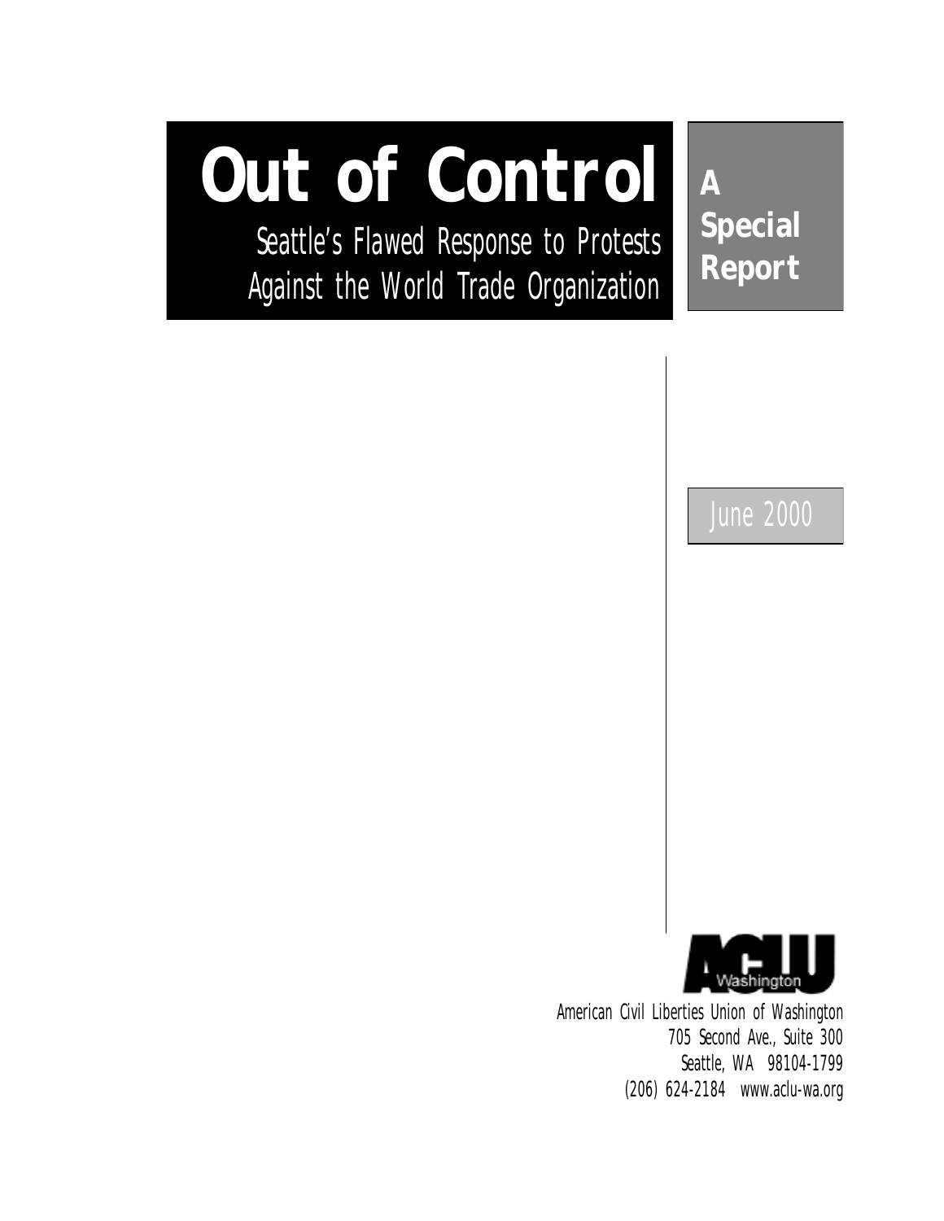# Out of Control

*Seattle's Flawed Response to Protests Against the World Trade Organization*

**A Special Report**

June 2000

ACLU Washington

American Civil Liberties Union of Washington
705 Second Ave., Suite 300
Seattle, WA 98104-1799
(206) 624-2184 www.aclu-wa.org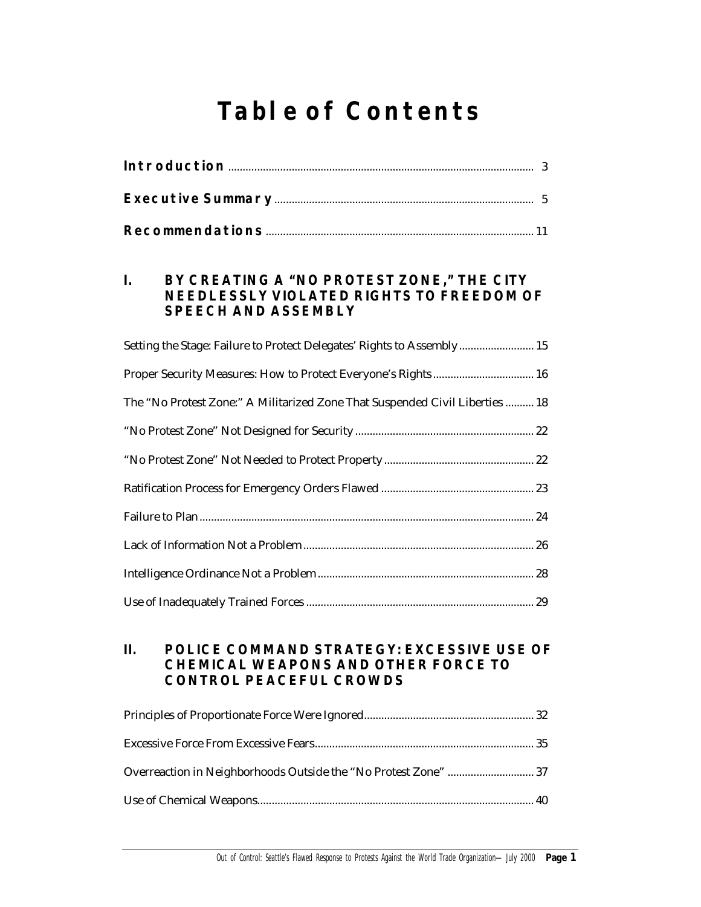# Table of Contents

**Introduction** ........................................................................ 3

**Executive Summary** ........................................................................ 5

**Recommendations** ........................................................................ 11

## I. BY CREATING A "NO PROTEST ZONE," THE CITY NEEDLESSLY VIOLATED RIGHTS TO FREEDOM OF SPEECH AND ASSEMBLY

Setting the Stage: Failure to Protect Delegates' Rights to Assembly .......................... 15

Proper Security Measures: How to Protect Everyone's Rights .......................... 16

The "No Protest Zone:" A Militarized Zone That Suspended Civil Liberties .......... 18

"No Protest Zone" Not Designed for Security .......................... 22

"No Protest Zone" Not Needed to Protect Property .......................... 22

Ratification Process for Emergency Orders Flawed .......................... 23

Failure to Plan .......................... 24

Lack of Information Not a Problem .......................... 26

Intelligence Ordinance Not a Problem .......................... 28

Use of Inadequately Trained Forces .......................... 29

## II. POLICE COMMAND STRATEGY: EXCESSIVE USE OF CHEMICAL WEAPONS AND OTHER FORCE TO CONTROL PEACEFUL CROWDS

Principles of Proportionate Force Were Ignored .......................... 32

Excessive Force From Excessive Fears .......................... 35

Overreaction in Neighborhoods Outside the "No Protest Zone" .......................... 37

Use of Chemical Weapons .......................... 40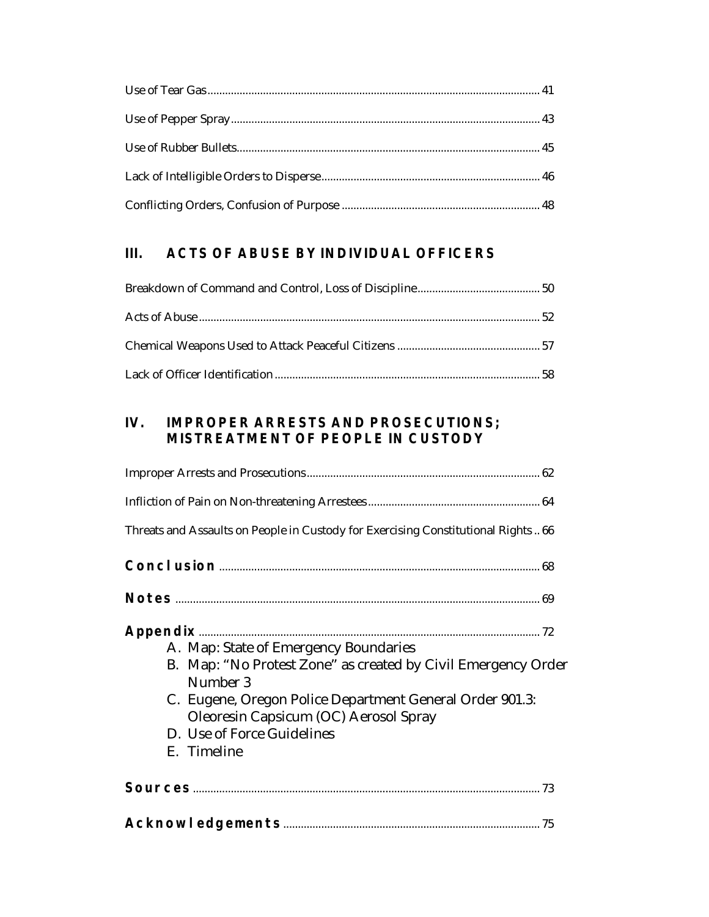Use of Tear Gas .......... 41

Use of Pepper Spray .......... 43

Use of Rubber Bullets .......... 45

Lack of Intelligible Orders to Disperse .......... 46

Conflicting Orders, Confusion of Purpose .......... 48

## III. ACTS OF ABUSE BY INDIVIDUAL OFFICERS

Breakdown of Command and Control, Loss of Discipline .......... 50

Acts of Abuse .......... 52

Chemical Weapons Used to Attack Peaceful Citizens .......... 57

Lack of Officer Identification .......... 58

## IV. IMPROPER ARRESTS AND PROSECUTIONS; MISTREATMENT OF PEOPLE IN CUSTODY

Improper Arrests and Prosecutions .......... 62

Infliction of Pain on Non-threatening Arrestees .......... 64

Threats and Assaults on People in Custody for Exercising Constitutional Rights .. 66

**Conclusion** .......... 68

**Notes** .......... 69

**Appendix** .......... 72

A. Map: State of Emergency Boundaries
B. Map: "No Protest Zone" as created by Civil Emergency Order Number 3
C. Eugene, Oregon Police Department General Order 901.3: Oleoresin Capsicum (OC) Aerosol Spray
D. Use of Force Guidelines
E. Timeline

**Sources** .......... 73

**Acknowledgements** .......... 75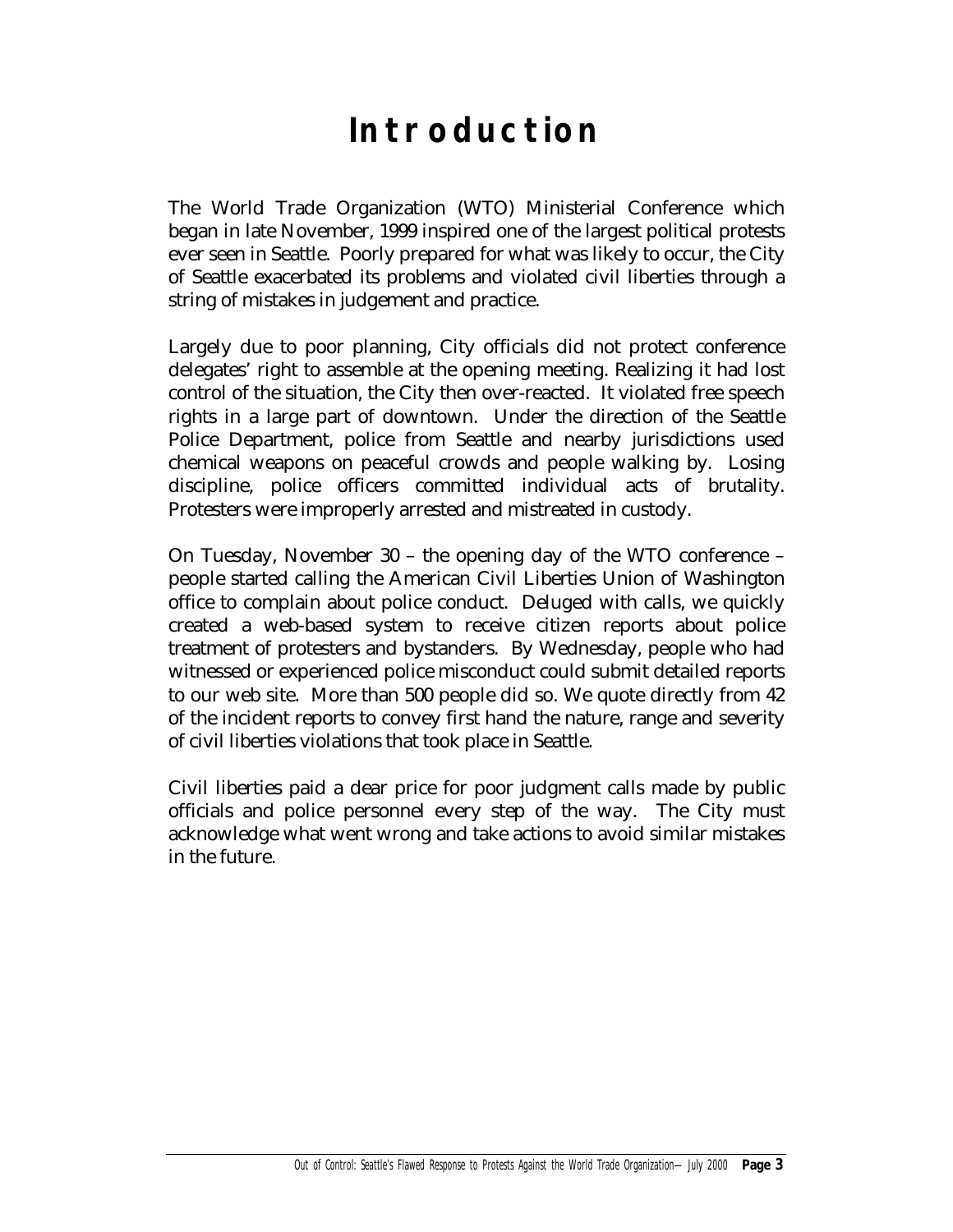# Introduction

The World Trade Organization (WTO) Ministerial Conference which began in late November, 1999 inspired one of the largest political protests ever seen in Seattle. Poorly prepared for what was likely to occur, the City of Seattle exacerbated its problems and violated civil liberties through a string of mistakes in judgement and practice.

Largely due to poor planning, City officials did not protect conference delegates' right to assemble at the opening meeting. Realizing it had lost control of the situation, the City then over-reacted. It violated free speech rights in a large part of downtown. Under the direction of the Seattle Police Department, police from Seattle and nearby jurisdictions used chemical weapons on peaceful crowds and people walking by. Losing discipline, police officers committed individual acts of brutality. Protesters were improperly arrested and mistreated in custody.

On Tuesday, November 30 – the opening day of the WTO conference – people started calling the American Civil Liberties Union of Washington office to complain about police conduct. Deluged with calls, we quickly created a web-based system to receive citizen reports about police treatment of protesters and bystanders. By Wednesday, people who had witnessed or experienced police misconduct could submit detailed reports to our web site. More than 500 people did so. We quote directly from 42 of the incident reports to convey first hand the nature, range and severity of civil liberties violations that took place in Seattle.

Civil liberties paid a dear price for poor judgment calls made by public officials and police personnel every step of the way. The City must acknowledge what went wrong and take actions to avoid similar mistakes in the future.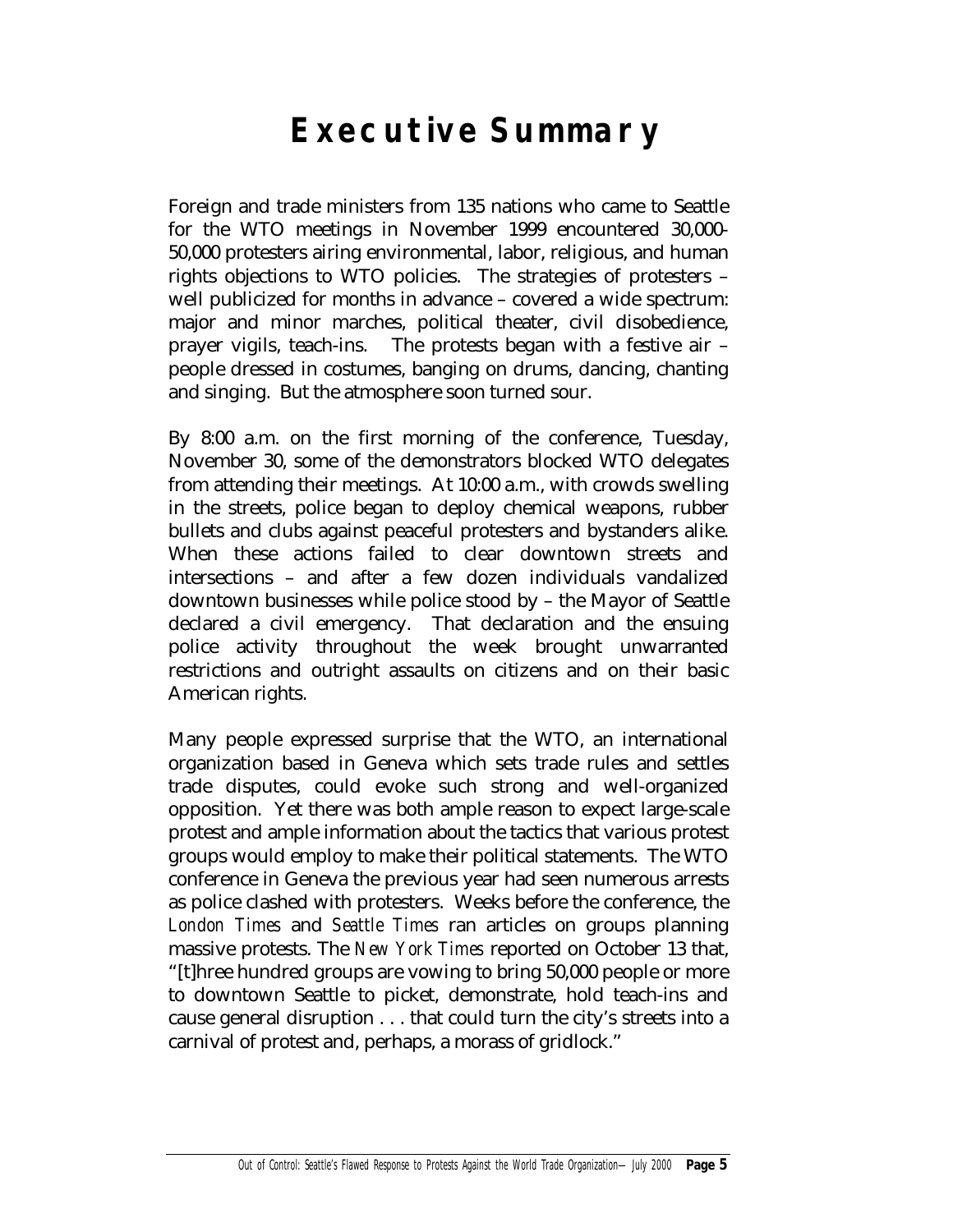# Executive Summary

Foreign and trade ministers from 135 nations who came to Seattle for the WTO meetings in November 1999 encountered 30,000-50,000 protesters airing environmental, labor, religious, and human rights objections to WTO policies. The strategies of protesters – well publicized for months in advance – covered a wide spectrum: major and minor marches, political theater, civil disobedience, prayer vigils, teach-ins. The protests began with a festive air – people dressed in costumes, banging on drums, dancing, chanting and singing. But the atmosphere soon turned sour.

By 8:00 a.m. on the first morning of the conference, Tuesday, November 30, some of the demonstrators blocked WTO delegates from attending their meetings. At 10:00 a.m., with crowds swelling in the streets, police began to deploy chemical weapons, rubber bullets and clubs against peaceful protesters and bystanders alike. When these actions failed to clear downtown streets and intersections – and after a few dozen individuals vandalized downtown businesses while police stood by – the Mayor of Seattle declared a civil emergency. That declaration and the ensuing police activity throughout the week brought unwarranted restrictions and outright assaults on citizens and on their basic American rights.

Many people expressed surprise that the WTO, an international organization based in Geneva which sets trade rules and settles trade disputes, could evoke such strong and well-organized opposition. Yet there was both ample reason to expect large-scale protest and ample information about the tactics that various protest groups would employ to make their political statements. The WTO conference in Geneva the previous year had seen numerous arrests as police clashed with protesters. Weeks before the conference, the *London Times* and *Seattle Times* ran articles on groups planning massive protests. The *New York Times* reported on October 13 that, "[t]hree hundred groups are vowing to bring 50,000 people or more to downtown Seattle to picket, demonstrate, hold teach-ins and cause general disruption . . . that could turn the city's streets into a carnival of protest and, perhaps, a morass of gridlock."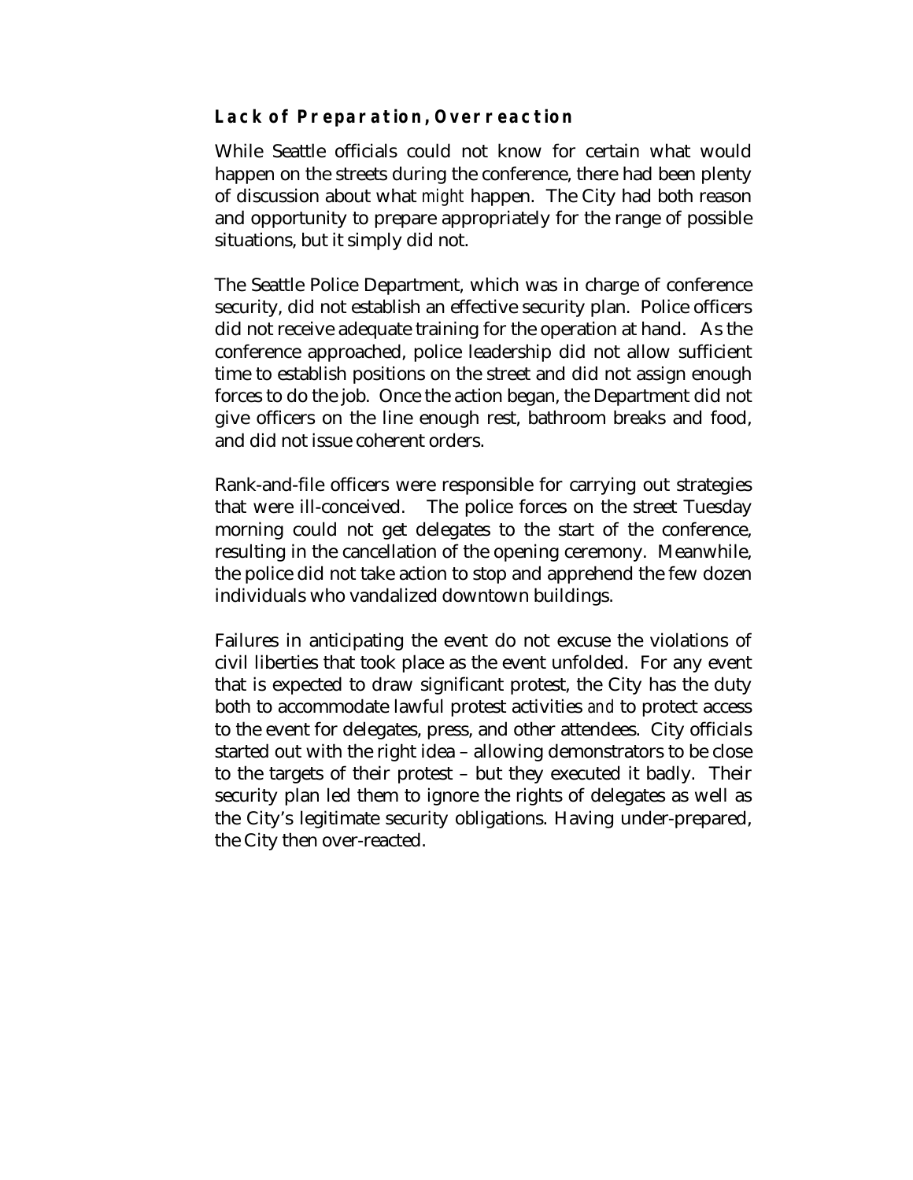### Lack of Preparation, Overreaction

While Seattle officials could not know for certain what would happen on the streets during the conference, there had been plenty of discussion about what *might* happen. The City had both reason and opportunity to prepare appropriately for the range of possible situations, but it simply did not.

The Seattle Police Department, which was in charge of conference security, did not establish an effective security plan. Police officers did not receive adequate training for the operation at hand. As the conference approached, police leadership did not allow sufficient time to establish positions on the street and did not assign enough forces to do the job. Once the action began, the Department did not give officers on the line enough rest, bathroom breaks and food, and did not issue coherent orders.

Rank-and-file officers were responsible for carrying out strategies that were ill-conceived. The police forces on the street Tuesday morning could not get delegates to the start of the conference, resulting in the cancellation of the opening ceremony. Meanwhile, the police did not take action to stop and apprehend the few dozen individuals who vandalized downtown buildings.

Failures in anticipating the event do not excuse the violations of civil liberties that took place as the event unfolded. For any event that is expected to draw significant protest, the City has the duty both to accommodate lawful protest activities *and* to protect access to the event for delegates, press, and other attendees. City officials started out with the right idea – allowing demonstrators to be close to the targets of their protest – but they executed it badly. Their security plan led them to ignore the rights of delegates as well as the City's legitimate security obligations. Having under-prepared, the City then over-reacted.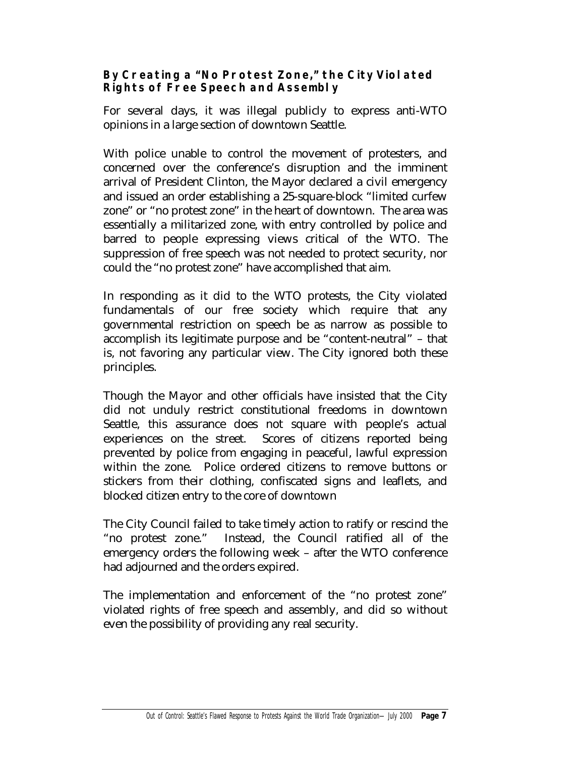### By Creating a "No Protest Zone," the City Violated Rights of Free Speech and Assembly

For several days, it was illegal publicly to express anti-WTO opinions in a large section of downtown Seattle.

With police unable to control the movement of protesters, and concerned over the conference's disruption and the imminent arrival of President Clinton, the Mayor declared a civil emergency and issued an order establishing a 25-square-block "limited curfew zone" or "no protest zone" in the heart of downtown. The area was essentially a militarized zone, with entry controlled by police and barred to people expressing views critical of the WTO. The suppression of free speech was not needed to protect security, nor could the "no protest zone" have accomplished that aim.

In responding as it did to the WTO protests, the City violated fundamentals of our free society which require that any governmental restriction on speech be as narrow as possible to accomplish its legitimate purpose and be "content-neutral" – that is, not favoring any particular view. The City ignored both these principles.

Though the Mayor and other officials have insisted that the City did not unduly restrict constitutional freedoms in downtown Seattle, this assurance does not square with people's actual experiences on the street. Scores of citizens reported being prevented by police from engaging in peaceful, lawful expression within the zone. Police ordered citizens to remove buttons or stickers from their clothing, confiscated signs and leaflets, and blocked citizen entry to the core of downtown

The City Council failed to take timely action to ratify or rescind the "no protest zone." Instead, the Council ratified all of the emergency orders the following week – after the WTO conference had adjourned and the orders expired.

The implementation and enforcement of the "no protest zone" violated rights of free speech and assembly, and did so without even the possibility of providing any real security.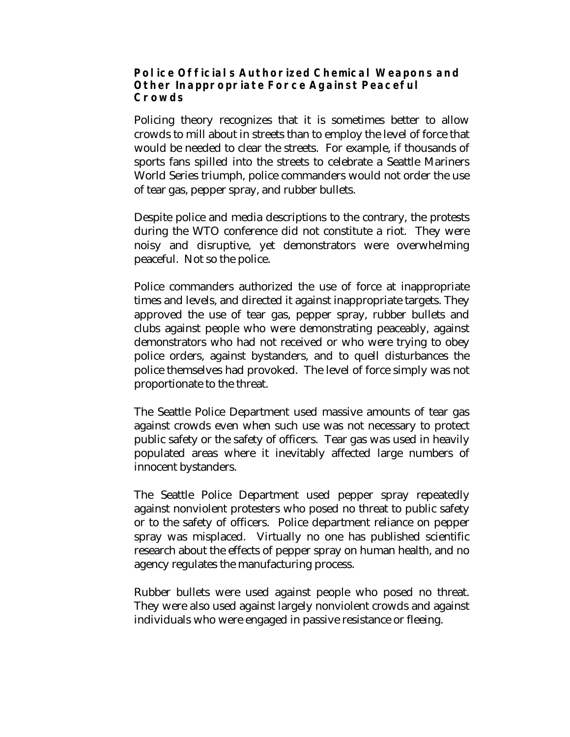### Police Officials Authorized Chemical Weapons and Other Inappropriate Force Against Peaceful Crowds

Policing theory recognizes that it is sometimes better to allow crowds to mill about in streets than to employ the level of force that would be needed to clear the streets. For example, if thousands of sports fans spilled into the streets to celebrate a Seattle Mariners World Series triumph, police commanders would not order the use of tear gas, pepper spray, and rubber bullets.

Despite police and media descriptions to the contrary, the protests during the WTO conference did not constitute a riot. They were noisy and disruptive, yet demonstrators were overwhelming peaceful. Not so the police.

Police commanders authorized the use of force at inappropriate times and levels, and directed it against inappropriate targets. They approved the use of tear gas, pepper spray, rubber bullets and clubs against people who were demonstrating peaceably, against demonstrators who had not received or who were trying to obey police orders, against bystanders, and to quell disturbances the police themselves had provoked. The level of force simply was not proportionate to the threat.

The Seattle Police Department used massive amounts of tear gas against crowds even when such use was not necessary to protect public safety or the safety of officers. Tear gas was used in heavily populated areas where it inevitably affected large numbers of innocent bystanders.

The Seattle Police Department used pepper spray repeatedly against nonviolent protesters who posed no threat to public safety or to the safety of officers. Police department reliance on pepper spray was misplaced. Virtually no one has published scientific research about the effects of pepper spray on human health, and no agency regulates the manufacturing process.

Rubber bullets were used against people who posed no threat. They were also used against largely nonviolent crowds and against individuals who were engaged in passive resistance or fleeing.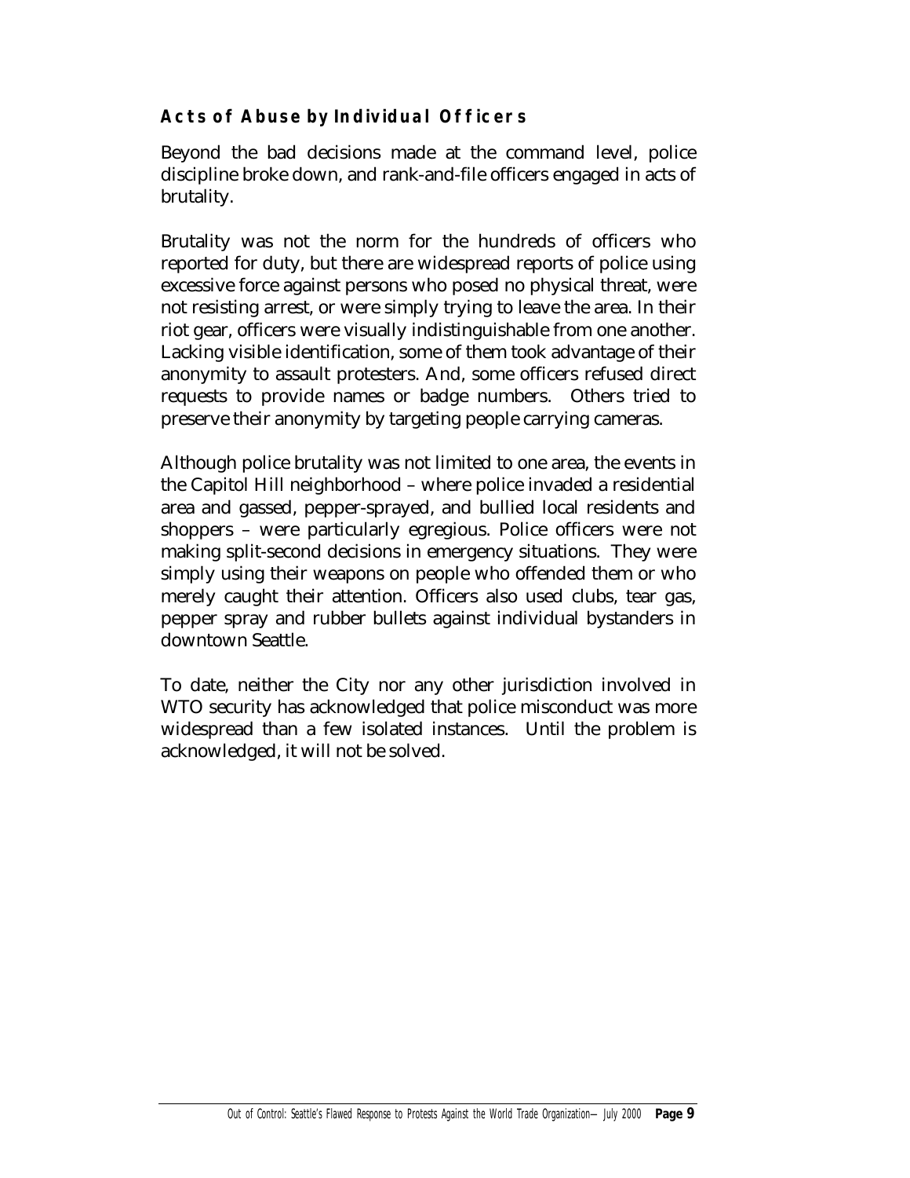### Acts of Abuse by Individual Officers

Beyond the bad decisions made at the command level, police discipline broke down, and rank-and-file officers engaged in acts of brutality.

Brutality was not the norm for the hundreds of officers who reported for duty, but there are widespread reports of police using excessive force against persons who posed no physical threat, were not resisting arrest, or were simply trying to leave the area. In their riot gear, officers were visually indistinguishable from one another. Lacking visible identification, some of them took advantage of their anonymity to assault protesters. And, some officers refused direct requests to provide names or badge numbers. Others tried to preserve their anonymity by targeting people carrying cameras.

Although police brutality was not limited to one area, the events in the Capitol Hill neighborhood – where police invaded a residential area and gassed, pepper-sprayed, and bullied local residents and shoppers – were particularly egregious. Police officers were not making split-second decisions in emergency situations. They were simply using their weapons on people who offended them or who merely caught their attention. Officers also used clubs, tear gas, pepper spray and rubber bullets against individual bystanders in downtown Seattle.

To date, neither the City nor any other jurisdiction involved in WTO security has acknowledged that police misconduct was more widespread than a few isolated instances. Until the problem is acknowledged, it will not be solved.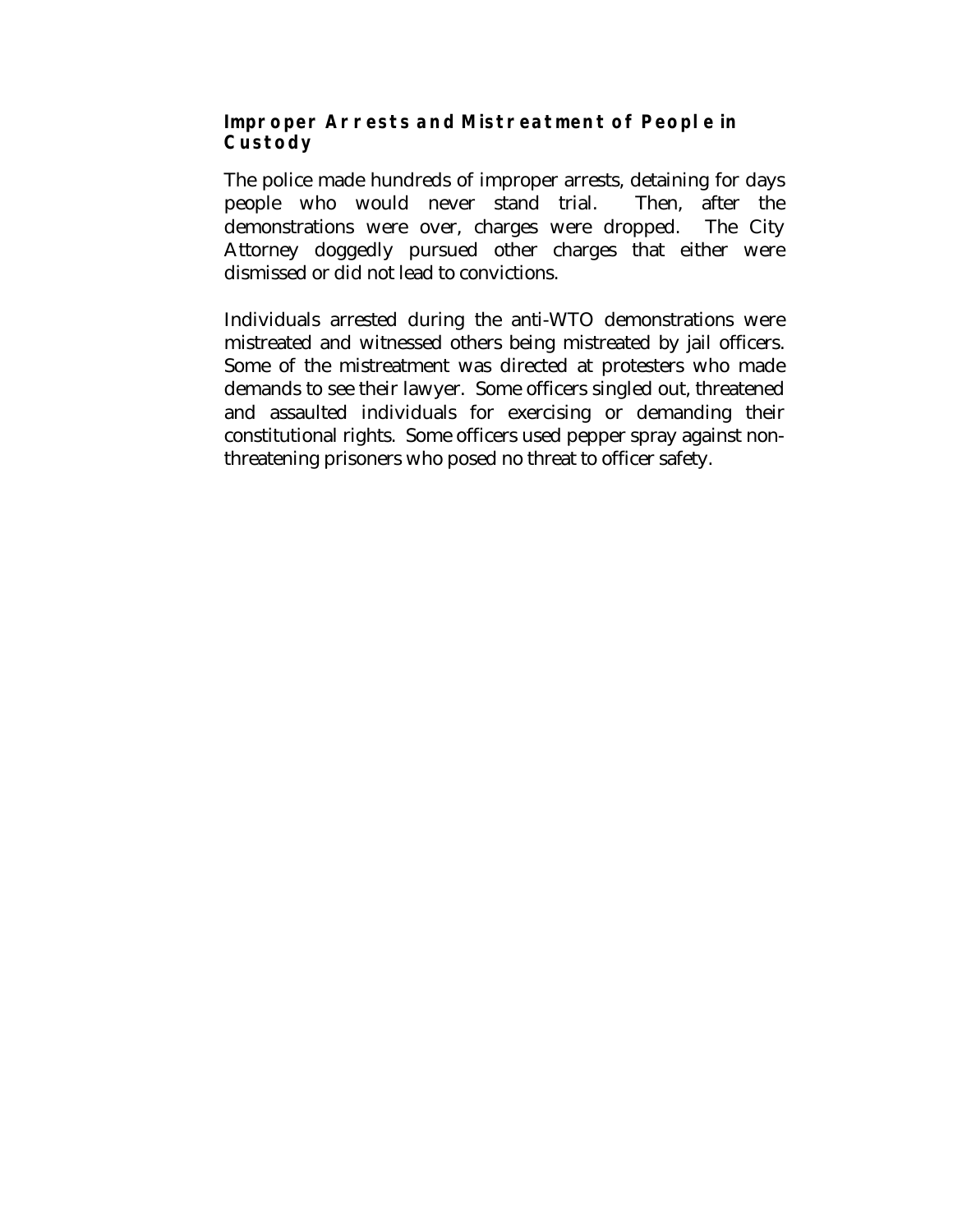### Improper Arrests and Mistreatment of People in Custody

The police made hundreds of improper arrests, detaining for days people who would never stand trial. Then, after the demonstrations were over, charges were dropped. The City Attorney doggedly pursued other charges that either were dismissed or did not lead to convictions.

Individuals arrested during the anti-WTO demonstrations were mistreated and witnessed others being mistreated by jail officers. Some of the mistreatment was directed at protesters who made demands to see their lawyer. Some officers singled out, threatened and assaulted individuals for exercising or demanding their constitutional rights. Some officers used pepper spray against non-threatening prisoners who posed no threat to officer safety.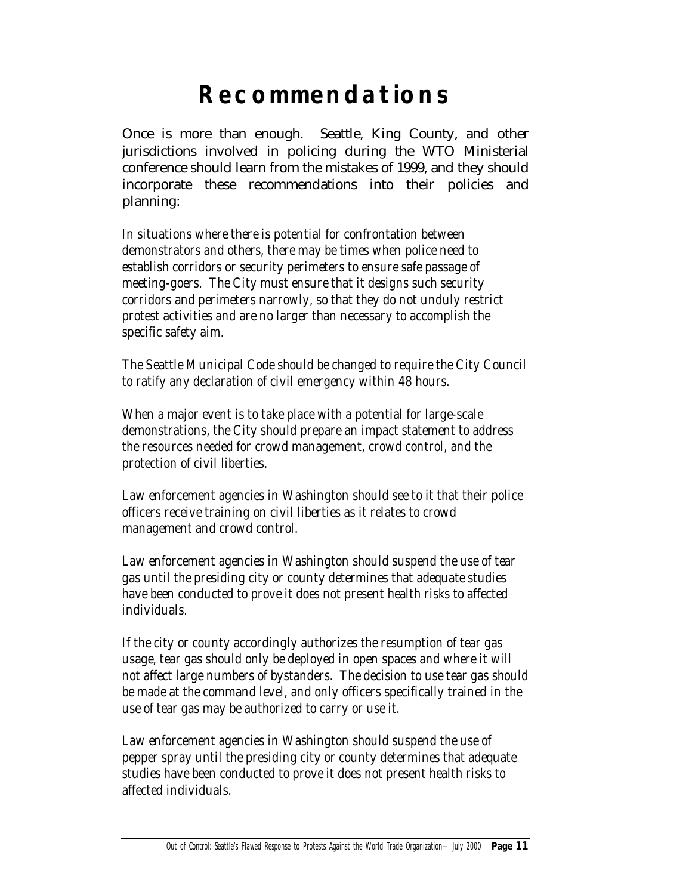# Recommendations

Once is more than enough. Seattle, King County, and other jurisdictions involved in policing during the WTO Ministerial conference should learn from the mistakes of 1999, and they should incorporate these recommendations into their policies and planning:

*In situations where there is potential for confrontation between demonstrators and others, there may be times when police need to establish corridors or security perimeters to ensure safe passage of meeting-goers. The City must ensure that it designs such security corridors and perimeters narrowly, so that they do not unduly restrict protest activities and are no larger than necessary to accomplish the specific safety aim.*

*The Seattle Municipal Code should be changed to require the City Council to ratify any declaration of civil emergency within 48 hours.*

*When a major event is to take place with a potential for large-scale demonstrations, the City should prepare an impact statement to address the resources needed for crowd management, crowd control, and the protection of civil liberties.*

*Law enforcement agencies in Washington should see to it that their police officers receive training on civil liberties as it relates to crowd management and crowd control.*

*Law enforcement agencies in Washington should suspend the use of tear gas until the presiding city or county determines that adequate studies have been conducted to prove it does not present health risks to affected individuals.*

*If the city or county accordingly authorizes the resumption of tear gas usage, tear gas should only be deployed in open spaces and where it will not affect large numbers of bystanders. The decision to use tear gas should be made at the command level, and only officers specifically trained in the use of tear gas may be authorized to carry or use it.*

*Law enforcement agencies in Washington should suspend the use of pepper spray until the presiding city or county determines that adequate studies have been conducted to prove it does not present health risks to affected individuals.*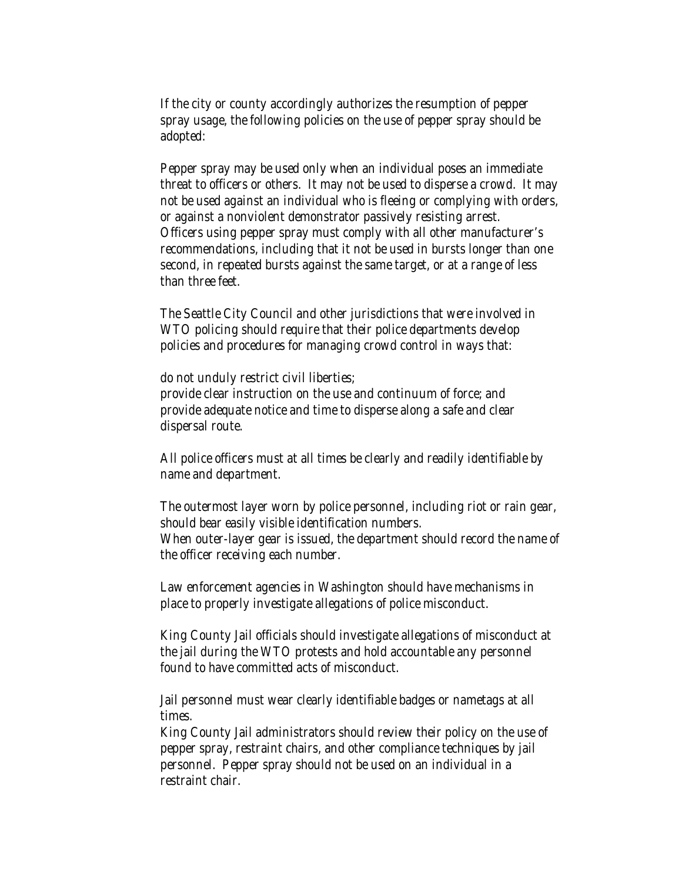If the city or county accordingly authorizes the resumption of pepper spray usage, the following policies on the use of pepper spray should be adopted:

Pepper spray may be used only when an individual poses an immediate threat to officers or others. It may not be used to disperse a crowd. It may not be used against an individual who is fleeing or complying with orders, or against a nonviolent demonstrator passively resisting arrest.
Officers using pepper spray must comply with all other manufacturer's recommendations, including that it not be used in bursts longer than one second, in repeated bursts against the same target, or at a range of less than three feet.

The Seattle City Council and other jurisdictions that were involved in WTO policing should require that their police departments develop policies and procedures for managing crowd control in ways that:

do not unduly restrict civil liberties;
provide clear instruction on the use and continuum of force; and
provide adequate notice and time to disperse along a safe and clear dispersal route.

All police officers must at all times be clearly and readily identifiable by name and department.

The outermost layer worn by police personnel, including riot or rain gear, should bear easily visible identification numbers.
When outer-layer gear is issued, the department should record the name of the officer receiving each number.

Law enforcement agencies in Washington should have mechanisms in place to properly investigate allegations of police misconduct.

King County Jail officials should investigate allegations of misconduct at the jail during the WTO protests and hold accountable any personnel found to have committed acts of misconduct.

Jail personnel must wear clearly identifiable badges or nametags at all times.
King County Jail administrators should review their policy on the use of pepper spray, restraint chairs, and other compliance techniques by jail personnel. Pepper spray should not be used on an individual in a restraint chair.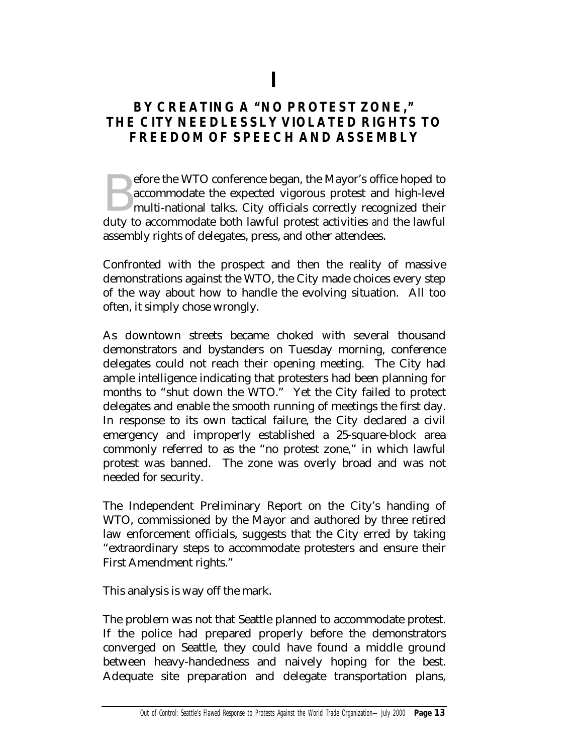# I

## BY CREATING A "NO PROTEST ZONE," THE CITY NEEDLESSLY VIOLATED RIGHTS TO FREEDOM OF SPEECH AND ASSEMBLY

Before the WTO conference began, the Mayor's office hoped to accommodate the expected vigorous protest and high-level multi-national talks. City officials correctly recognized their duty to accommodate both lawful protest activities *and* the lawful assembly rights of delegates, press, and other attendees.

Confronted with the prospect and then the reality of massive demonstrations against the WTO, the City made choices every step of the way about how to handle the evolving situation. All too often, it simply chose wrongly.

As downtown streets became choked with several thousand demonstrators and bystanders on Tuesday morning, conference delegates could not reach their opening meeting. The City had ample intelligence indicating that protesters had been planning for months to "shut down the WTO." Yet the City failed to protect delegates and enable the smooth running of meetings the first day. In response to its own tactical failure, the City declared a civil emergency and improperly established a 25-square-block area commonly referred to as the "no protest zone," in which lawful protest was banned. The zone was overly broad and was not needed for security.

The Independent Preliminary Report on the City's handing of WTO, commissioned by the Mayor and authored by three retired law enforcement officials, suggests that the City erred by taking "extraordinary steps to accommodate protesters and ensure their First Amendment rights."

This analysis is way off the mark.

The problem was not that Seattle planned to accommodate protest. If the police had prepared properly before the demonstrators converged on Seattle, they could have found a middle ground between heavy-handedness and naively hoping for the best. Adequate site preparation and delegate transportation plans,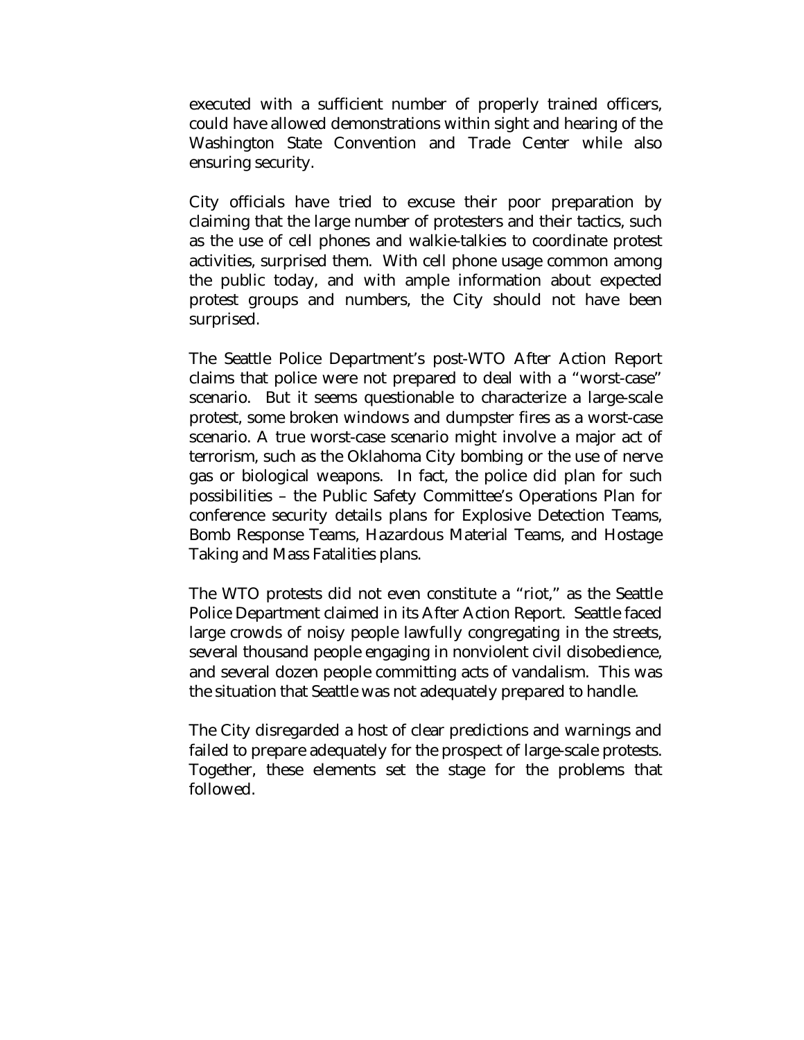executed with a sufficient number of properly trained officers, could have allowed demonstrations within sight and hearing of the Washington State Convention and Trade Center while also ensuring security.

City officials have tried to excuse their poor preparation by claiming that the large number of protesters and their tactics, such as the use of cell phones and walkie-talkies to coordinate protest activities, surprised them. With cell phone usage common among the public today, and with ample information about expected protest groups and numbers, the City should not have been surprised.

The Seattle Police Department's post-WTO After Action Report claims that police were not prepared to deal with a "worst-case" scenario. But it seems questionable to characterize a large-scale protest, some broken windows and dumpster fires as a worst-case scenario. A true worst-case scenario might involve a major act of terrorism, such as the Oklahoma City bombing or the use of nerve gas or biological weapons. In fact, the police did plan for such possibilities – the Public Safety Committee's Operations Plan for conference security details plans for Explosive Detection Teams, Bomb Response Teams, Hazardous Material Teams, and Hostage Taking and Mass Fatalities plans.

The WTO protests did not even constitute a "riot," as the Seattle Police Department claimed in its After Action Report. Seattle faced large crowds of noisy people lawfully congregating in the streets, several thousand people engaging in nonviolent civil disobedience, and several dozen people committing acts of vandalism. This was the situation that Seattle was not adequately prepared to handle.

The City disregarded a host of clear predictions and warnings and failed to prepare adequately for the prospect of large-scale protests. Together, these elements set the stage for the problems that followed.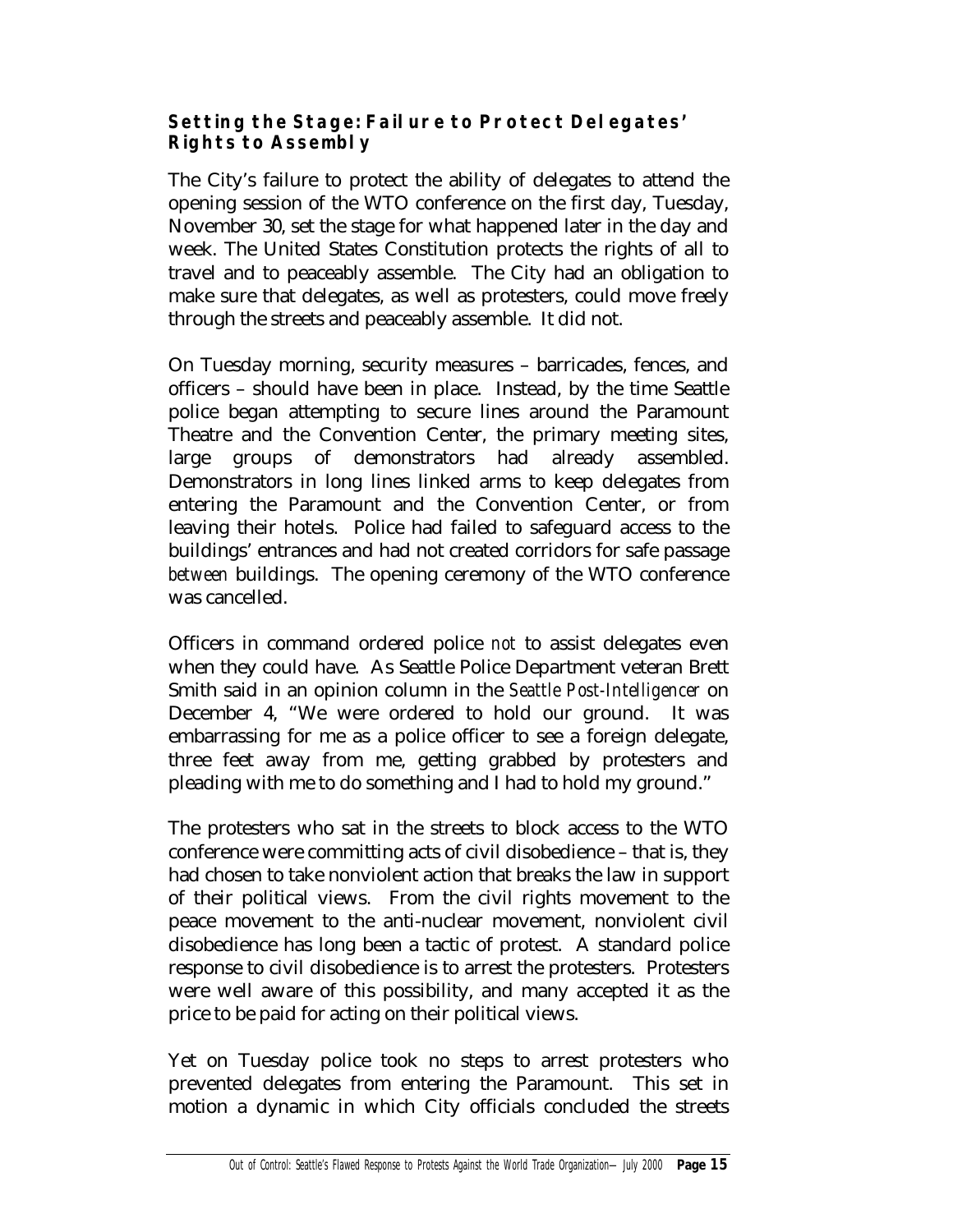### Setting the Stage: Failure to Protect Delegates' Rights to Assembly

The City's failure to protect the ability of delegates to attend the opening session of the WTO conference on the first day, Tuesday, November 30, set the stage for what happened later in the day and week. The United States Constitution protects the rights of all to travel and to peaceably assemble. The City had an obligation to make sure that delegates, as well as protesters, could move freely through the streets and peaceably assemble. It did not.

On Tuesday morning, security measures – barricades, fences, and officers – should have been in place. Instead, by the time Seattle police began attempting to secure lines around the Paramount Theatre and the Convention Center, the primary meeting sites, large groups of demonstrators had already assembled. Demonstrators in long lines linked arms to keep delegates from entering the Paramount and the Convention Center, or from leaving their hotels. Police had failed to safeguard access to the buildings' entrances and had not created corridors for safe passage *between* buildings. The opening ceremony of the WTO conference was cancelled.

Officers in command ordered police *not* to assist delegates even when they could have. As Seattle Police Department veteran Brett Smith said in an opinion column in the *Seattle Post-Intelligencer* on December 4, "We were ordered to hold our ground. It was embarrassing for me as a police officer to see a foreign delegate, three feet away from me, getting grabbed by protesters and pleading with me to do something and I had to hold my ground."

The protesters who sat in the streets to block access to the WTO conference were committing acts of civil disobedience – that is, they had chosen to take nonviolent action that breaks the law in support of their political views. From the civil rights movement to the peace movement to the anti-nuclear movement, nonviolent civil disobedience has long been a tactic of protest. A standard police response to civil disobedience is to arrest the protesters. Protesters were well aware of this possibility, and many accepted it as the price to be paid for acting on their political views.

Yet on Tuesday police took no steps to arrest protesters who prevented delegates from entering the Paramount. This set in motion a dynamic in which City officials concluded the streets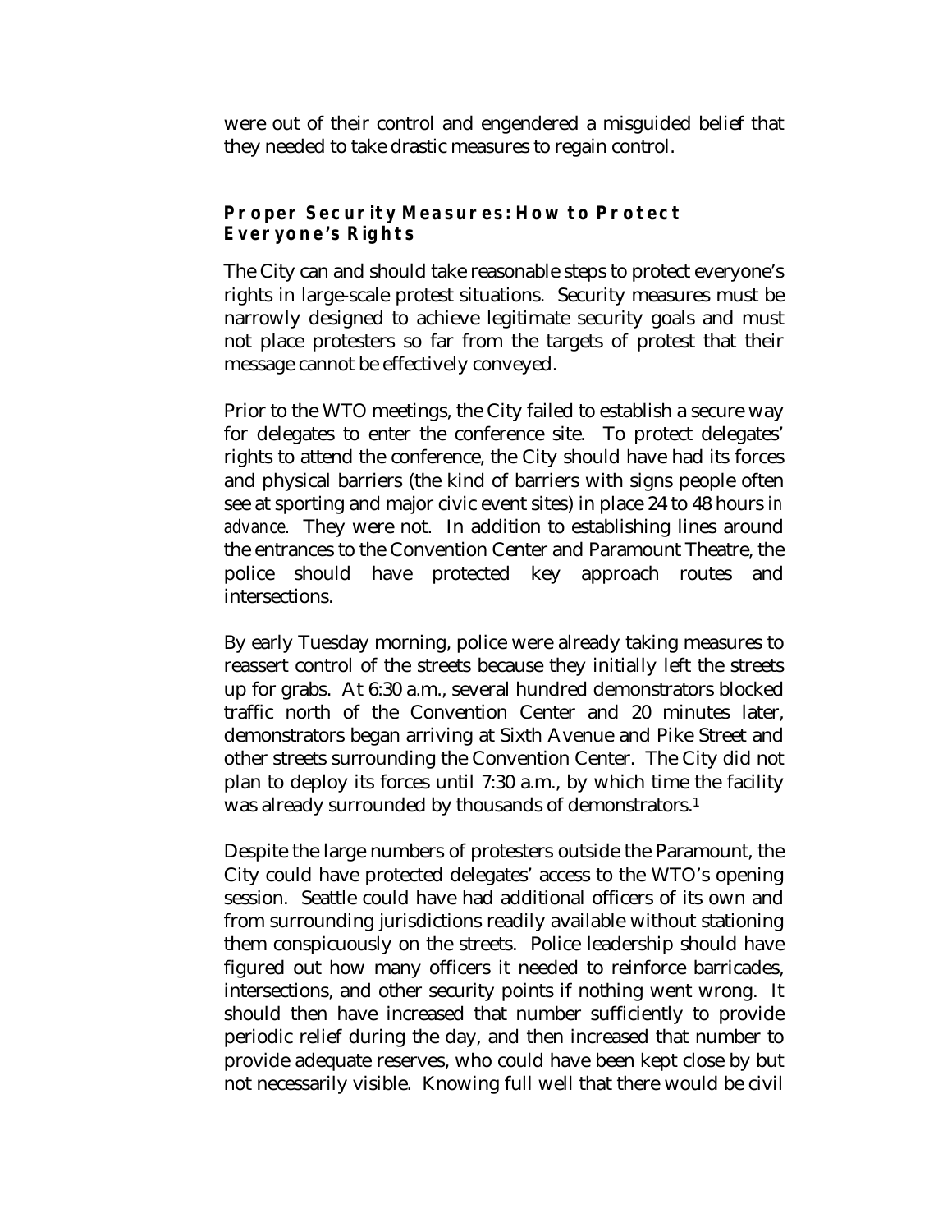were out of their control and engendered a misguided belief that they needed to take drastic measures to regain control.

### Proper Security Measures: How to Protect Everyone's Rights

The City can and should take reasonable steps to protect everyone's rights in large-scale protest situations. Security measures must be narrowly designed to achieve legitimate security goals and must not place protesters so far from the targets of protest that their message cannot be effectively conveyed.

Prior to the WTO meetings, the City failed to establish a secure way for delegates to enter the conference site. To protect delegates' rights to attend the conference, the City should have had its forces and physical barriers (the kind of barriers with signs people often see at sporting and major civic event sites) in place 24 to 48 hours *in advance*. They were not. In addition to establishing lines around the entrances to the Convention Center and Paramount Theatre, the police should have protected key approach routes and intersections.

By early Tuesday morning, police were already taking measures to reassert control of the streets because they initially left the streets up for grabs. At 6:30 a.m., several hundred demonstrators blocked traffic north of the Convention Center and 20 minutes later, demonstrators began arriving at Sixth Avenue and Pike Street and other streets surrounding the Convention Center. The City did not plan to deploy its forces until 7:30 a.m., by which time the facility was already surrounded by thousands of demonstrators.[1]

Despite the large numbers of protesters outside the Paramount, the City could have protected delegates' access to the WTO's opening session. Seattle could have had additional officers of its own and from surrounding jurisdictions readily available without stationing them conspicuously on the streets. Police leadership should have figured out how many officers it needed to reinforce barricades, intersections, and other security points if nothing went wrong. It should then have increased that number sufficiently to provide periodic relief during the day, and then increased that number to provide adequate reserves, who could have been kept close by but not necessarily visible. Knowing full well that there would be civil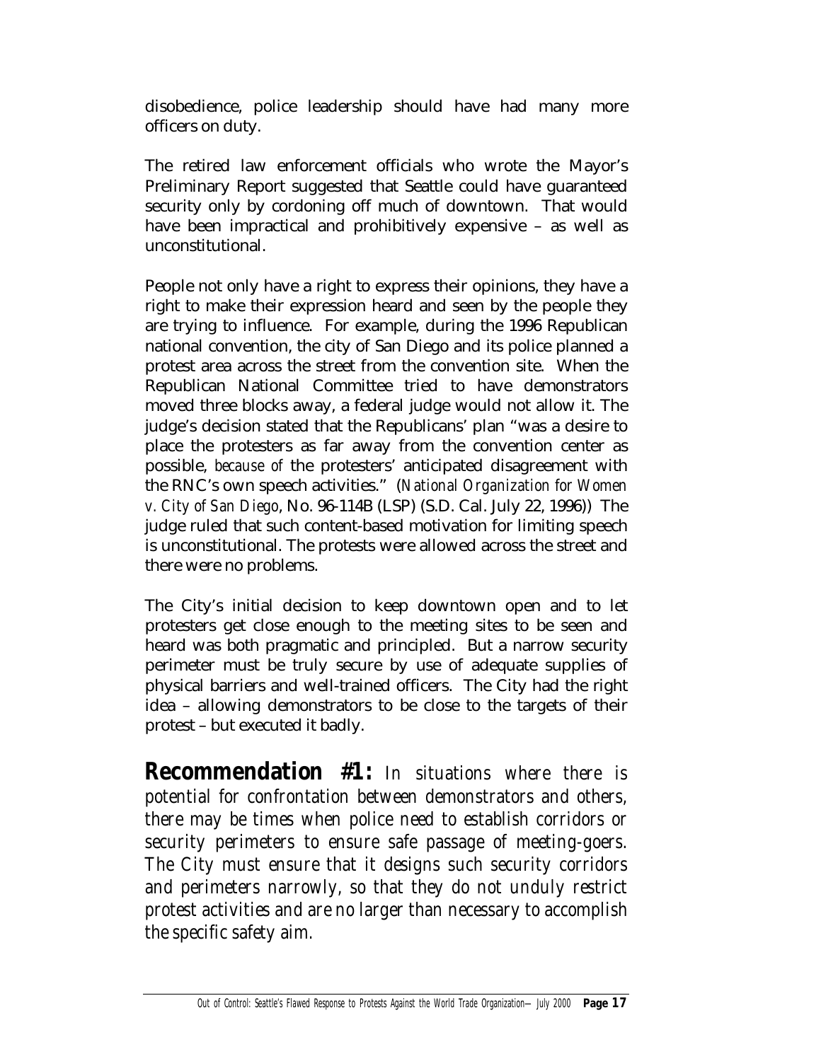disobedience, police leadership should have had many more officers on duty.

The retired law enforcement officials who wrote the Mayor's Preliminary Report suggested that Seattle could have guaranteed security only by cordoning off much of downtown. That would have been impractical and prohibitively expensive – as well as unconstitutional.

People not only have a right to express their opinions, they have a right to make their expression heard and seen by the people they are trying to influence. For example, during the 1996 Republican national convention, the city of San Diego and its police planned a protest area across the street from the convention site. When the Republican National Committee tried to have demonstrators moved three blocks away, a federal judge would not allow it. The judge's decision stated that the Republicans' plan "was a desire to place the protesters as far away from the convention center as possible, *because of* the protesters' anticipated disagreement with the RNC's own speech activities." (*National Organization for Women v. City of San Diego*, No. 96-114B (LSP) (S.D. Cal. July 22, 1996)) The judge ruled that such content-based motivation for limiting speech is unconstitutional. The protests were allowed across the street and there were no problems.

The City's initial decision to keep downtown open and to let protesters get close enough to the meeting sites to be seen and heard was both pragmatic and principled. But a narrow security perimeter must be truly secure by use of adequate supplies of physical barriers and well-trained officers. The City had the right idea – allowing demonstrators to be close to the targets of their protest – but executed it badly.

**Recommendation #1:** *In situations where there is potential for confrontation between demonstrators and others, there may be times when police need to establish corridors or security perimeters to ensure safe passage of meeting-goers. The City must ensure that it designs such security corridors and perimeters narrowly, so that they do not unduly restrict protest activities and are no larger than necessary to accomplish the specific safety aim.*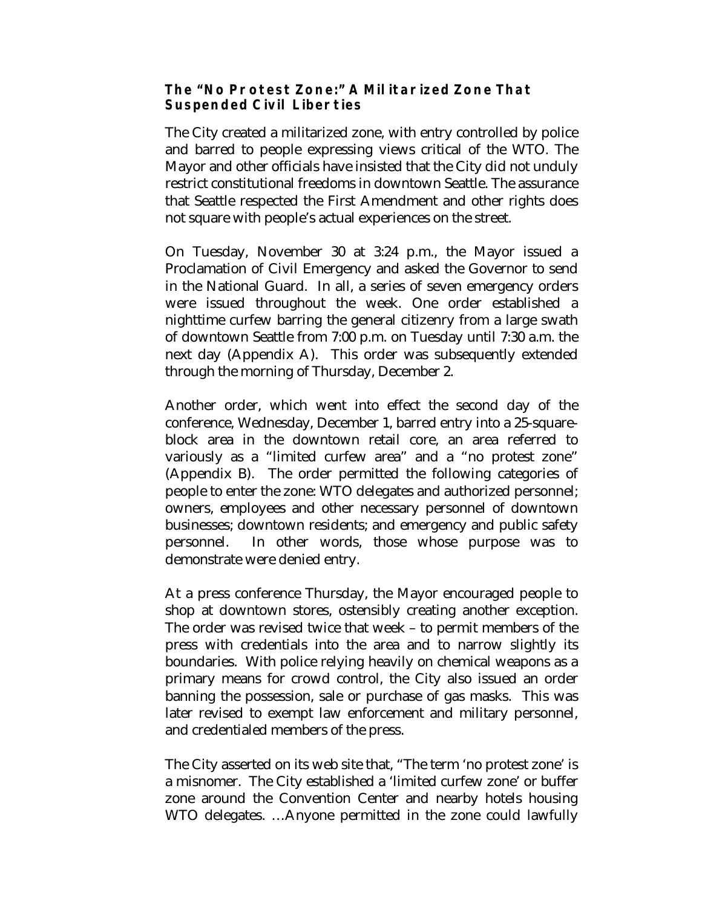### The "No Protest Zone:" A Militarized Zone That Suspended Civil Liberties

The City created a militarized zone, with entry controlled by police and barred to people expressing views critical of the WTO. The Mayor and other officials have insisted that the City did not unduly restrict constitutional freedoms in downtown Seattle. The assurance that Seattle respected the First Amendment and other rights does not square with people's actual experiences on the street.

On Tuesday, November 30 at 3:24 p.m., the Mayor issued a Proclamation of Civil Emergency and asked the Governor to send in the National Guard. In all, a series of seven emergency orders were issued throughout the week. One order established a nighttime curfew barring the general citizenry from a large swath of downtown Seattle from 7:00 p.m. on Tuesday until 7:30 a.m. the next day (Appendix A). This order was subsequently extended through the morning of Thursday, December 2.

Another order, which went into effect the second day of the conference, Wednesday, December 1, barred entry into a 25-square-block area in the downtown retail core, an area referred to variously as a "limited curfew area" and a "no protest zone" (Appendix B). The order permitted the following categories of people to enter the zone: WTO delegates and authorized personnel; owners, employees and other necessary personnel of downtown businesses; downtown residents; and emergency and public safety personnel. In other words, those whose purpose was to demonstrate were denied entry.

At a press conference Thursday, the Mayor encouraged people to shop at downtown stores, ostensibly creating another exception. The order was revised twice that week – to permit members of the press with credentials into the area and to narrow slightly its boundaries. With police relying heavily on chemical weapons as a primary means for crowd control, the City also issued an order banning the possession, sale or purchase of gas masks. This was later revised to exempt law enforcement and military personnel, and credentialed members of the press.

The City asserted on its web site that, "The term 'no protest zone' is a misnomer. The City established a 'limited curfew zone' or buffer zone around the Convention Center and nearby hotels housing WTO delegates. …Anyone permitted in the zone could lawfully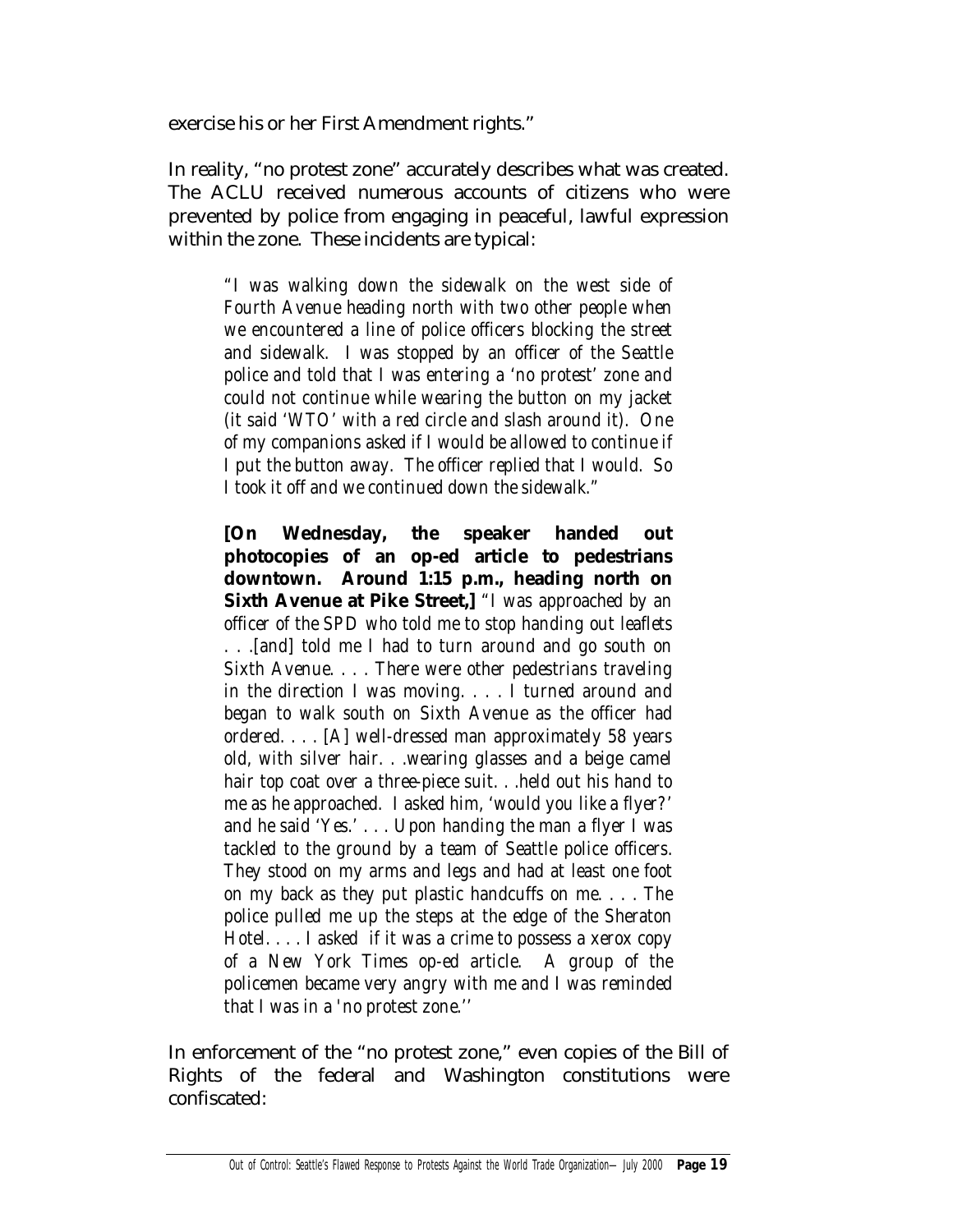exercise his or her First Amendment rights."

In reality, "no protest zone" accurately describes what was created. The ACLU received numerous accounts of citizens who were prevented by police from engaging in peaceful, lawful expression within the zone. These incidents are typical:

> *"I was walking down the sidewalk on the west side of Fourth Avenue heading north with two other people when we encountered a line of police officers blocking the street and sidewalk. I was stopped by an officer of the Seattle police and told that I was entering a 'no protest' zone and could not continue while wearing the button on my jacket (it said 'WTO' with a red circle and slash around it). One of my companions asked if I would be allowed to continue if I put the button away. The officer replied that I would. So I took it off and we continued down the sidewalk."*
>
> **[On Wednesday, the speaker handed out photocopies of an op-ed article to pedestrians downtown. Around 1:15 p.m., heading north on Sixth Avenue at Pike Street,]** *"I was approached by an officer of the SPD who told me to stop handing out leaflets . . .[and] told me I had to turn around and go south on Sixth Avenue. . . . There were other pedestrians traveling in the direction I was moving. . . . I turned around and began to walk south on Sixth Avenue as the officer had ordered. . . . [A] well-dressed man approximately 58 years old, with silver hair. . .wearing glasses and a beige camel hair top coat over a three-piece suit. . .held out his hand to me as he approached. I asked him, 'would you like a flyer?' and he said 'Yes.' . . . Upon handing the man a flyer I was tackled to the ground by a team of Seattle police officers. They stood on my arms and legs and had at least one foot on my back as they put plastic handcuffs on me. . . . The police pulled me up the steps at the edge of the Sheraton Hotel. . . . I asked if it was a crime to possess a xerox copy of a New York Times op-ed article. A group of the policemen became very angry with me and I was reminded that I was in a 'no protest zone.''*

In enforcement of the "no protest zone," even copies of the Bill of Rights of the federal and Washington constitutions were confiscated: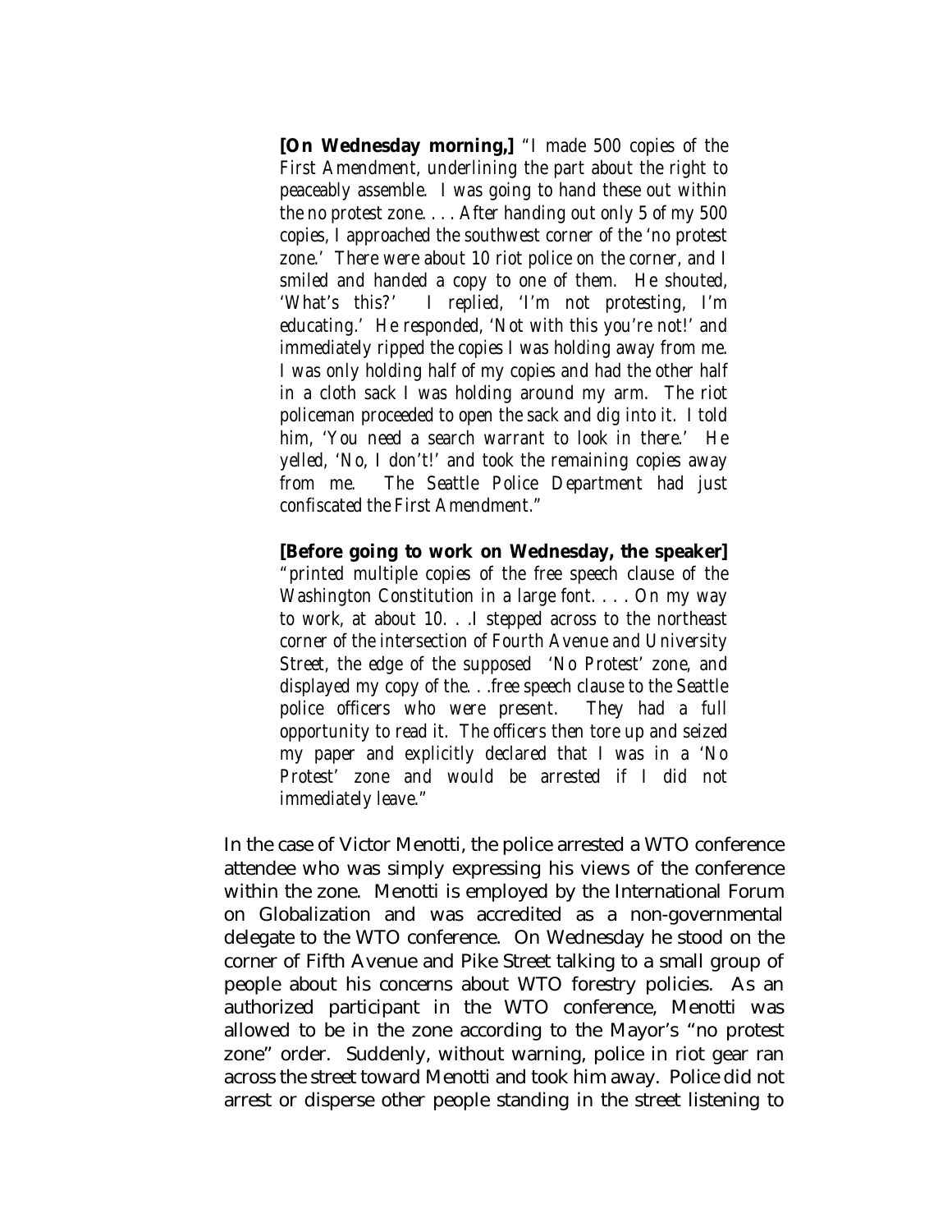> **[On Wednesday morning,]** "*I made 500 copies of the First Amendment, underlining the part about the right to peaceably assemble. I was going to hand these out within the no protest zone. . . . After handing out only 5 of my 500 copies, I approached the southwest corner of the 'no protest zone.' There were about 10 riot police on the corner, and I smiled and handed a copy to one of them. He shouted, 'What's this?' I replied, 'I'm not protesting, I'm educating.' He responded, 'Not with this you're not!' and immediately ripped the copies I was holding away from me. I was only holding half of my copies and had the other half in a cloth sack I was holding around my arm. The riot policeman proceeded to open the sack and dig into it. I told him, 'You need a search warrant to look in there.' He yelled, 'No, I don't!' and took the remaining copies away from me. The Seattle Police Department had just confiscated the First Amendment.*"

> **[Before going to work on Wednesday, the speaker]** "*printed multiple copies of the free speech clause of the Washington Constitution in a large font. . . . On my way to work, at about 10. . .I stepped across to the northeast corner of the intersection of Fourth Avenue and University Street, the edge of the supposed 'No Protest' zone, and displayed my copy of the. . .free speech clause to the Seattle police officers who were present. They had a full opportunity to read it. The officers then tore up and seized my paper and explicitly declared that I was in a 'No Protest' zone and would be arrested if I did not immediately leave.*"

In the case of Victor Menotti, the police arrested a WTO conference attendee who was simply expressing his views of the conference within the zone. Menotti is employed by the International Forum on Globalization and was accredited as a non-governmental delegate to the WTO conference. On Wednesday he stood on the corner of Fifth Avenue and Pike Street talking to a small group of people about his concerns about WTO forestry policies. As an authorized participant in the WTO conference, Menotti was allowed to be in the zone according to the Mayor's "no protest zone" order. Suddenly, without warning, police in riot gear ran across the street toward Menotti and took him away. Police did not arrest or disperse other people standing in the street listening to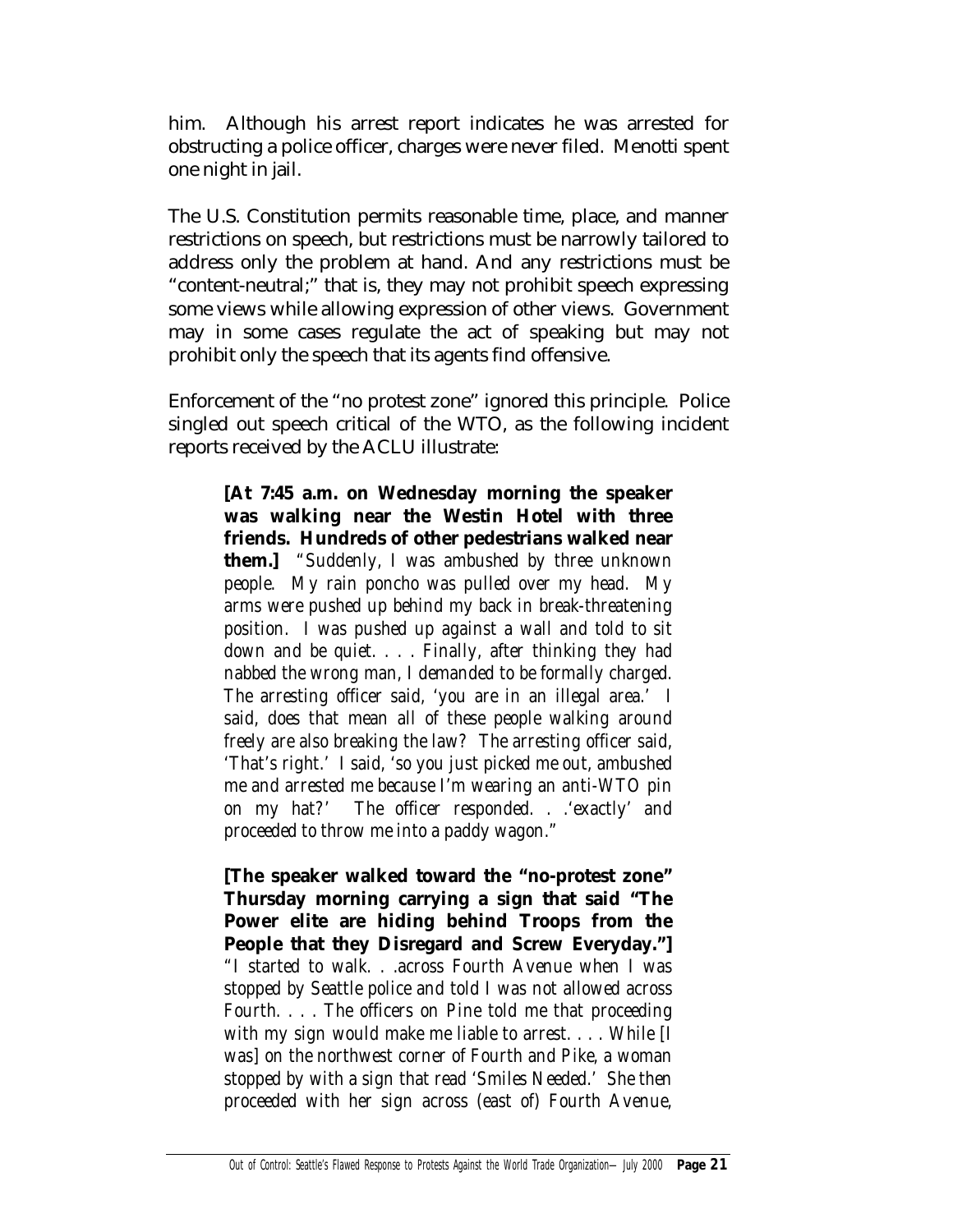him. Although his arrest report indicates he was arrested for obstructing a police officer, charges were never filed. Menotti spent one night in jail.

The U.S. Constitution permits reasonable time, place, and manner restrictions on speech, but restrictions must be narrowly tailored to address only the problem at hand. And any restrictions must be "content-neutral;" that is, they may not prohibit speech expressing some views while allowing expression of other views. Government may in some cases regulate the act of speaking but may not prohibit only the speech that its agents find offensive.

Enforcement of the "no protest zone" ignored this principle. Police singled out speech critical of the WTO, as the following incident reports received by the ACLU illustrate:

> **[At 7:45 a.m. on Wednesday morning the speaker was walking near the Westin Hotel with three friends. Hundreds of other pedestrians walked near them.]** *"Suddenly, I was ambushed by three unknown people. My rain poncho was pulled over my head. My arms were pushed up behind my back in break-threatening position. I was pushed up against a wall and told to sit down and be quiet. . . . Finally, after thinking they had nabbed the wrong man, I demanded to be formally charged. The arresting officer said, 'you are in an illegal area.' I said, does that mean all of these people walking around freely are also breaking the law? The arresting officer said, 'That's right.' I said, 'so you just picked me out, ambushed me and arrested me because I'm wearing an anti-WTO pin on my hat?' The officer responded. . .'exactly' and proceeded to throw me into a paddy wagon."*

> **[The speaker walked toward the "no-protest zone" Thursday morning carrying a sign that said "The Power elite are hiding behind Troops from the People that they Disregard and Screw Everyday."]** *"I started to walk. . .across Fourth Avenue when I was stopped by Seattle police and told I was not allowed across Fourth. . . . The officers on Pine told me that proceeding with my sign would make me liable to arrest. . . . While [I was] on the northwest corner of Fourth and Pike, a woman stopped by with a sign that read 'Smiles Needed.' She then proceeded with her sign across (east of) Fourth Avenue,*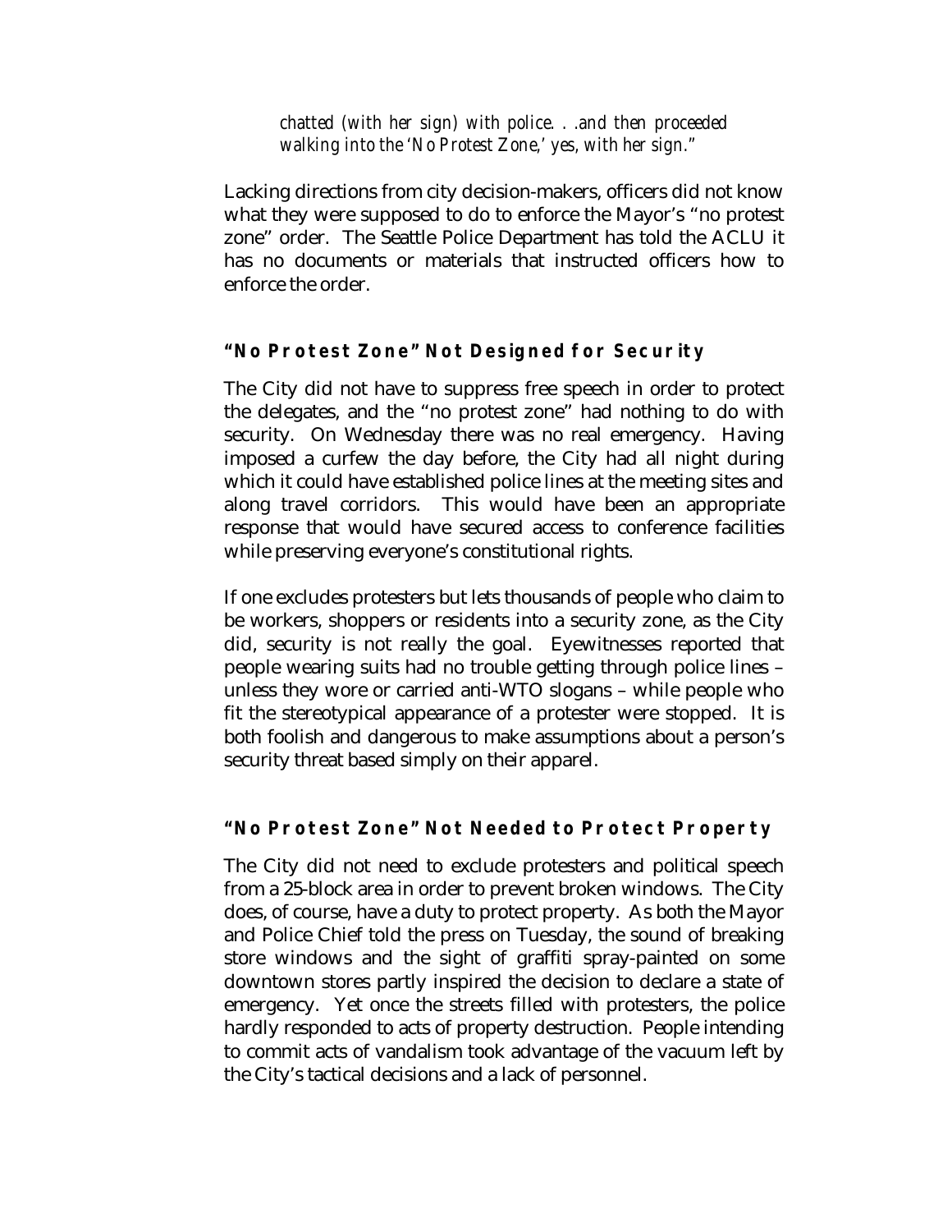*chatted (with her sign) with police. . .and then proceeded walking into the 'No Protest Zone,' yes, with her sign."*

Lacking directions from city decision-makers, officers did not know what they were supposed to do to enforce the Mayor's "no protest zone" order. The Seattle Police Department has told the ACLU it has no documents or materials that instructed officers how to enforce the order.

### "No Protest Zone" Not Designed for Security

The City did not have to suppress free speech in order to protect the delegates, and the "no protest zone" had nothing to do with security. On Wednesday there was no real emergency. Having imposed a curfew the day before, the City had all night during which it could have established police lines at the meeting sites and along travel corridors. This would have been an appropriate response that would have secured access to conference facilities while preserving everyone's constitutional rights.

If one excludes protesters but lets thousands of people who claim to be workers, shoppers or residents into a security zone, as the City did, security is not really the goal. Eyewitnesses reported that people wearing suits had no trouble getting through police lines – unless they wore or carried anti-WTO slogans – while people who fit the stereotypical appearance of a protester were stopped. It is both foolish and dangerous to make assumptions about a person's security threat based simply on their apparel.

### "No Protest Zone" Not Needed to Protect Property

The City did not need to exclude protesters and political speech from a 25-block area in order to prevent broken windows. The City does, of course, have a duty to protect property. As both the Mayor and Police Chief told the press on Tuesday, the sound of breaking store windows and the sight of graffiti spray-painted on some downtown stores partly inspired the decision to declare a state of emergency. Yet once the streets filled with protesters, the police hardly responded to acts of property destruction. People intending to commit acts of vandalism took advantage of the vacuum left by the City's tactical decisions and a lack of personnel.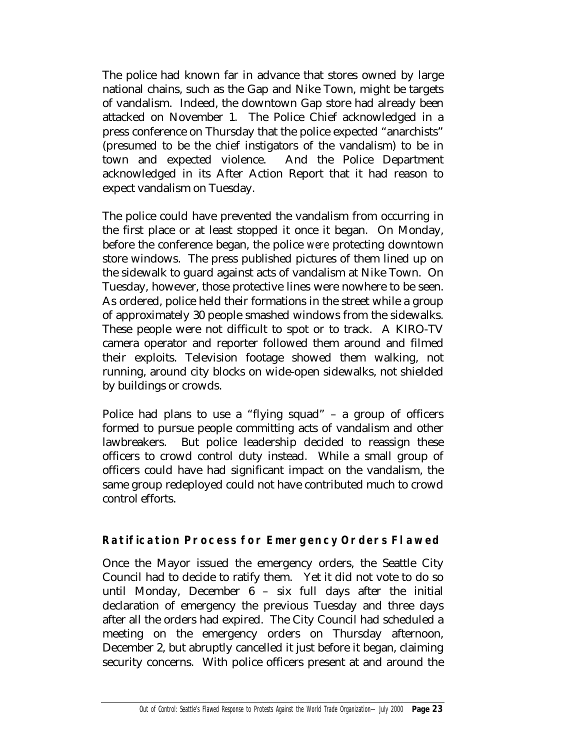The police had known far in advance that stores owned by large national chains, such as the Gap and Nike Town, might be targets of vandalism. Indeed, the downtown Gap store had already been attacked on November 1. The Police Chief acknowledged in a press conference on Thursday that the police expected "anarchists" (presumed to be the chief instigators of the vandalism) to be in town and expected violence. And the Police Department acknowledged in its After Action Report that it had reason to expect vandalism on Tuesday.

The police could have prevented the vandalism from occurring in the first place or at least stopped it once it began. On Monday, before the conference began, the police *were* protecting downtown store windows. The press published pictures of them lined up on the sidewalk to guard against acts of vandalism at Nike Town. On Tuesday, however, those protective lines were nowhere to be seen. As ordered, police held their formations in the street while a group of approximately 30 people smashed windows from the sidewalks. These people were not difficult to spot or to track. A KIRO-TV camera operator and reporter followed them around and filmed their exploits. Television footage showed them walking, not running, around city blocks on wide-open sidewalks, not shielded by buildings or crowds.

Police had plans to use a "flying squad" – a group of officers formed to pursue people committing acts of vandalism and other lawbreakers. But police leadership decided to reassign these officers to crowd control duty instead. While a small group of officers could have had significant impact on the vandalism, the same group redeployed could not have contributed much to crowd control efforts.

### Ratification Process for Emergency Orders Flawed

Once the Mayor issued the emergency orders, the Seattle City Council had to decide to ratify them. Yet it did not vote to do so until Monday, December 6 – six full days after the initial declaration of emergency the previous Tuesday and three days after all the orders had expired. The City Council had scheduled a meeting on the emergency orders on Thursday afternoon, December 2, but abruptly cancelled it just before it began, claiming security concerns. With police officers present at and around the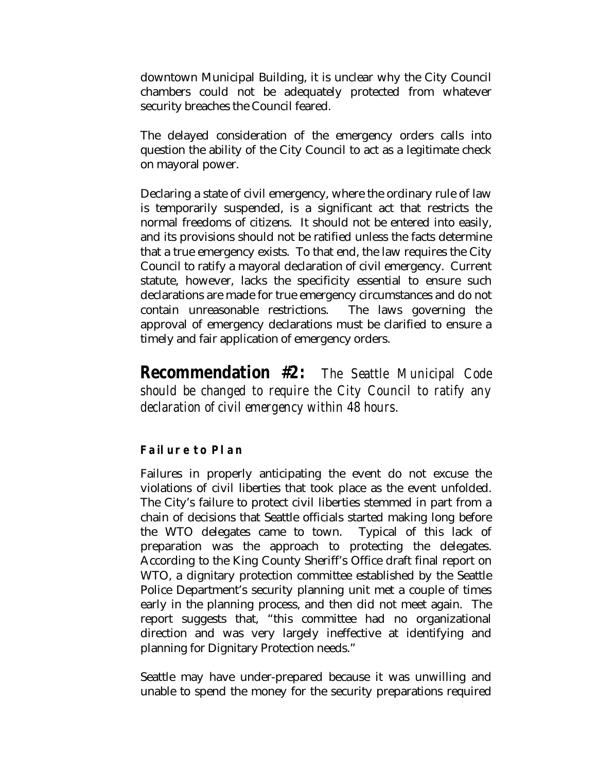downtown Municipal Building, it is unclear why the City Council chambers could not be adequately protected from whatever security breaches the Council feared.

The delayed consideration of the emergency orders calls into question the ability of the City Council to act as a legitimate check on mayoral power.

Declaring a state of civil emergency, where the ordinary rule of law is temporarily suspended, is a significant act that restricts the normal freedoms of citizens. It should not be entered into easily, and its provisions should not be ratified unless the facts determine that a true emergency exists. To that end, the law requires the City Council to ratify a mayoral declaration of civil emergency. Current statute, however, lacks the specificity essential to ensure such declarations are made for true emergency circumstances and do not contain unreasonable restrictions. The laws governing the approval of emergency declarations must be clarified to ensure a timely and fair application of emergency orders.

**Recommendation #2:** *The Seattle Municipal Code should be changed to require the City Council to ratify any declaration of civil emergency within 48 hours.*

### Failure to Plan

Failures in properly anticipating the event do not excuse the violations of civil liberties that took place as the event unfolded. The City's failure to protect civil liberties stemmed in part from a chain of decisions that Seattle officials started making long before the WTO delegates came to town. Typical of this lack of preparation was the approach to protecting the delegates. According to the King County Sheriff's Office draft final report on WTO, a dignitary protection committee established by the Seattle Police Department's security planning unit met a couple of times early in the planning process, and then did not meet again. The report suggests that, "this committee had no organizational direction and was very largely ineffective at identifying and planning for Dignitary Protection needs."

Seattle may have under-prepared because it was unwilling and unable to spend the money for the security preparations required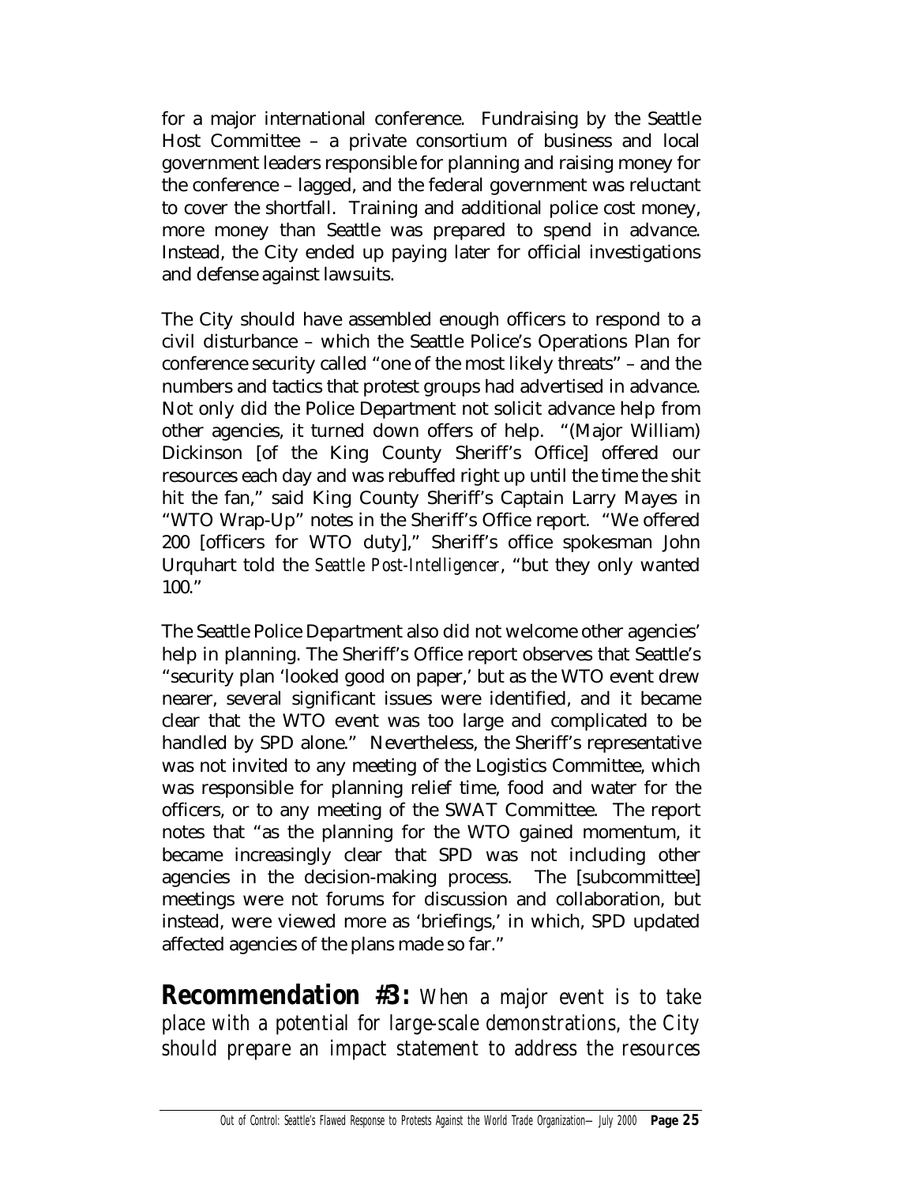for a major international conference. Fundraising by the Seattle Host Committee – a private consortium of business and local government leaders responsible for planning and raising money for the conference – lagged, and the federal government was reluctant to cover the shortfall. Training and additional police cost money, more money than Seattle was prepared to spend in advance. Instead, the City ended up paying later for official investigations and defense against lawsuits.

The City should have assembled enough officers to respond to a civil disturbance – which the Seattle Police's Operations Plan for conference security called "one of the most likely threats" – and the numbers and tactics that protest groups had advertised in advance. Not only did the Police Department not solicit advance help from other agencies, it turned down offers of help. "(Major William) Dickinson [of the King County Sheriff's Office] offered our resources each day and was rebuffed right up until the time the shit hit the fan," said King County Sheriff's Captain Larry Mayes in "WTO Wrap-Up" notes in the Sheriff's Office report. "We offered 200 [officers for WTO duty]," Sheriff's office spokesman John Urquhart told the *Seattle Post-Intelligencer*, "but they only wanted 100."

The Seattle Police Department also did not welcome other agencies' help in planning. The Sheriff's Office report observes that Seattle's "security plan 'looked good on paper,' but as the WTO event drew nearer, several significant issues were identified, and it became clear that the WTO event was too large and complicated to be handled by SPD alone." Nevertheless, the Sheriff's representative was not invited to any meeting of the Logistics Committee, which was responsible for planning relief time, food and water for the officers, or to any meeting of the SWAT Committee. The report notes that "as the planning for the WTO gained momentum, it became increasingly clear that SPD was not including other agencies in the decision-making process. The [subcommittee] meetings were not forums for discussion and collaboration, but instead, were viewed more as 'briefings,' in which, SPD updated affected agencies of the plans made so far."

**Recommendation #3:** *When a major event is to take place with a potential for large-scale demonstrations, the City should prepare an impact statement to address the resources*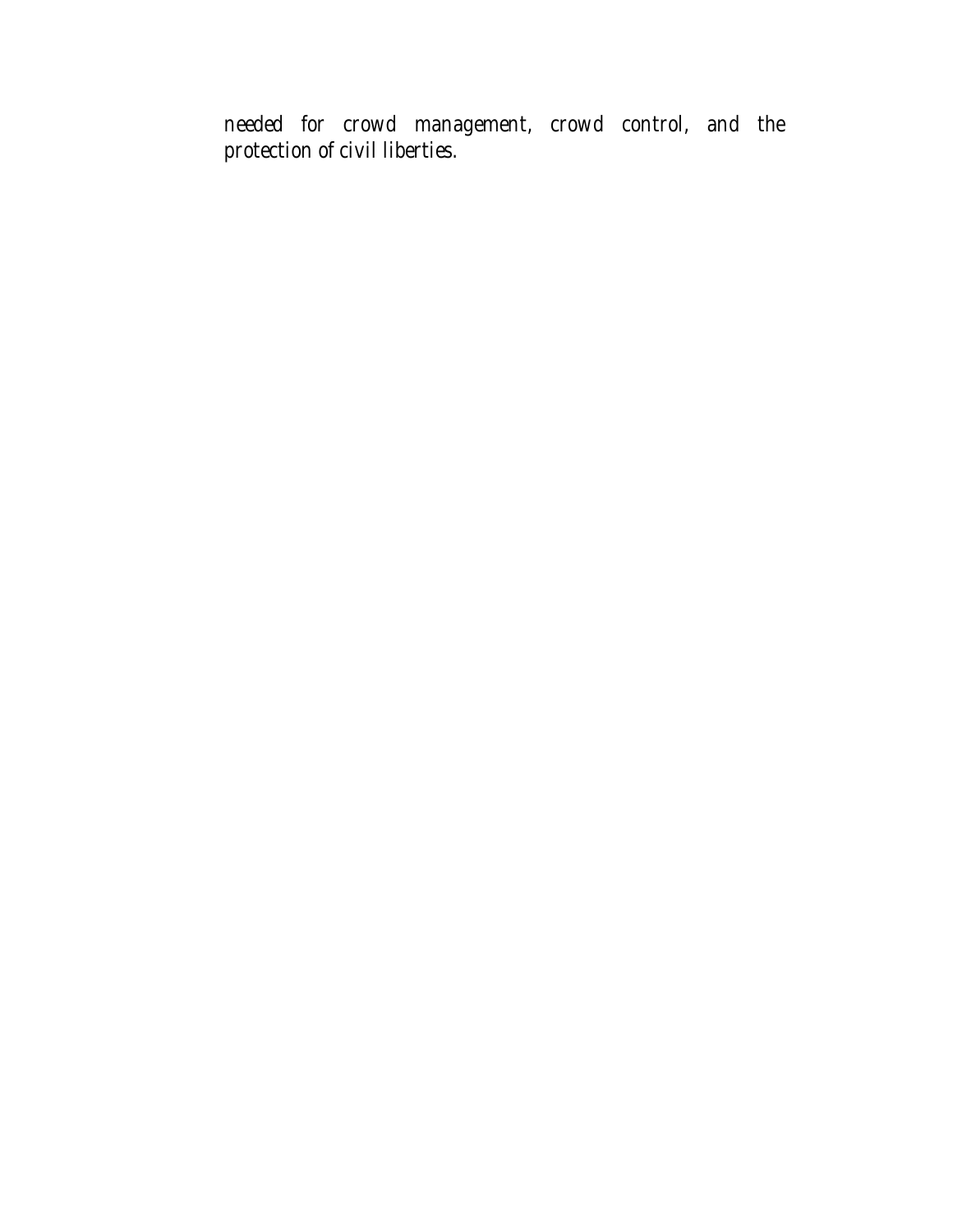needed for crowd management, crowd control, and the protection of civil liberties.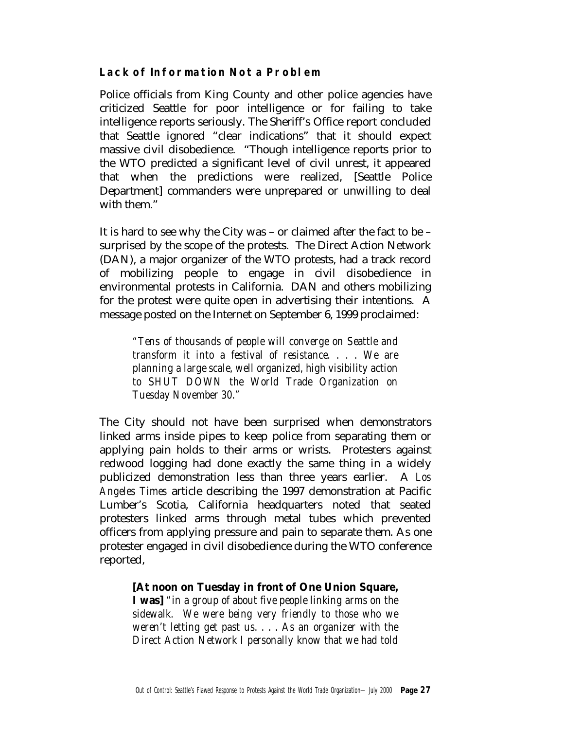### Lack of Information Not a Problem

Police officials from King County and other police agencies have criticized Seattle for poor intelligence or for failing to take intelligence reports seriously. The Sheriff's Office report concluded that Seattle ignored "clear indications" that it should expect massive civil disobedience. "Though intelligence reports prior to the WTO predicted a significant level of civil unrest, it appeared that when the predictions were realized, [Seattle Police Department] commanders were unprepared or unwilling to deal with them."

It is hard to see why the City was – or claimed after the fact to be – surprised by the scope of the protests. The Direct Action Network (DAN), a major organizer of the WTO protests, had a track record of mobilizing people to engage in civil disobedience in environmental protests in California. DAN and others mobilizing for the protest were quite open in advertising their intentions. A message posted on the Internet on September 6, 1999 proclaimed:

> *"Tens of thousands of people will converge on Seattle and transform it into a festival of resistance. . . . We are planning a large scale, well organized, high visibility action to SHUT DOWN the World Trade Organization on Tuesday November 30."*

The City should not have been surprised when demonstrators linked arms inside pipes to keep police from separating them or applying pain holds to their arms or wrists. Protesters against redwood logging had done exactly the same thing in a widely publicized demonstration less than three years earlier. A *Los Angeles Times* article describing the 1997 demonstration at Pacific Lumber's Scotia, California headquarters noted that seated protesters linked arms through metal tubes which prevented officers from applying pressure and pain to separate them. As one protester engaged in civil disobedience during the WTO conference reported,

> **[At noon on Tuesday in front of One Union Square, I was]** *"in a group of about five people linking arms on the sidewalk. We were being very friendly to those who we weren't letting get past us. . . . As an organizer with the Direct Action Network I personally know that we had told*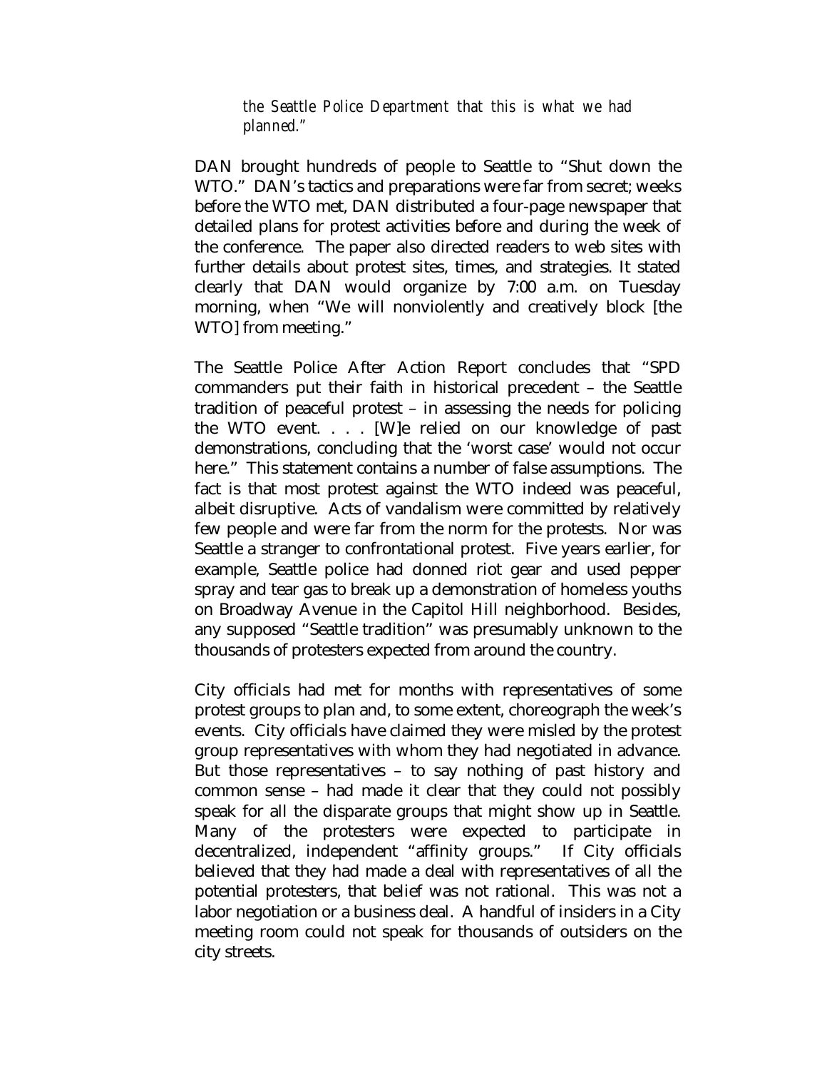> *the Seattle Police Department that this is what we had planned."*

DAN brought hundreds of people to Seattle to "Shut down the WTO." DAN's tactics and preparations were far from secret; weeks before the WTO met, DAN distributed a four-page newspaper that detailed plans for protest activities before and during the week of the conference. The paper also directed readers to web sites with further details about protest sites, times, and strategies. It stated clearly that DAN would organize by 7:00 a.m. on Tuesday morning, when "We will nonviolently and creatively block [the WTO] from meeting."

The Seattle Police After Action Report concludes that "SPD commanders put their faith in historical precedent – the Seattle tradition of peaceful protest – in assessing the needs for policing the WTO event. . . . [W]e relied on our knowledge of past demonstrations, concluding that the 'worst case' would not occur here." This statement contains a number of false assumptions. The fact is that most protest against the WTO indeed was peaceful, albeit disruptive. Acts of vandalism were committed by relatively few people and were far from the norm for the protests. Nor was Seattle a stranger to confrontational protest. Five years earlier, for example, Seattle police had donned riot gear and used pepper spray and tear gas to break up a demonstration of homeless youths on Broadway Avenue in the Capitol Hill neighborhood. Besides, any supposed "Seattle tradition" was presumably unknown to the thousands of protesters expected from around the country.

City officials had met for months with representatives of some protest groups to plan and, to some extent, choreograph the week's events. City officials have claimed they were misled by the protest group representatives with whom they had negotiated in advance. But those representatives – to say nothing of past history and common sense – had made it clear that they could not possibly speak for all the disparate groups that might show up in Seattle. Many of the protesters were expected to participate in decentralized, independent "affinity groups." If City officials believed that they had made a deal with representatives of all the potential protesters, that belief was not rational. This was not a labor negotiation or a business deal. A handful of insiders in a City meeting room could not speak for thousands of outsiders on the city streets.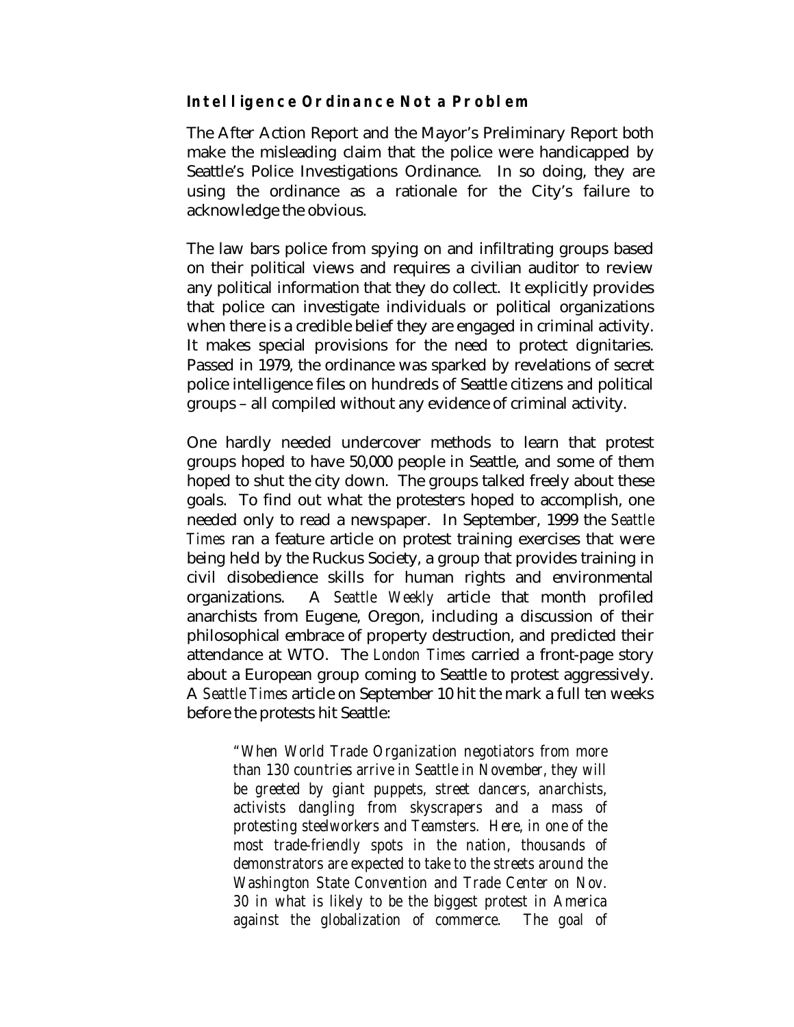### Intelligence Ordinance Not a Problem

The After Action Report and the Mayor's Preliminary Report both make the misleading claim that the police were handicapped by Seattle's Police Investigations Ordinance. In so doing, they are using the ordinance as a rationale for the City's failure to acknowledge the obvious.

The law bars police from spying on and infiltrating groups based on their political views and requires a civilian auditor to review any political information that they do collect. It explicitly provides that police can investigate individuals or political organizations when there is a credible belief they are engaged in criminal activity. It makes special provisions for the need to protect dignitaries. Passed in 1979, the ordinance was sparked by revelations of secret police intelligence files on hundreds of Seattle citizens and political groups – all compiled without any evidence of criminal activity.

One hardly needed undercover methods to learn that protest groups hoped to have 50,000 people in Seattle, and some of them hoped to shut the city down. The groups talked freely about these goals. To find out what the protesters hoped to accomplish, one needed only to read a newspaper. In September, 1999 the *Seattle Times* ran a feature article on protest training exercises that were being held by the Ruckus Society, a group that provides training in civil disobedience skills for human rights and environmental organizations. A *Seattle Weekly* article that month profiled anarchists from Eugene, Oregon, including a discussion of their philosophical embrace of property destruction, and predicted their attendance at WTO. The *London Times* carried a front-page story about a European group coming to Seattle to protest aggressively. A *Seattle Times* article on September 10 hit the mark a full ten weeks before the protests hit Seattle:

> *"When World Trade Organization negotiators from more than 130 countries arrive in Seattle in November, they will be greeted by giant puppets, street dancers, anarchists, activists dangling from skyscrapers and a mass of protesting steelworkers and Teamsters. Here, in one of the most trade-friendly spots in the nation, thousands of demonstrators are expected to take to the streets around the Washington State Convention and Trade Center on Nov. 30 in what is likely to be the biggest protest in America against the globalization of commerce. The goal of*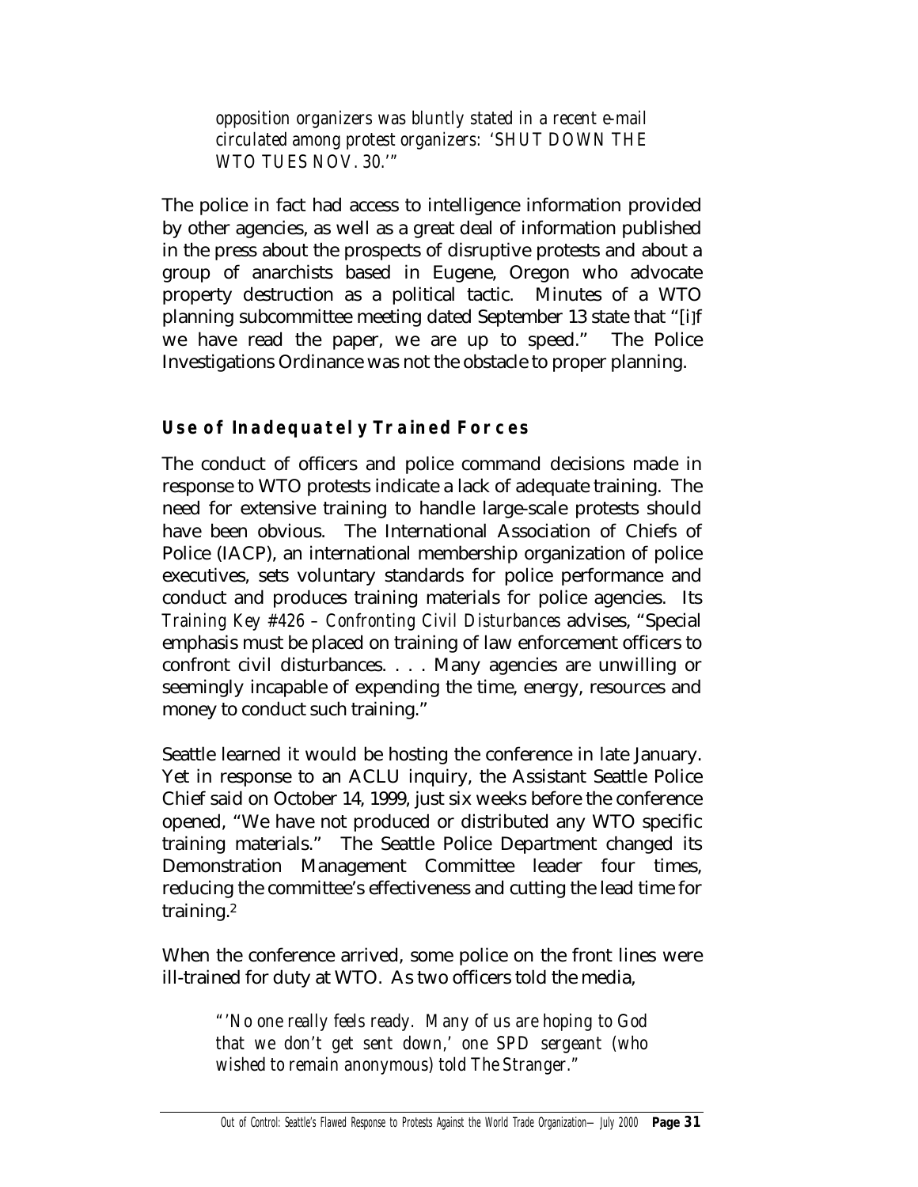> *opposition organizers was bluntly stated in a recent e-mail circulated among protest organizers: 'SHUT DOWN THE WTO TUES NOV. 30.'"*

The police in fact had access to intelligence information provided by other agencies, as well as a great deal of information published in the press about the prospects of disruptive protests and about a group of anarchists based in Eugene, Oregon who advocate property destruction as a political tactic. Minutes of a WTO planning subcommittee meeting dated September 13 state that "[i]f we have read the paper, we are up to speed." The Police Investigations Ordinance was not the obstacle to proper planning.

### Use of Inadequately Trained Forces

The conduct of officers and police command decisions made in response to WTO protests indicate a lack of adequate training. The need for extensive training to handle large-scale protests should have been obvious. The International Association of Chiefs of Police (IACP), an international membership organization of police executives, sets voluntary standards for police performance and conduct and produces training materials for police agencies. Its *Training Key #426 – Confronting Civil Disturbances* advises, "Special emphasis must be placed on training of law enforcement officers to confront civil disturbances. . . . Many agencies are unwilling or seemingly incapable of expending the time, energy, resources and money to conduct such training."

Seattle learned it would be hosting the conference in late January. Yet in response to an ACLU inquiry, the Assistant Seattle Police Chief said on October 14, 1999, just six weeks before the conference opened, "We have not produced or distributed any WTO specific training materials." The Seattle Police Department changed its Demonstration Management Committee leader four times, reducing the committee's effectiveness and cutting the lead time for training.[2]

When the conference arrived, some police on the front lines were ill-trained for duty at WTO. As two officers told the media,

> *"'No one really feels ready. Many of us are hoping to God that we don't get sent down,' one SPD sergeant (who wished to remain anonymous) told The Stranger."*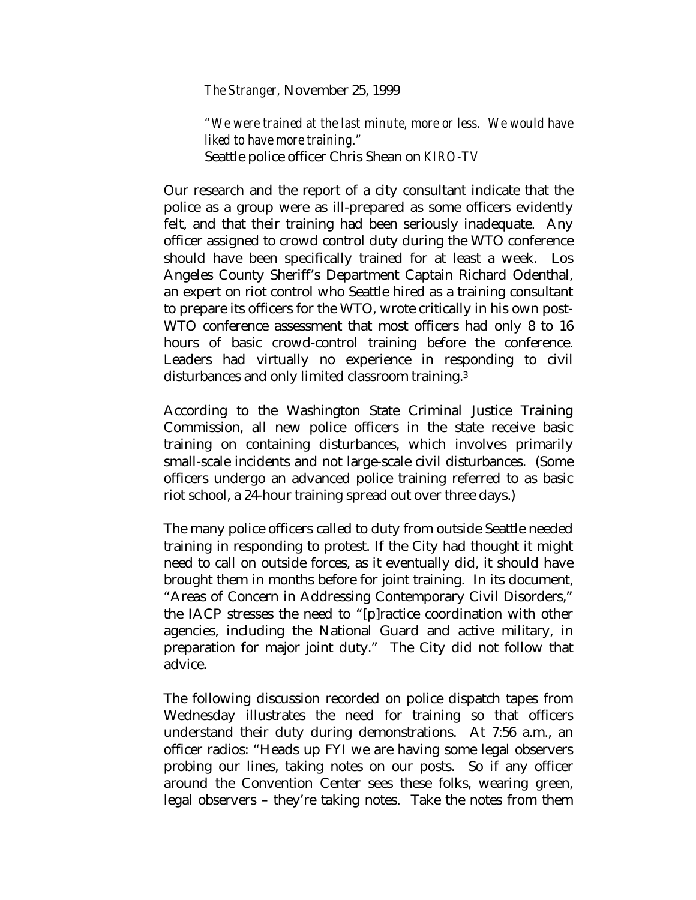*The Stranger,* November 25, 1999

*"We were trained at the last minute, more or less. We would have liked to have more training."*
Seattle police officer Chris Shean on *KIRO-TV*

Our research and the report of a city consultant indicate that the police as a group were as ill-prepared as some officers evidently felt, and that their training had been seriously inadequate. Any officer assigned to crowd control duty during the WTO conference should have been specifically trained for at least a week. Los Angeles County Sheriff's Department Captain Richard Odenthal, an expert on riot control who Seattle hired as a training consultant to prepare its officers for the WTO, wrote critically in his own post-WTO conference assessment that most officers had only 8 to 16 hours of basic crowd-control training before the conference. Leaders had virtually no experience in responding to civil disturbances and only limited classroom training.[3]

According to the Washington State Criminal Justice Training Commission, all new police officers in the state receive basic training on containing disturbances, which involves primarily small-scale incidents and not large-scale civil disturbances. (Some officers undergo an advanced police training referred to as basic riot school, a 24-hour training spread out over three days.)

The many police officers called to duty from outside Seattle needed training in responding to protest. If the City had thought it might need to call on outside forces, as it eventually did, it should have brought them in months before for joint training. In its document, "Areas of Concern in Addressing Contemporary Civil Disorders," the IACP stresses the need to "[p]ractice coordination with other agencies, including the National Guard and active military, in preparation for major joint duty." The City did not follow that advice.

The following discussion recorded on police dispatch tapes from Wednesday illustrates the need for training so that officers understand their duty during demonstrations. At 7:56 a.m., an officer radios: "Heads up FYI we are having some legal observers probing our lines, taking notes on our posts. So if any officer around the Convention Center sees these folks, wearing green, legal observers – they're taking notes. Take the notes from them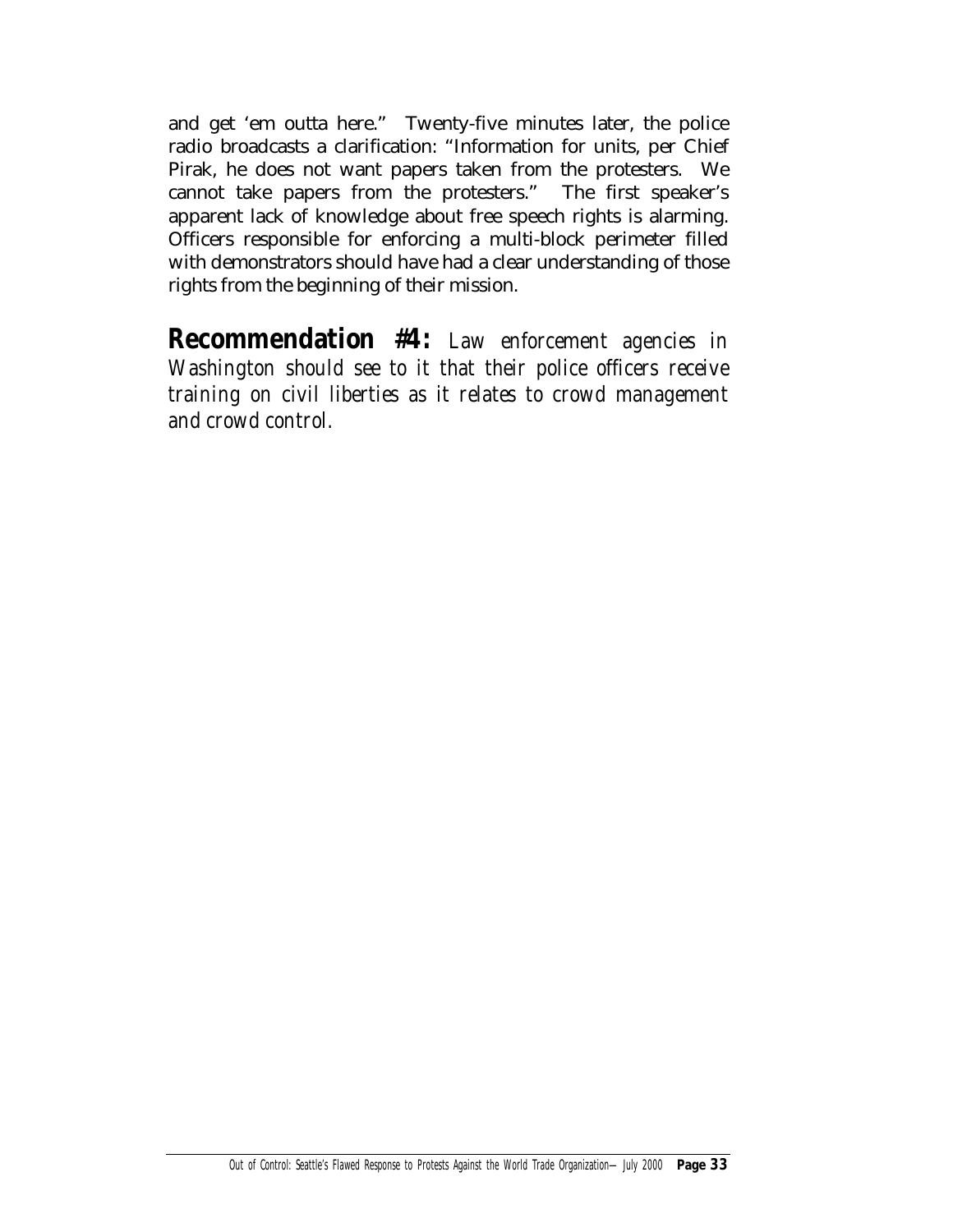and get 'em outta here." Twenty-five minutes later, the police radio broadcasts a clarification: "Information for units, per Chief Pirak, he does not want papers taken from the protesters. We cannot take papers from the protesters." The first speaker's apparent lack of knowledge about free speech rights is alarming. Officers responsible for enforcing a multi-block perimeter filled with demonstrators should have had a clear understanding of those rights from the beginning of their mission.

**Recommendation #4:** *Law enforcement agencies in Washington should see to it that their police officers receive training on civil liberties as it relates to crowd management and crowd control.*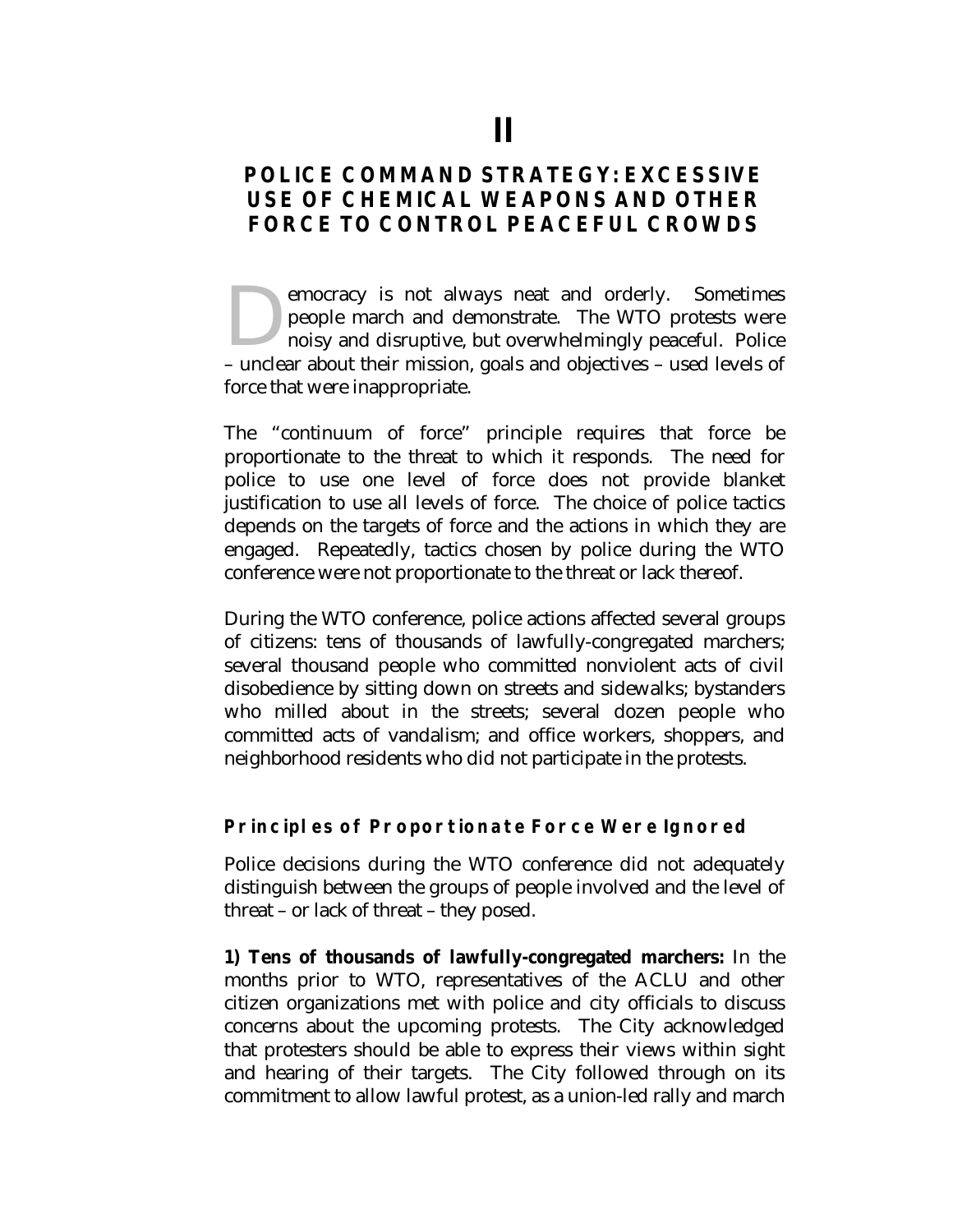# II

## POLICE COMMAND STRATEGY: EXCESSIVE USE OF CHEMICAL WEAPONS AND OTHER FORCE TO CONTROL PEACEFUL CROWDS

Democracy is not always neat and orderly. Sometimes people march and demonstrate. The WTO protests were noisy and disruptive, but overwhelmingly peaceful. Police – unclear about their mission, goals and objectives – used levels of force that were inappropriate.

The "continuum of force" principle requires that force be proportionate to the threat to which it responds. The need for police to use one level of force does not provide blanket justification to use all levels of force. The choice of police tactics depends on the targets of force and the actions in which they are engaged. Repeatedly, tactics chosen by police during the WTO conference were not proportionate to the threat or lack thereof.

During the WTO conference, police actions affected several groups of citizens: tens of thousands of lawfully-congregated marchers; several thousand people who committed nonviolent acts of civil disobedience by sitting down on streets and sidewalks; bystanders who milled about in the streets; several dozen people who committed acts of vandalism; and office workers, shoppers, and neighborhood residents who did not participate in the protests.

### Principles of Proportionate Force Were Ignored

Police decisions during the WTO conference did not adequately distinguish between the groups of people involved and the level of threat – or lack of threat – they posed.

**1) Tens of thousands of lawfully-congregated marchers:** In the months prior to WTO, representatives of the ACLU and other citizen organizations met with police and city officials to discuss concerns about the upcoming protests. The City acknowledged that protesters should be able to express their views within sight and hearing of their targets. The City followed through on its commitment to allow lawful protest, as a union-led rally and march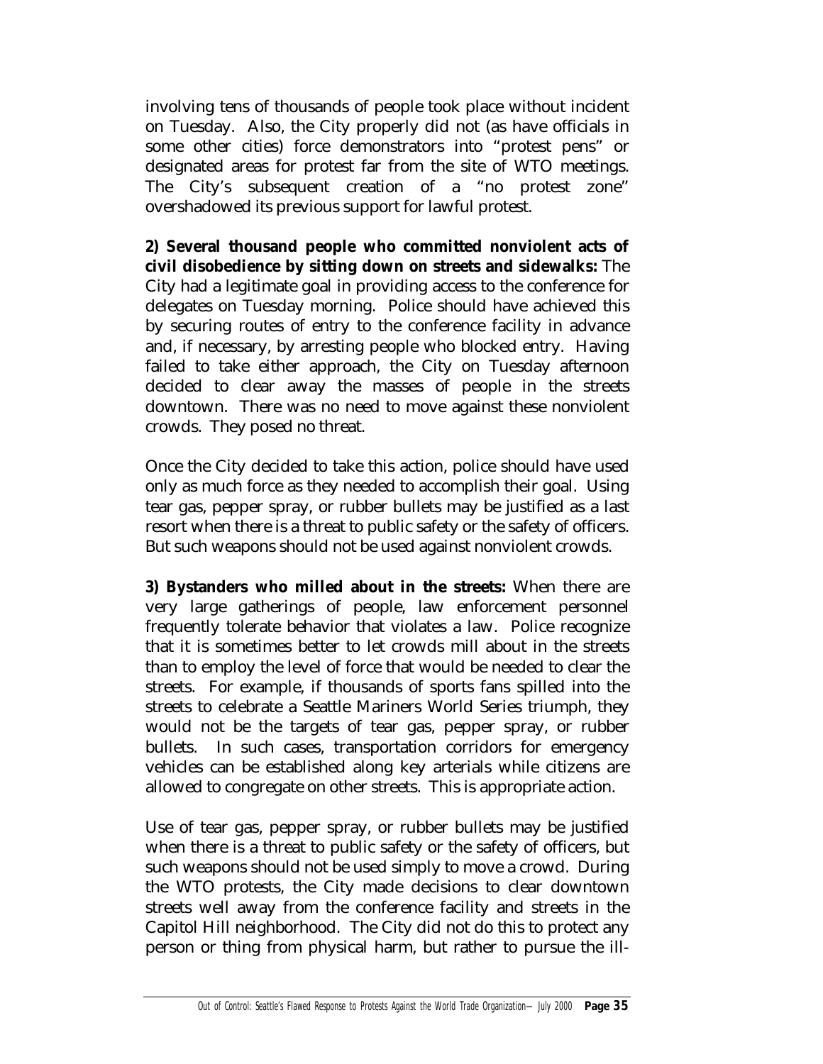involving tens of thousands of people took place without incident on Tuesday. Also, the City properly did not (as have officials in some other cities) force demonstrators into "protest pens" or designated areas for protest far from the site of WTO meetings. The City's subsequent creation of a "no protest zone" overshadowed its previous support for lawful protest.

**2) Several thousand people who committed nonviolent acts of civil disobedience by sitting down on streets and sidewalks:** The City had a legitimate goal in providing access to the conference for delegates on Tuesday morning. Police should have achieved this by securing routes of entry to the conference facility in advance and, if necessary, by arresting people who blocked entry. Having failed to take either approach, the City on Tuesday afternoon decided to clear away the masses of people in the streets downtown. There was no need to move against these nonviolent crowds. They posed no threat.

Once the City decided to take this action, police should have used only as much force as they needed to accomplish their goal. Using tear gas, pepper spray, or rubber bullets may be justified as a last resort when there is a threat to public safety or the safety of officers. But such weapons should not be used against nonviolent crowds.

**3) Bystanders who milled about in the streets:** When there are very large gatherings of people, law enforcement personnel frequently tolerate behavior that violates a law. Police recognize that it is sometimes better to let crowds mill about in the streets than to employ the level of force that would be needed to clear the streets. For example, if thousands of sports fans spilled into the streets to celebrate a Seattle Mariners World Series triumph, they would not be the targets of tear gas, pepper spray, or rubber bullets. In such cases, transportation corridors for emergency vehicles can be established along key arterials while citizens are allowed to congregate on other streets. This is appropriate action.

Use of tear gas, pepper spray, or rubber bullets may be justified when there is a threat to public safety or the safety of officers, but such weapons should not be used simply to move a crowd. During the WTO protests, the City made decisions to clear downtown streets well away from the conference facility and streets in the Capitol Hill neighborhood. The City did not do this to protect any person or thing from physical harm, but rather to pursue the ill-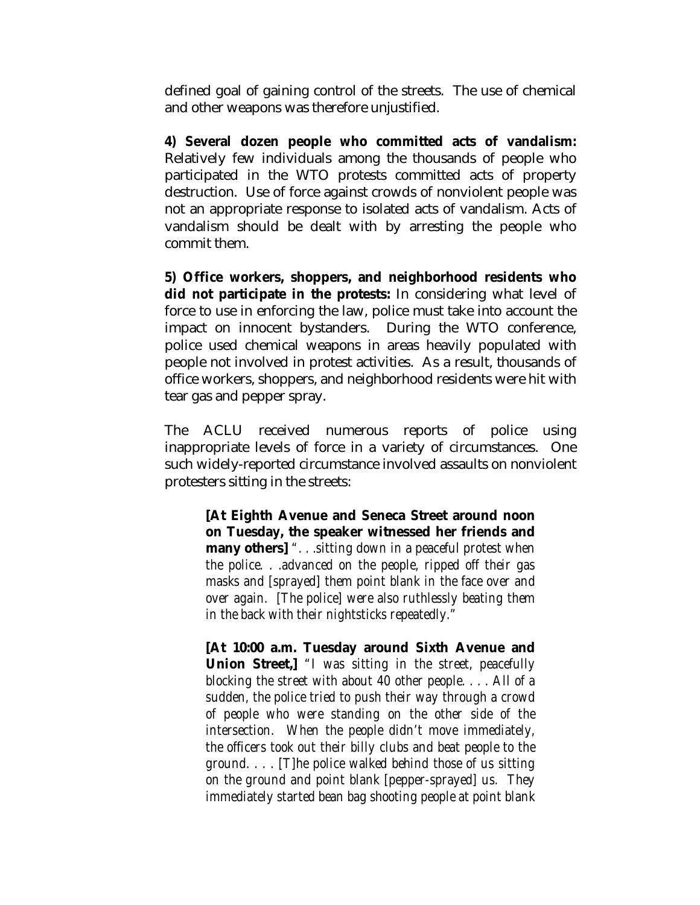defined goal of gaining control of the streets. The use of chemical and other weapons was therefore unjustified.

**4) Several dozen people who committed acts of vandalism:** Relatively few individuals among the thousands of people who participated in the WTO protests committed acts of property destruction. Use of force against crowds of nonviolent people was not an appropriate response to isolated acts of vandalism. Acts of vandalism should be dealt with by arresting the people who commit them.

**5) Office workers, shoppers, and neighborhood residents who did not participate in the protests:** In considering what level of force to use in enforcing the law, police must take into account the impact on innocent bystanders. During the WTO conference, police used chemical weapons in areas heavily populated with people not involved in protest activities. As a result, thousands of office workers, shoppers, and neighborhood residents were hit with tear gas and pepper spray.

The ACLU received numerous reports of police using inappropriate levels of force in a variety of circumstances. One such widely-reported circumstance involved assaults on nonviolent protesters sitting in the streets:

> **[At Eighth Avenue and Seneca Street around noon on Tuesday, the speaker witnessed her friends and many others]** *". . .sitting down in a peaceful protest when the police. . .advanced on the people, ripped off their gas masks and [sprayed] them point blank in the face over and over again. [The police] were also ruthlessly beating them in the back with their nightsticks repeatedly."*

> **[At 10:00 a.m. Tuesday around Sixth Avenue and Union Street,]** *"I was sitting in the street, peacefully blocking the street with about 40 other people. . . . All of a sudden, the police tried to push their way through a crowd of people who were standing on the other side of the intersection. When the people didn't move immediately, the officers took out their billy clubs and beat people to the ground. . . . [T]he police walked behind those of us sitting on the ground and point blank [pepper-sprayed] us. They immediately started bean bag shooting people at point blank*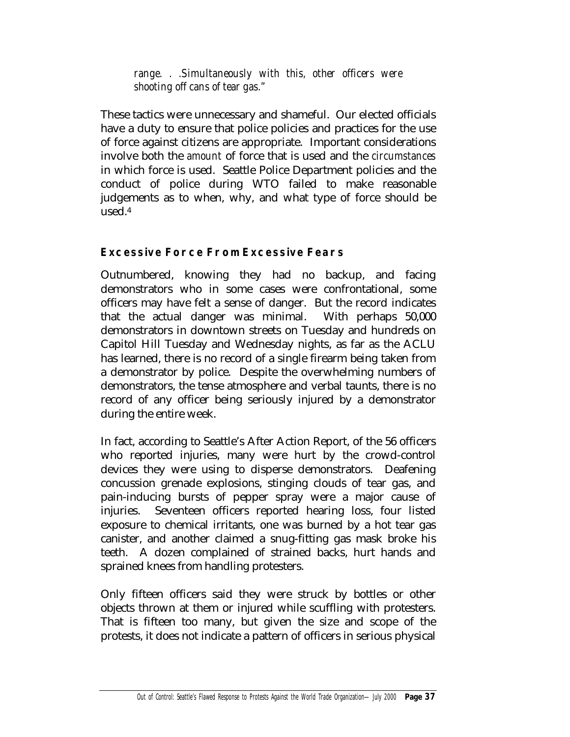*range. . .Simultaneously with this, other officers were shooting off cans of tear gas."*

These tactics were unnecessary and shameful. Our elected officials have a duty to ensure that police policies and practices for the use of force against citizens are appropriate. Important considerations involve both the *amount* of force that is used and the *circumstances* in which force is used. Seattle Police Department policies and the conduct of police during WTO failed to make reasonable judgements as to when, why, and what type of force should be used.[4]

### Excessive Force From Excessive Fears

Outnumbered, knowing they had no backup, and facing demonstrators who in some cases were confrontational, some officers may have felt a sense of danger. But the record indicates that the actual danger was minimal. With perhaps 50,000 demonstrators in downtown streets on Tuesday and hundreds on Capitol Hill Tuesday and Wednesday nights, as far as the ACLU has learned, there is no record of a single firearm being taken from a demonstrator by police. Despite the overwhelming numbers of demonstrators, the tense atmosphere and verbal taunts, there is no record of any officer being seriously injured by a demonstrator during the entire week.

In fact, according to Seattle's After Action Report, of the 56 officers who reported injuries, many were hurt by the crowd-control devices they were using to disperse demonstrators. Deafening concussion grenade explosions, stinging clouds of tear gas, and pain-inducing bursts of pepper spray were a major cause of injuries. Seventeen officers reported hearing loss, four listed exposure to chemical irritants, one was burned by a hot tear gas canister, and another claimed a snug-fitting gas mask broke his teeth. A dozen complained of strained backs, hurt hands and sprained knees from handling protesters.

Only fifteen officers said they were struck by bottles or other objects thrown at them or injured while scuffling with protesters. That is fifteen too many, but given the size and scope of the protests, it does not indicate a pattern of officers in serious physical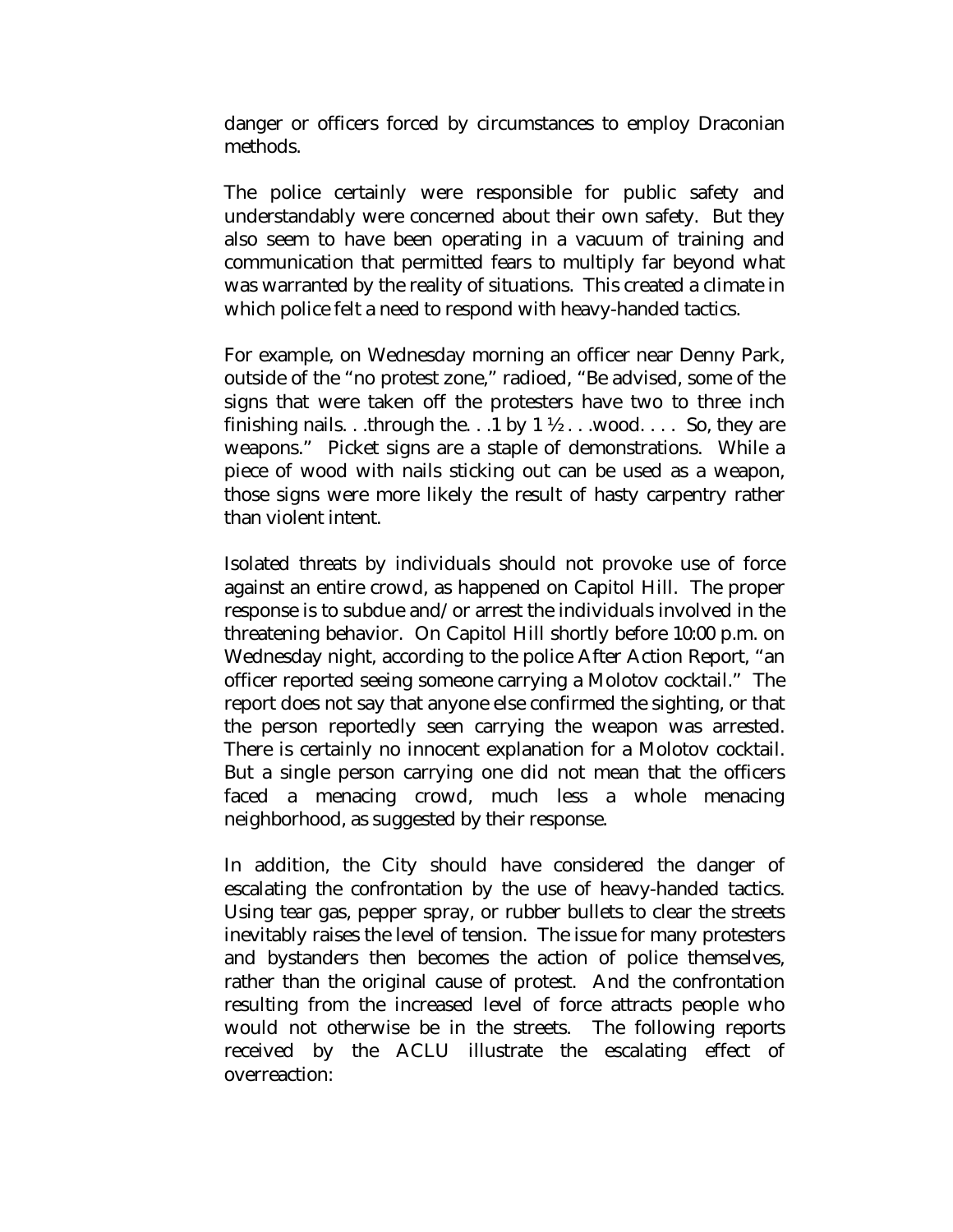danger or officers forced by circumstances to employ Draconian methods.

The police certainly were responsible for public safety and understandably were concerned about their own safety. But they also seem to have been operating in a vacuum of training and communication that permitted fears to multiply far beyond what was warranted by the reality of situations. This created a climate in which police felt a need to respond with heavy-handed tactics.

For example, on Wednesday morning an officer near Denny Park, outside of the "no protest zone," radioed, "Be advised, some of the signs that were taken off the protesters have two to three inch finishing nails. . .through the. . .1 by 1 ½ . . .wood. . . . So, they are weapons." Picket signs are a staple of demonstrations. While a piece of wood with nails sticking out can be used as a weapon, those signs were more likely the result of hasty carpentry rather than violent intent.

Isolated threats by individuals should not provoke use of force against an entire crowd, as happened on Capitol Hill. The proper response is to subdue and/or arrest the individuals involved in the threatening behavior. On Capitol Hill shortly before 10:00 p.m. on Wednesday night, according to the police After Action Report, "an officer reported seeing someone carrying a Molotov cocktail." The report does not say that anyone else confirmed the sighting, or that the person reportedly seen carrying the weapon was arrested. There is certainly no innocent explanation for a Molotov cocktail. But a single person carrying one did not mean that the officers faced a menacing crowd, much less a whole menacing neighborhood, as suggested by their response.

In addition, the City should have considered the danger of escalating the confrontation by the use of heavy-handed tactics. Using tear gas, pepper spray, or rubber bullets to clear the streets inevitably raises the level of tension. The issue for many protesters and bystanders then becomes the action of police themselves, rather than the original cause of protest. And the confrontation resulting from the increased level of force attracts people who would not otherwise be in the streets. The following reports received by the ACLU illustrate the escalating effect of overreaction: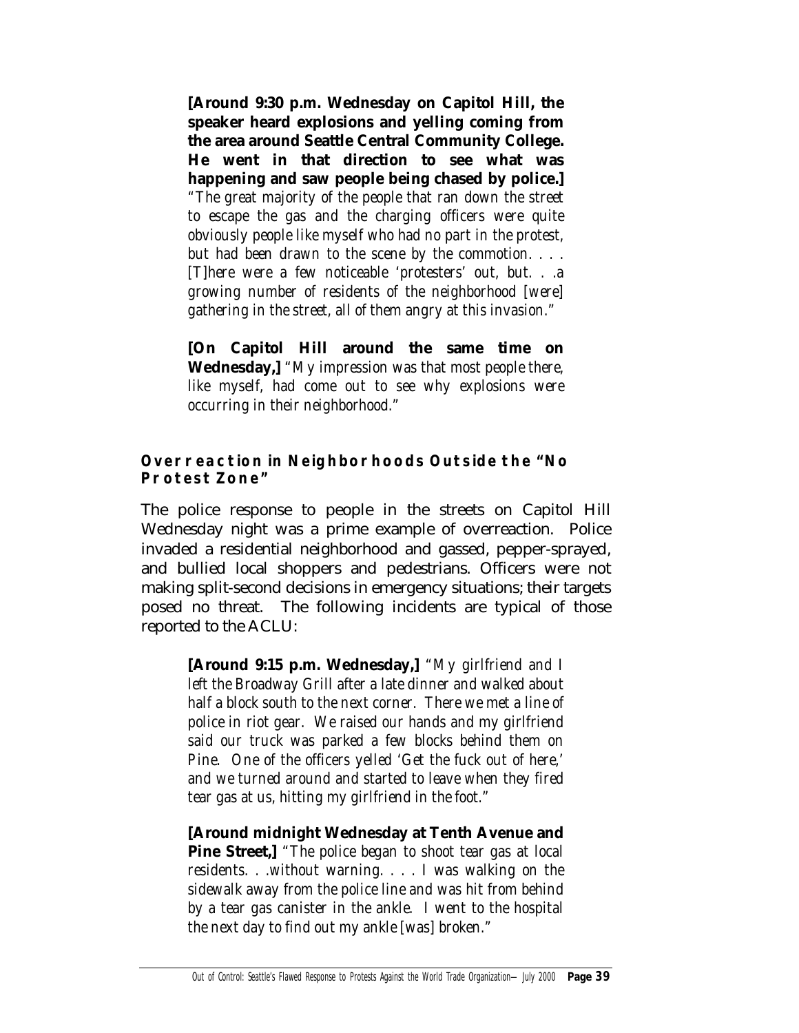**[Around 9:30 p.m. Wednesday on Capitol Hill, the speaker heard explosions and yelling coming from the area around Seattle Central Community College. He went in that direction to see what was happening and saw people being chased by police.]** *"The great majority of the people that ran down the street to escape the gas and the charging officers were quite obviously people like myself who had no part in the protest, but had been drawn to the scene by the commotion. . . . [T]here were a few noticeable 'protesters' out, but. . .a growing number of residents of the neighborhood [were] gathering in the street, all of them angry at this invasion."*

**[On Capitol Hill around the same time on Wednesday,]** *"My impression was that most people there, like myself, had come out to see why explosions were occurring in their neighborhood."*

### Overreaction in Neighborhoods Outside the "No Protest Zone"

The police response to people in the streets on Capitol Hill Wednesday night was a prime example of overreaction. Police invaded a residential neighborhood and gassed, pepper-sprayed, and bullied local shoppers and pedestrians. Officers were not making split-second decisions in emergency situations; their targets posed no threat. The following incidents are typical of those reported to the ACLU:

**[Around 9:15 p.m. Wednesday,]** *"My girlfriend and I left the Broadway Grill after a late dinner and walked about half a block south to the next corner. There we met a line of police in riot gear. We raised our hands and my girlfriend said our truck was parked a few blocks behind them on Pine. One of the officers yelled 'Get the fuck out of here,' and we turned around and started to leave when they fired tear gas at us, hitting my girlfriend in the foot."*

**[Around midnight Wednesday at Tenth Avenue and Pine Street,]** *"The police began to shoot tear gas at local residents. . .without warning. . . . I was walking on the sidewalk away from the police line and was hit from behind by a tear gas canister in the ankle. I went to the hospital the next day to find out my ankle [was] broken."*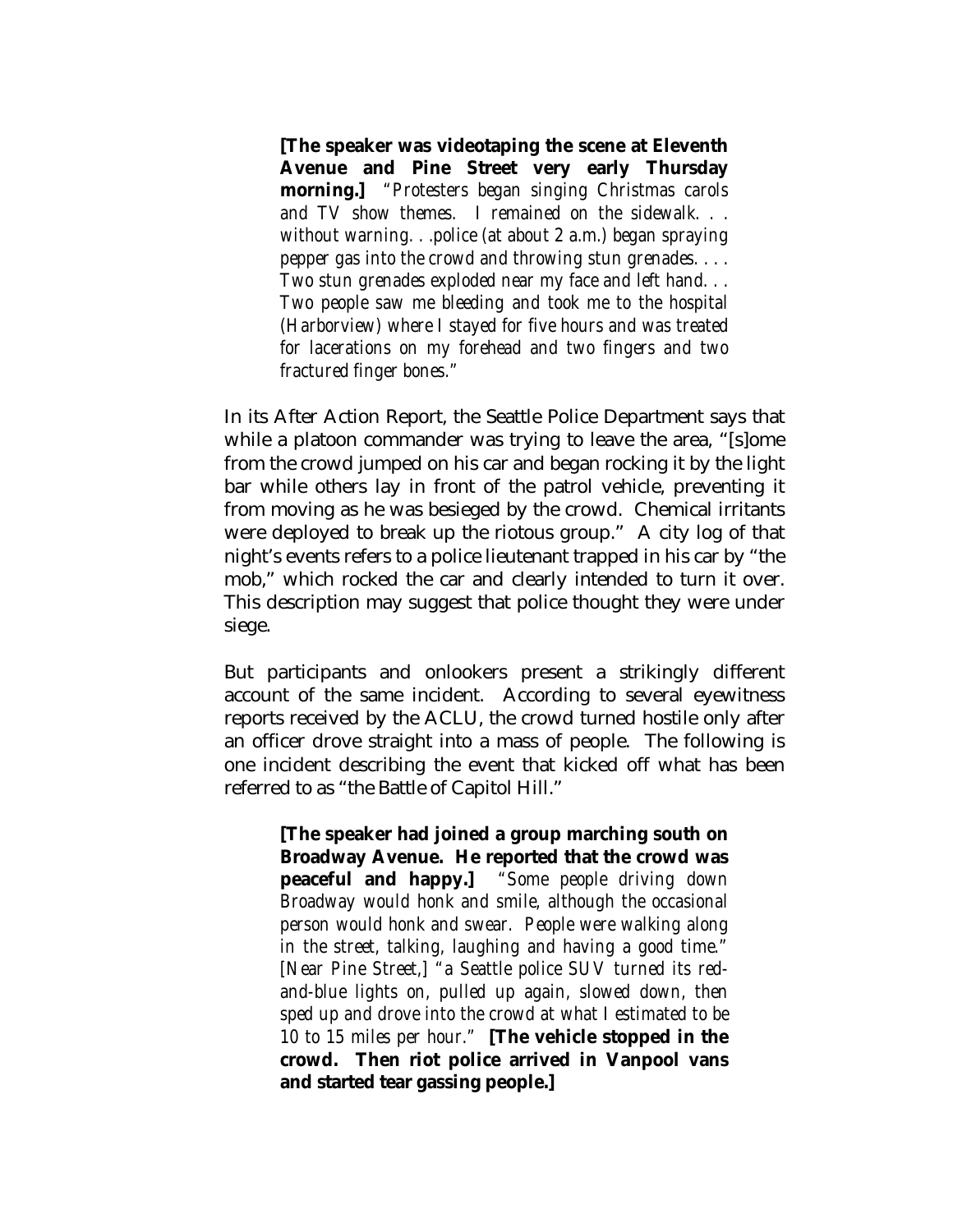> **[The speaker was videotaping the scene at Eleventh Avenue and Pine Street very early Thursday morning.]** *"Protesters began singing Christmas carols and TV show themes. I remained on the sidewalk. . . without warning. . .police (at about 2 a.m.) began spraying pepper gas into the crowd and throwing stun grenades. . . . Two stun grenades exploded near my face and left hand. . . Two people saw me bleeding and took me to the hospital (Harborview) where I stayed for five hours and was treated for lacerations on my forehead and two fingers and two fractured finger bones."*

In its After Action Report, the Seattle Police Department says that while a platoon commander was trying to leave the area, "[s]ome from the crowd jumped on his car and began rocking it by the light bar while others lay in front of the patrol vehicle, preventing it from moving as he was besieged by the crowd. Chemical irritants were deployed to break up the riotous group." A city log of that night's events refers to a police lieutenant trapped in his car by "the mob," which rocked the car and clearly intended to turn it over. This description may suggest that police thought they were under siege.

But participants and onlookers present a strikingly different account of the same incident. According to several eyewitness reports received by the ACLU, the crowd turned hostile only after an officer drove straight into a mass of people. The following is one incident describing the event that kicked off what has been referred to as "the Battle of Capitol Hill."

> **[The speaker had joined a group marching south on Broadway Avenue. He reported that the crowd was peaceful and happy.]** *"Some people driving down Broadway would honk and smile, although the occasional person would honk and swear. People were walking along in the street, talking, laughing and having a good time." [Near Pine Street,] "a Seattle police SUV turned its red-and-blue lights on, pulled up again, slowed down, then sped up and drove into the crowd at what I estimated to be 10 to 15 miles per hour."* **[The vehicle stopped in the crowd. Then riot police arrived in Vanpool vans and started tear gassing people.]**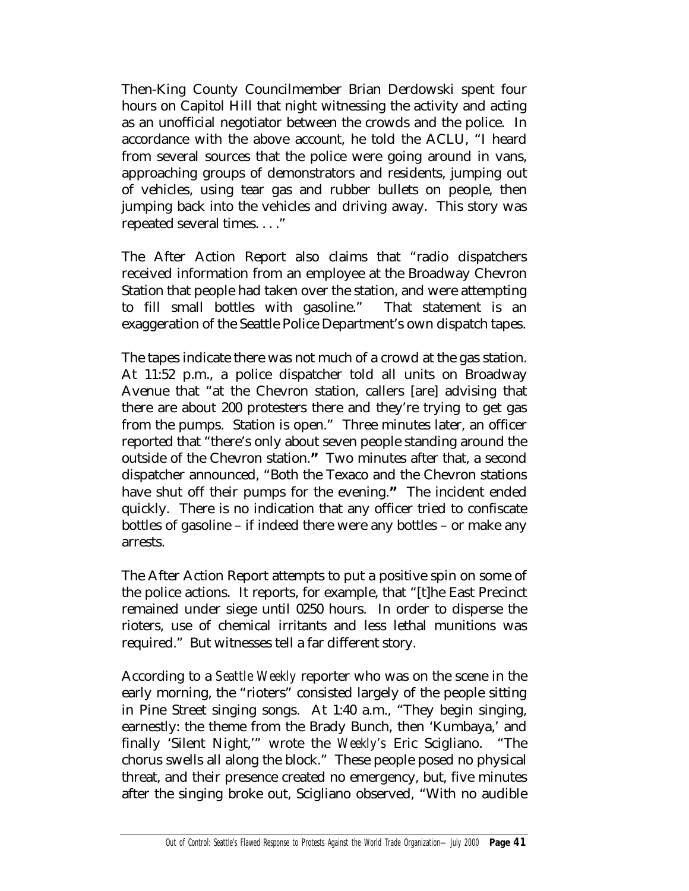Then-King County Councilmember Brian Derdowski spent four hours on Capitol Hill that night witnessing the activity and acting as an unofficial negotiator between the crowds and the police. In accordance with the above account, he told the ACLU, "I heard from several sources that the police were going around in vans, approaching groups of demonstrators and residents, jumping out of vehicles, using tear gas and rubber bullets on people, then jumping back into the vehicles and driving away. This story was repeated several times. . . ."

The After Action Report also claims that "radio dispatchers received information from an employee at the Broadway Chevron Station that people had taken over the station, and were attempting to fill small bottles with gasoline." That statement is an exaggeration of the Seattle Police Department's own dispatch tapes.

The tapes indicate there was not much of a crowd at the gas station. At 11:52 p.m., a police dispatcher told all units on Broadway Avenue that "at the Chevron station, callers [are] advising that there are about 200 protesters there and they're trying to get gas from the pumps. Station is open." Three minutes later, an officer reported that "there's only about seven people standing around the outside of the Chevron station." Two minutes after that, a second dispatcher announced, "Both the Texaco and the Chevron stations have shut off their pumps for the evening." The incident ended quickly. There is no indication that any officer tried to confiscate bottles of gasoline – if indeed there were any bottles – or make any arrests.

The After Action Report attempts to put a positive spin on some of the police actions. It reports, for example, that "[t]he East Precinct remained under siege until 0250 hours. In order to disperse the rioters, use of chemical irritants and less lethal munitions was required." But witnesses tell a far different story.

According to a *Seattle Weekly* reporter who was on the scene in the early morning, the "rioters" consisted largely of the people sitting in Pine Street singing songs. At 1:40 a.m., "They begin singing, earnestly: the theme from the Brady Bunch, then 'Kumbaya,' and finally 'Silent Night,'" wrote the *Weekly's* Eric Scigliano. "The chorus swells all along the block." These people posed no physical threat, and their presence created no emergency, but, five minutes after the singing broke out, Scigliano observed, "With no audible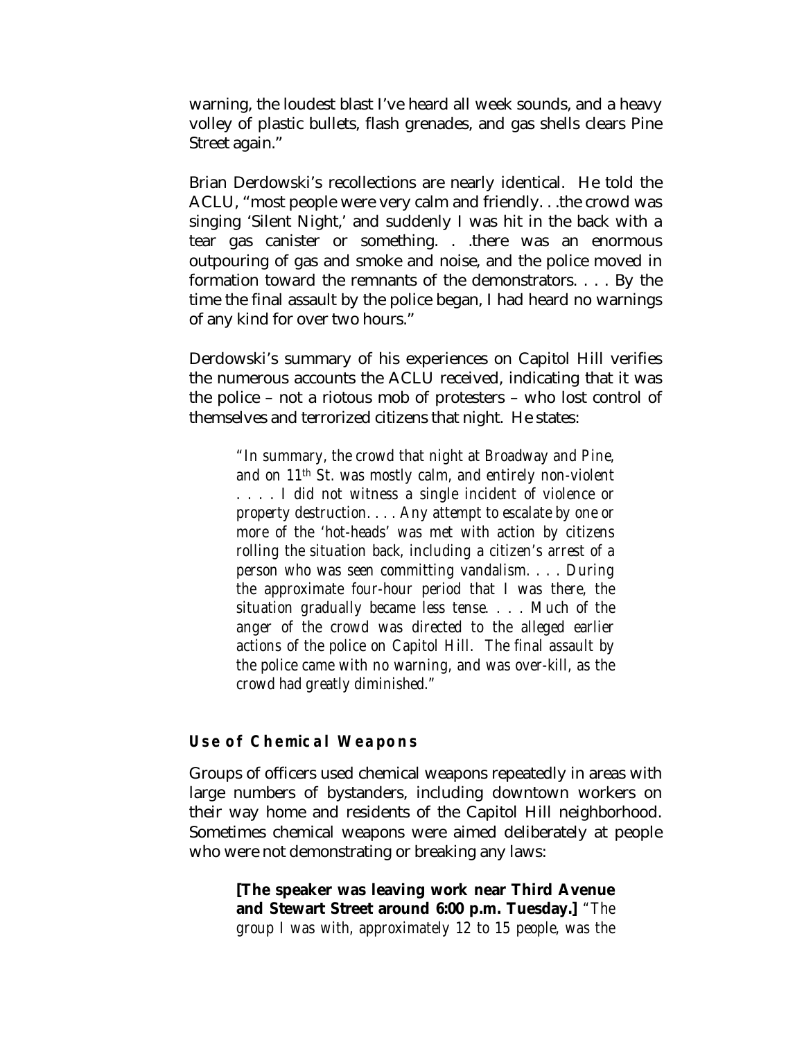warning, the loudest blast I've heard all week sounds, and a heavy volley of plastic bullets, flash grenades, and gas shells clears Pine Street again."

Brian Derdowski's recollections are nearly identical. He told the ACLU, "most people were very calm and friendly. . .the crowd was singing 'Silent Night,' and suddenly I was hit in the back with a tear gas canister or something. . .there was an enormous outpouring of gas and smoke and noise, and the police moved in formation toward the remnants of the demonstrators. . . . By the time the final assault by the police began, I had heard no warnings of any kind for over two hours."

Derdowski's summary of his experiences on Capitol Hill verifies the numerous accounts the ACLU received, indicating that it was the police – not a riotous mob of protesters – who lost control of themselves and terrorized citizens that night. He states:

> *"In summary, the crowd that night at Broadway and Pine, and on 11th St. was mostly calm, and entirely non-violent . . . . I did not witness a single incident of violence or property destruction. . . . Any attempt to escalate by one or more of the 'hot-heads' was met with action by citizens rolling the situation back, including a citizen's arrest of a person who was seen committing vandalism. . . . During the approximate four-hour period that I was there, the situation gradually became less tense. . . . Much of the anger of the crowd was directed to the alleged earlier actions of the police on Capitol Hill. The final assault by the police came with no warning, and was over-kill, as the crowd had greatly diminished."*

### Use of Chemical Weapons

Groups of officers used chemical weapons repeatedly in areas with large numbers of bystanders, including downtown workers on their way home and residents of the Capitol Hill neighborhood. Sometimes chemical weapons were aimed deliberately at people who were not demonstrating or breaking any laws:

> **[The speaker was leaving work near Third Avenue and Stewart Street around 6:00 p.m. Tuesday.]** *"The group I was with, approximately 12 to 15 people, was the*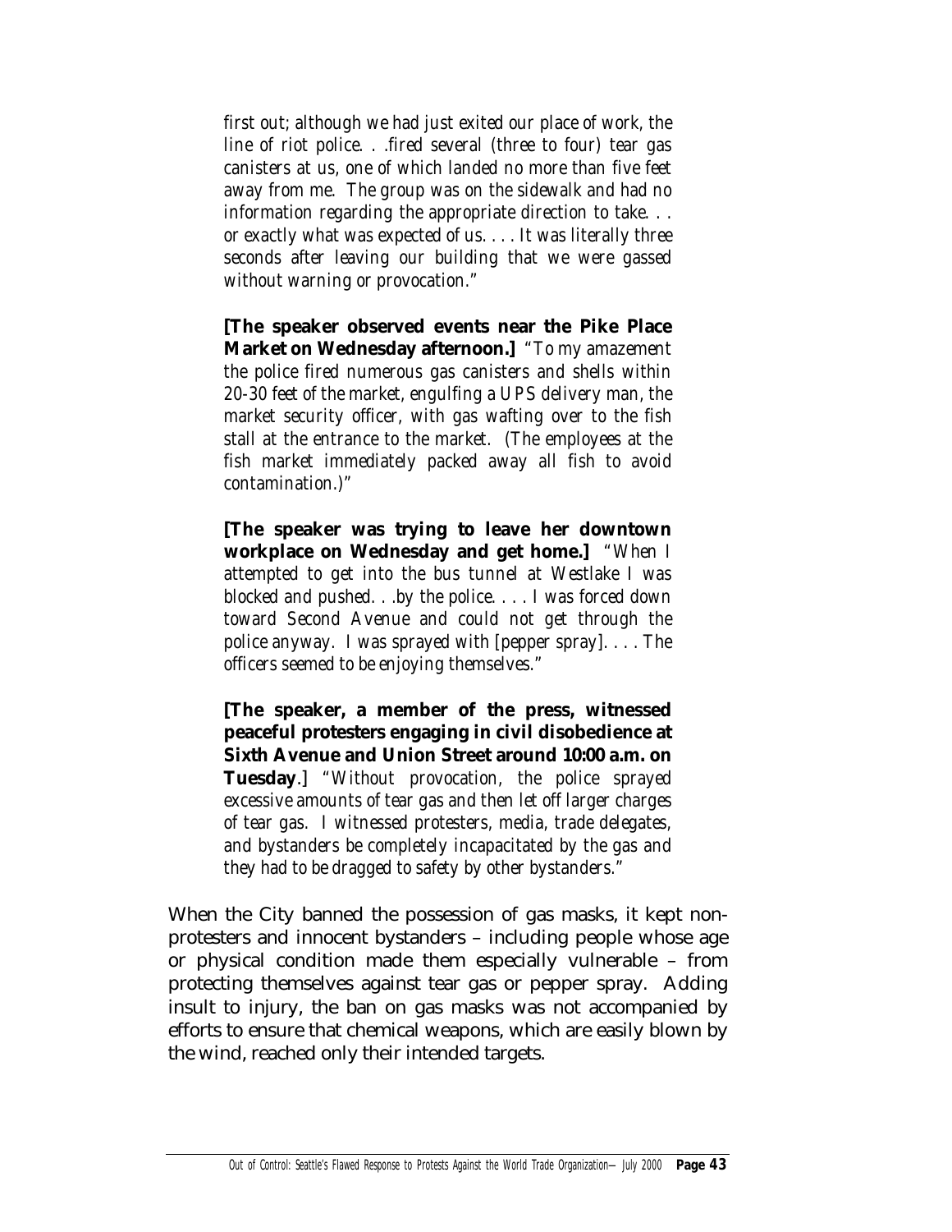*first out; although we had just exited our place of work, the line of riot police. . .fired several (three to four) tear gas canisters at us, one of which landed no more than five feet away from me. The group was on the sidewalk and had no information regarding the appropriate direction to take. . . or exactly what was expected of us. . . . It was literally three seconds after leaving our building that we were gassed without warning or provocation."*

**[The speaker observed events near the Pike Place Market on Wednesday afternoon.]** *"To my amazement the police fired numerous gas canisters and shells within 20-30 feet of the market, engulfing a UPS delivery man, the market security officer, with gas wafting over to the fish stall at the entrance to the market. (The employees at the fish market immediately packed away all fish to avoid contamination.)"*

**[The speaker was trying to leave her downtown workplace on Wednesday and get home.]** *"When I attempted to get into the bus tunnel at Westlake I was blocked and pushed. . .by the police. . . . I was forced down toward Second Avenue and could not get through the police anyway. I was sprayed with [pepper spray]. . . . The officers seemed to be enjoying themselves."*

**[The speaker, a member of the press, witnessed peaceful protesters engaging in civil disobedience at Sixth Avenue and Union Street around 10:00 a.m. on Tuesday**.] *"Without provocation, the police sprayed excessive amounts of tear gas and then let off larger charges of tear gas. I witnessed protesters, media, trade delegates, and bystanders be completely incapacitated by the gas and they had to be dragged to safety by other bystanders."*

When the City banned the possession of gas masks, it kept non-protesters and innocent bystanders – including people whose age or physical condition made them especially vulnerable – from protecting themselves against tear gas or pepper spray. Adding insult to injury, the ban on gas masks was not accompanied by efforts to ensure that chemical weapons, which are easily blown by the wind, reached only their intended targets.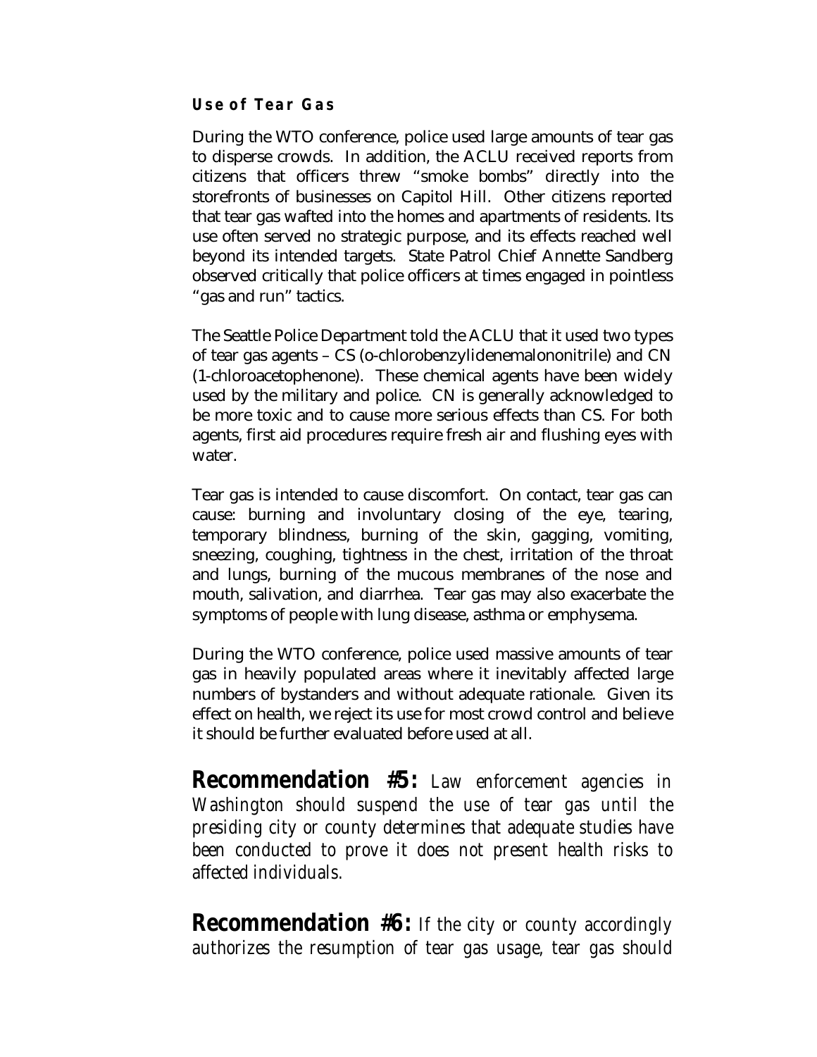### Use of Tear Gas

During the WTO conference, police used large amounts of tear gas to disperse crowds. In addition, the ACLU received reports from citizens that officers threw "smoke bombs" directly into the storefronts of businesses on Capitol Hill. Other citizens reported that tear gas wafted into the homes and apartments of residents. Its use often served no strategic purpose, and its effects reached well beyond its intended targets. State Patrol Chief Annette Sandberg observed critically that police officers at times engaged in pointless "gas and run" tactics.

The Seattle Police Department told the ACLU that it used two types of tear gas agents – CS (o-chlorobenzylidenemalononitrile) and CN (1-chloroacetophenone). These chemical agents have been widely used by the military and police. CN is generally acknowledged to be more toxic and to cause more serious effects than CS. For both agents, first aid procedures require fresh air and flushing eyes with water.

Tear gas is intended to cause discomfort. On contact, tear gas can cause: burning and involuntary closing of the eye, tearing, temporary blindness, burning of the skin, gagging, vomiting, sneezing, coughing, tightness in the chest, irritation of the throat and lungs, burning of the mucous membranes of the nose and mouth, salivation, and diarrhea. Tear gas may also exacerbate the symptoms of people with lung disease, asthma or emphysema.

During the WTO conference, police used massive amounts of tear gas in heavily populated areas where it inevitably affected large numbers of bystanders and without adequate rationale. Given its effect on health, we reject its use for most crowd control and believe it should be further evaluated before used at all.

**Recommendation #5:** *Law enforcement agencies in Washington should suspend the use of tear gas until the presiding city or county determines that adequate studies have been conducted to prove it does not present health risks to affected individuals.*

**Recommendation #6:** *If the city or county accordingly authorizes the resumption of tear gas usage, tear gas should*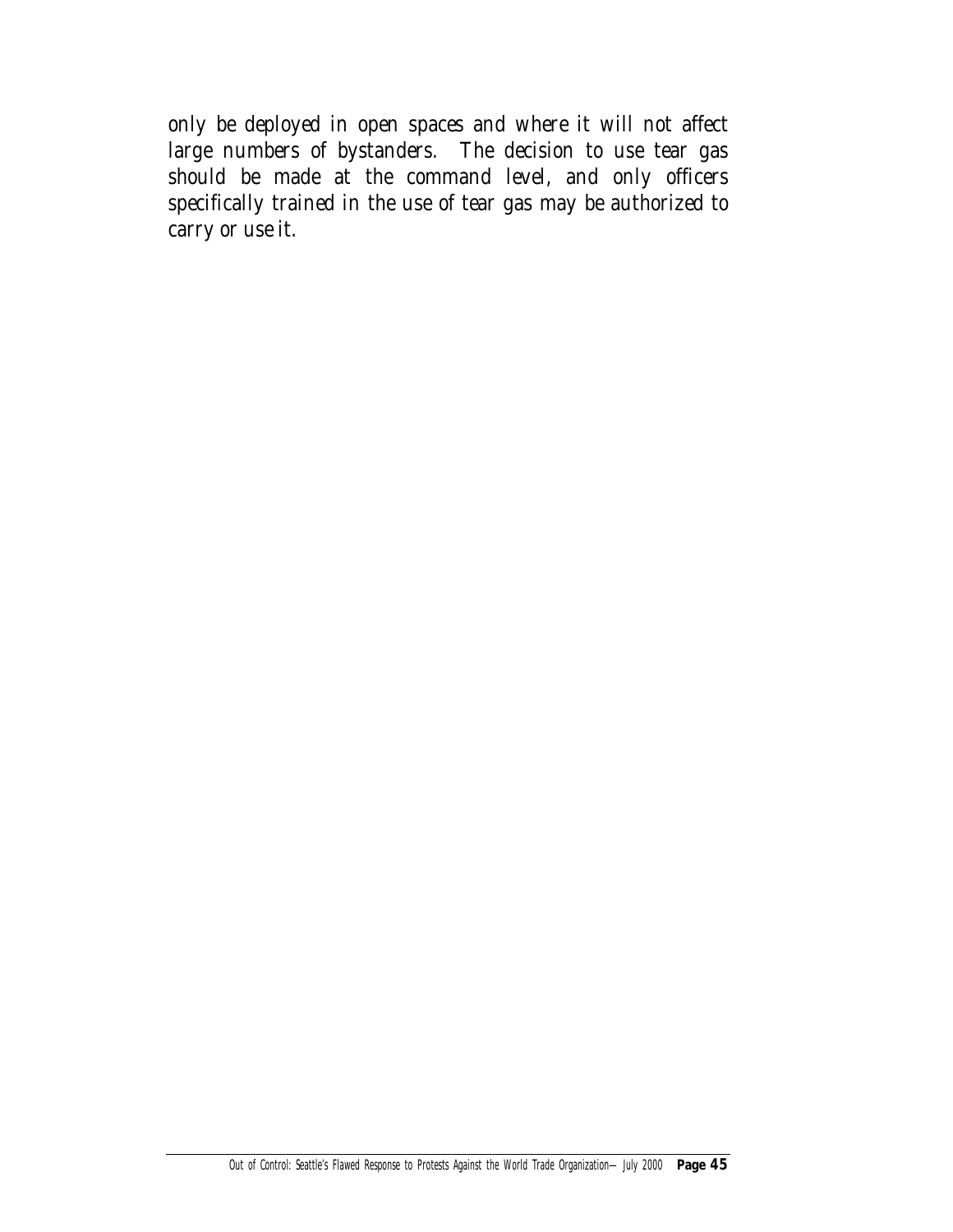only be deployed in open spaces and where it will not affect large numbers of bystanders. The decision to use tear gas should be made at the command level, and only officers specifically trained in the use of tear gas may be authorized to carry or use it.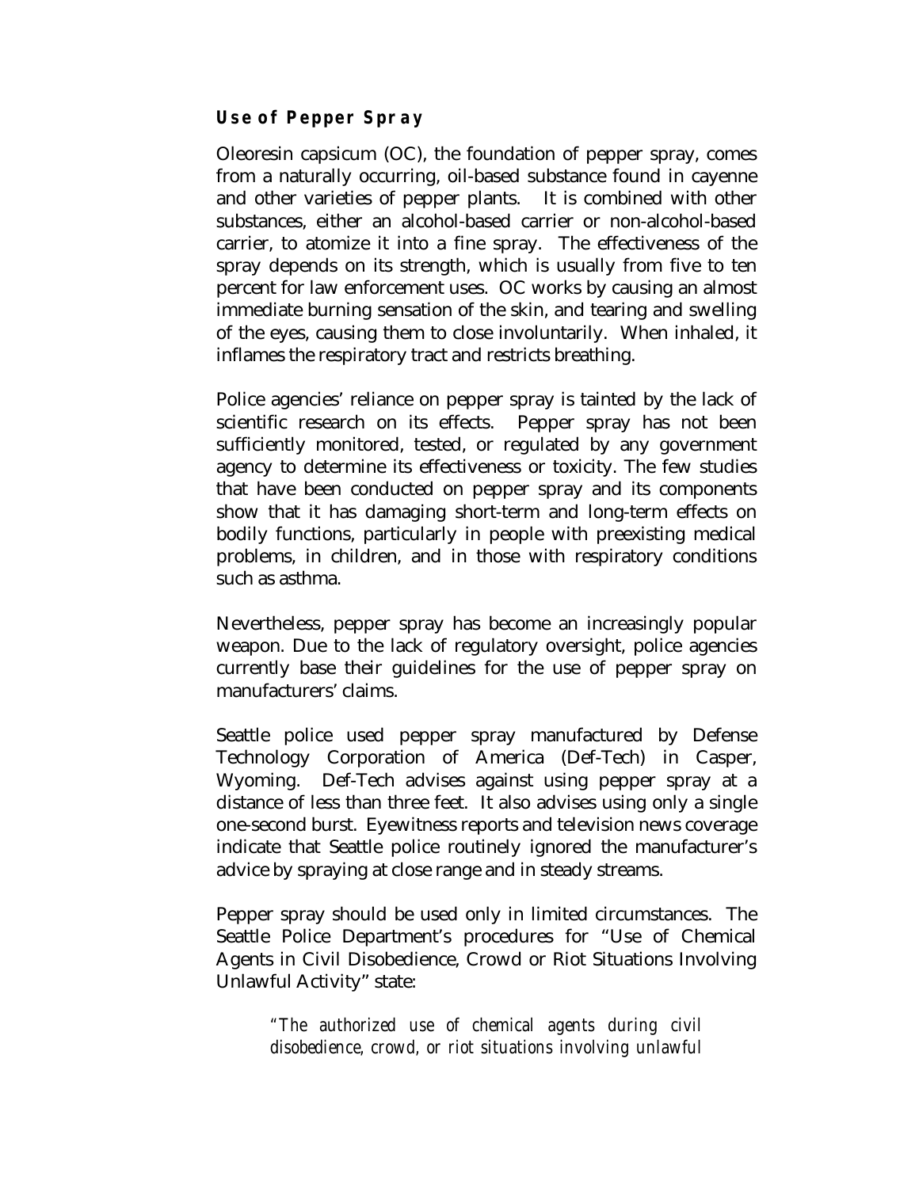### Use of Pepper Spray

Oleoresin capsicum (OC), the foundation of pepper spray, comes from a naturally occurring, oil-based substance found in cayenne and other varieties of pepper plants. It is combined with other substances, either an alcohol-based carrier or non-alcohol-based carrier, to atomize it into a fine spray. The effectiveness of the spray depends on its strength, which is usually from five to ten percent for law enforcement uses. OC works by causing an almost immediate burning sensation of the skin, and tearing and swelling of the eyes, causing them to close involuntarily. When inhaled, it inflames the respiratory tract and restricts breathing.

Police agencies' reliance on pepper spray is tainted by the lack of scientific research on its effects. Pepper spray has not been sufficiently monitored, tested, or regulated by any government agency to determine its effectiveness or toxicity. The few studies that have been conducted on pepper spray and its components show that it has damaging short-term and long-term effects on bodily functions, particularly in people with preexisting medical problems, in children, and in those with respiratory conditions such as asthma.

Nevertheless, pepper spray has become an increasingly popular weapon. Due to the lack of regulatory oversight, police agencies currently base their guidelines for the use of pepper spray on manufacturers' claims.

Seattle police used pepper spray manufactured by Defense Technology Corporation of America (Def-Tech) in Casper, Wyoming. Def-Tech advises against using pepper spray at a distance of less than three feet. It also advises using only a single one-second burst. Eyewitness reports and television news coverage indicate that Seattle police routinely ignored the manufacturer's advice by spraying at close range and in steady streams.

Pepper spray should be used only in limited circumstances. The Seattle Police Department's procedures for "Use of Chemical Agents in Civil Disobedience, Crowd or Riot Situations Involving Unlawful Activity" state:

> *"The authorized use of chemical agents during civil disobedience, crowd, or riot situations involving unlawful*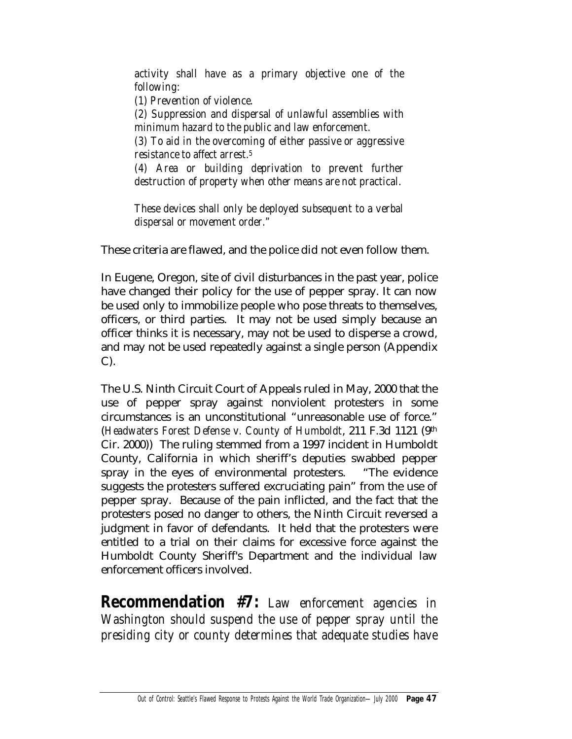*activity shall have as a primary objective one of the following:*

*(1) Prevention of violence.*

*(2) Suppression and dispersal of unlawful assemblies with minimum hazard to the public and law enforcement.*

*(3) To aid in the overcoming of either passive or aggressive resistance to affect arrest.*[5]

*(4) Area or building deprivation to prevent further destruction of property when other means are not practical.*

*These devices shall only be deployed subsequent to a verbal dispersal or movement order."*

These criteria are flawed, and the police did not even follow them.

In Eugene, Oregon, site of civil disturbances in the past year, police have changed their policy for the use of pepper spray. It can now be used only to immobilize people who pose threats to themselves, officers, or third parties. It may not be used simply because an officer thinks it is necessary, may not be used to disperse a crowd, and may not be used repeatedly against a single person (Appendix C).

The U.S. Ninth Circuit Court of Appeals ruled in May, 2000 that the use of pepper spray against nonviolent protesters in some circumstances is an unconstitutional "unreasonable use of force." (*Headwaters Forest Defense v. County of Humboldt*, 211 F.3d 1121 (9th Cir. 2000)) The ruling stemmed from a 1997 incident in Humboldt County, California in which sheriff's deputies swabbed pepper spray in the eyes of environmental protesters. "The evidence suggests the protesters suffered excruciating pain" from the use of pepper spray. Because of the pain inflicted, and the fact that the protesters posed no danger to others, the Ninth Circuit reversed a judgment in favor of defendants. It held that the protesters were entitled to a trial on their claims for excessive force against the Humboldt County Sheriff's Department and the individual law enforcement officers involved.

**Recommendation #7:** *Law enforcement agencies in Washington should suspend the use of pepper spray until the presiding city or county determines that adequate studies have*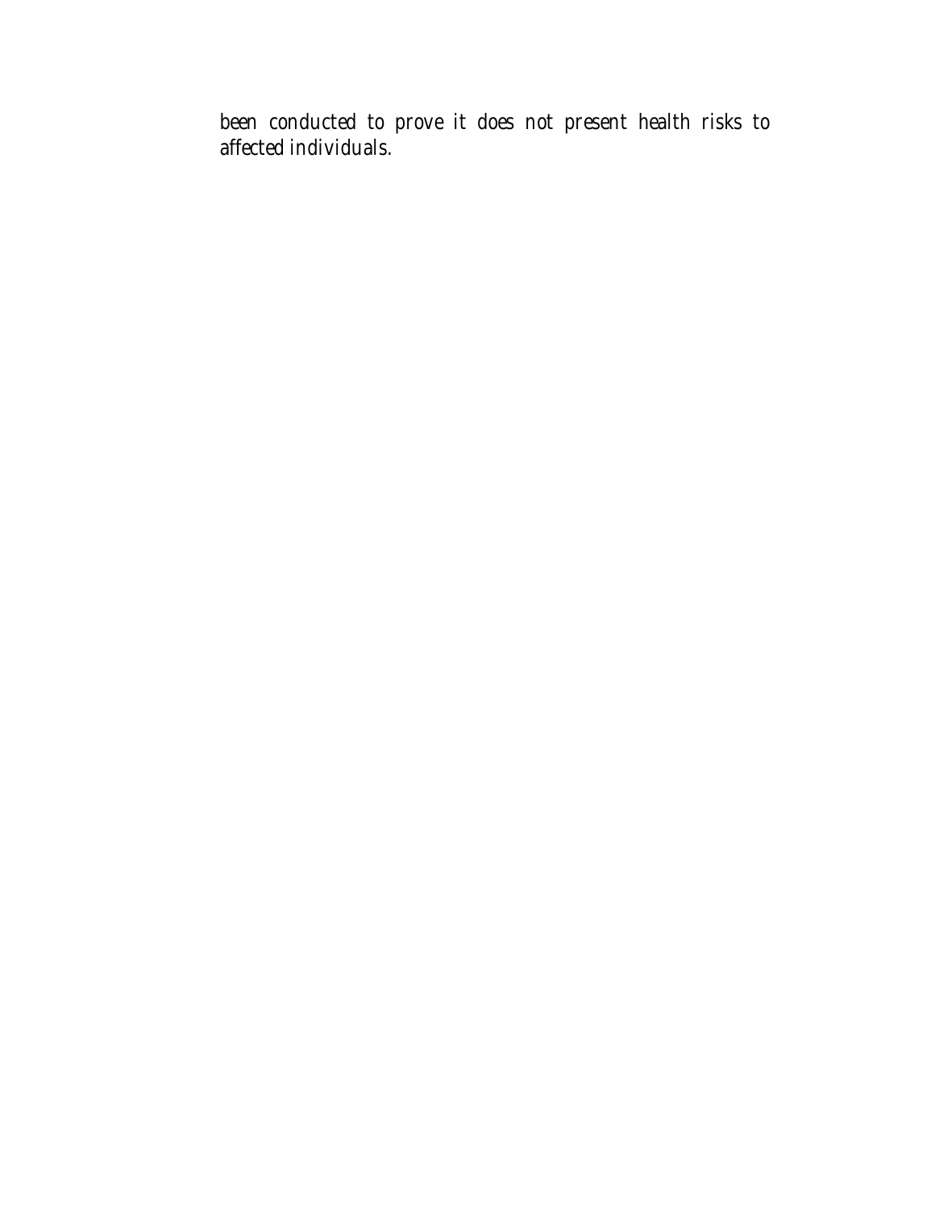been conducted to prove it does not present health risks to affected individuals.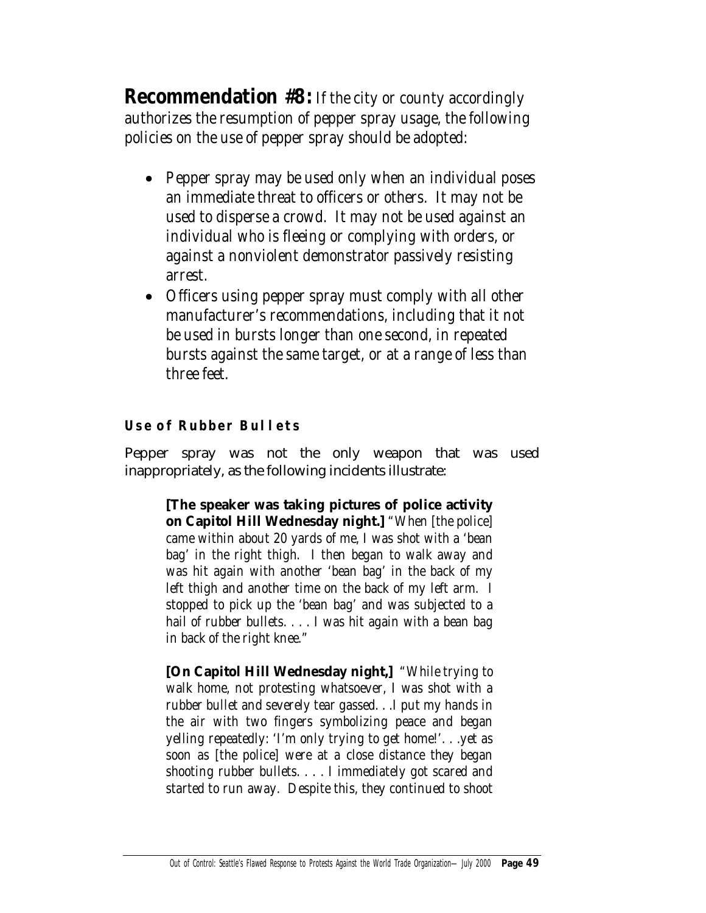**Recommendation #8:** If the city or county accordingly authorizes the resumption of pepper spray usage, the following policies on the use of pepper spray should be adopted:

- Pepper spray may be used only when an individual poses an immediate threat to officers or others. It may not be used to disperse a crowd. It may not be used against an individual who is fleeing or complying with orders, or against a nonviolent demonstrator passively resisting arrest.
- Officers using pepper spray must comply with all other manufacturer's recommendations, including that it not be used in bursts longer than one second, in repeated bursts against the same target, or at a range of less than three feet.

### Use of Rubber Bullets

Pepper spray was not the only weapon that was used inappropriately, as the following incidents illustrate:

> **[The speaker was taking pictures of police activity on Capitol Hill Wednesday night.]** "When [the police] came within about 20 yards of me, I was shot with a 'bean bag' in the right thigh. I then began to walk away and was hit again with another 'bean bag' in the back of my left thigh and another time on the back of my left arm. I stopped to pick up the 'bean bag' and was subjected to a hail of rubber bullets. . . . I was hit again with a bean bag in back of the right knee."

> **[On Capitol Hill Wednesday night,]** "While trying to walk home, not protesting whatsoever, I was shot with a rubber bullet and severely tear gassed. . .I put my hands in the air with two fingers symbolizing peace and began yelling repeatedly: 'I'm only trying to get home!'. . .yet as soon as [the police] were at a close distance they began shooting rubber bullets. . . . I immediately got scared and started to run away. Despite this, they continued to shoot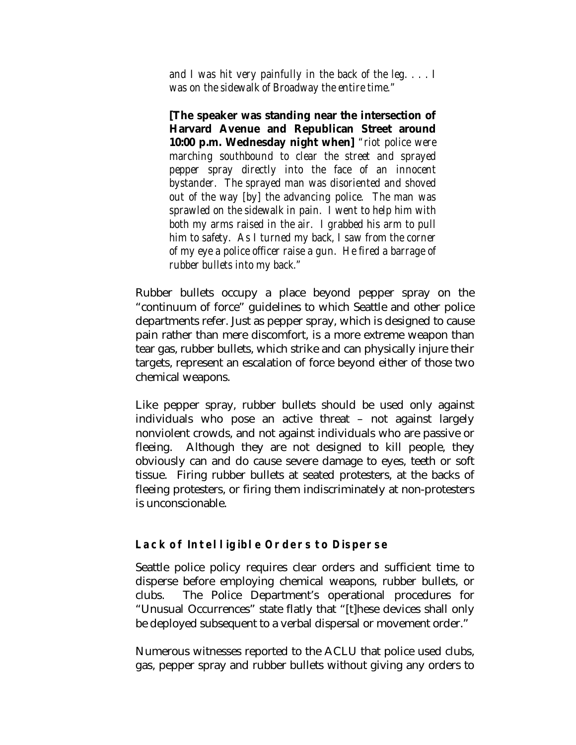> *and I was hit very painfully in the back of the leg. . . . I was on the sidewalk of Broadway the entire time."*

> **[The speaker was standing near the intersection of Harvard Avenue and Republican Street around 10:00 p.m. Wednesday night when]** *"riot police were marching southbound to clear the street and sprayed pepper spray directly into the face of an innocent bystander. The sprayed man was disoriented and shoved out of the way [by] the advancing police. The man was sprawled on the sidewalk in pain. I went to help him with both my arms raised in the air. I grabbed his arm to pull him to safety. As I turned my back, I saw from the corner of my eye a police officer raise a gun. He fired a barrage of rubber bullets into my back."*

Rubber bullets occupy a place beyond pepper spray on the "continuum of force" guidelines to which Seattle and other police departments refer. Just as pepper spray, which is designed to cause pain rather than mere discomfort, is a more extreme weapon than tear gas, rubber bullets, which strike and can physically injure their targets, represent an escalation of force beyond either of those two chemical weapons.

Like pepper spray, rubber bullets should be used only against individuals who pose an active threat – not against largely nonviolent crowds, and not against individuals who are passive or fleeing. Although they are not designed to kill people, they obviously can and do cause severe damage to eyes, teeth or soft tissue. Firing rubber bullets at seated protesters, at the backs of fleeing protesters, or firing them indiscriminately at non-protesters is unconscionable.

### Lack of Intelligible Orders to Disperse

Seattle police policy requires clear orders and sufficient time to disperse before employing chemical weapons, rubber bullets, or clubs. The Police Department's operational procedures for "Unusual Occurrences" state flatly that "[t]hese devices shall only be deployed subsequent to a verbal dispersal or movement order."

Numerous witnesses reported to the ACLU that police used clubs, gas, pepper spray and rubber bullets without giving any orders to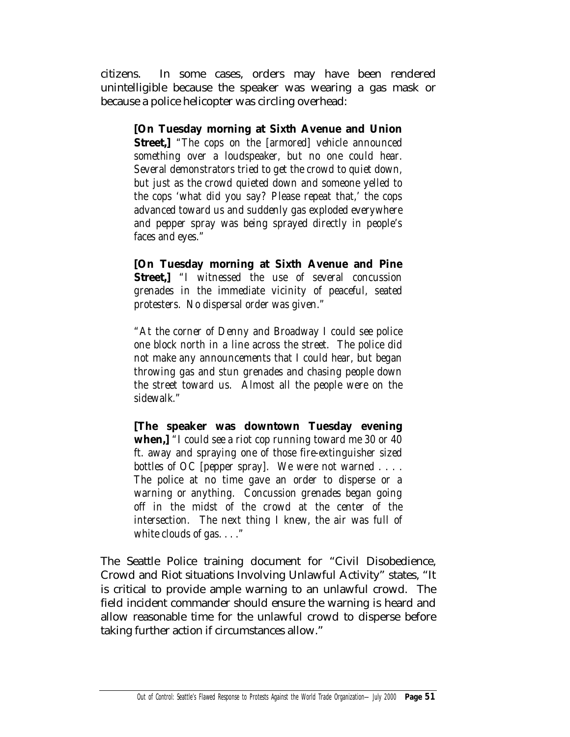citizens. In some cases, orders may have been rendered unintelligible because the speaker was wearing a gas mask or because a police helicopter was circling overhead:

> **[On Tuesday morning at Sixth Avenue and Union Street,]** *"The cops on the [armored] vehicle announced something over a loudspeaker, but no one could hear. Several demonstrators tried to get the crowd to quiet down, but just as the crowd quieted down and someone yelled to the cops 'what did you say? Please repeat that,' the cops advanced toward us and suddenly gas exploded everywhere and pepper spray was being sprayed directly in people's faces and eyes."*
>
> **[On Tuesday morning at Sixth Avenue and Pine Street,]** *"I witnessed the use of several concussion grenades in the immediate vicinity of peaceful, seated protesters. No dispersal order was given."*
>
> *"At the corner of Denny and Broadway I could see police one block north in a line across the street. The police did not make any announcements that I could hear, but began throwing gas and stun grenades and chasing people down the street toward us. Almost all the people were on the sidewalk."*
>
> **[The speaker was downtown Tuesday evening when,]** *"I could see a riot cop running toward me 30 or 40 ft. away and spraying one of those fire-extinguisher sized bottles of OC [pepper spray]. We were not warned . . . . The police at no time gave an order to disperse or a warning or anything. Concussion grenades began going off in the midst of the crowd at the center of the intersection. The next thing I knew, the air was full of white clouds of gas. . . ."*

The Seattle Police training document for "Civil Disobedience, Crowd and Riot situations Involving Unlawful Activity" states, "It is critical to provide ample warning to an unlawful crowd. The field incident commander should ensure the warning is heard and allow reasonable time for the unlawful crowd to disperse before taking further action if circumstances allow."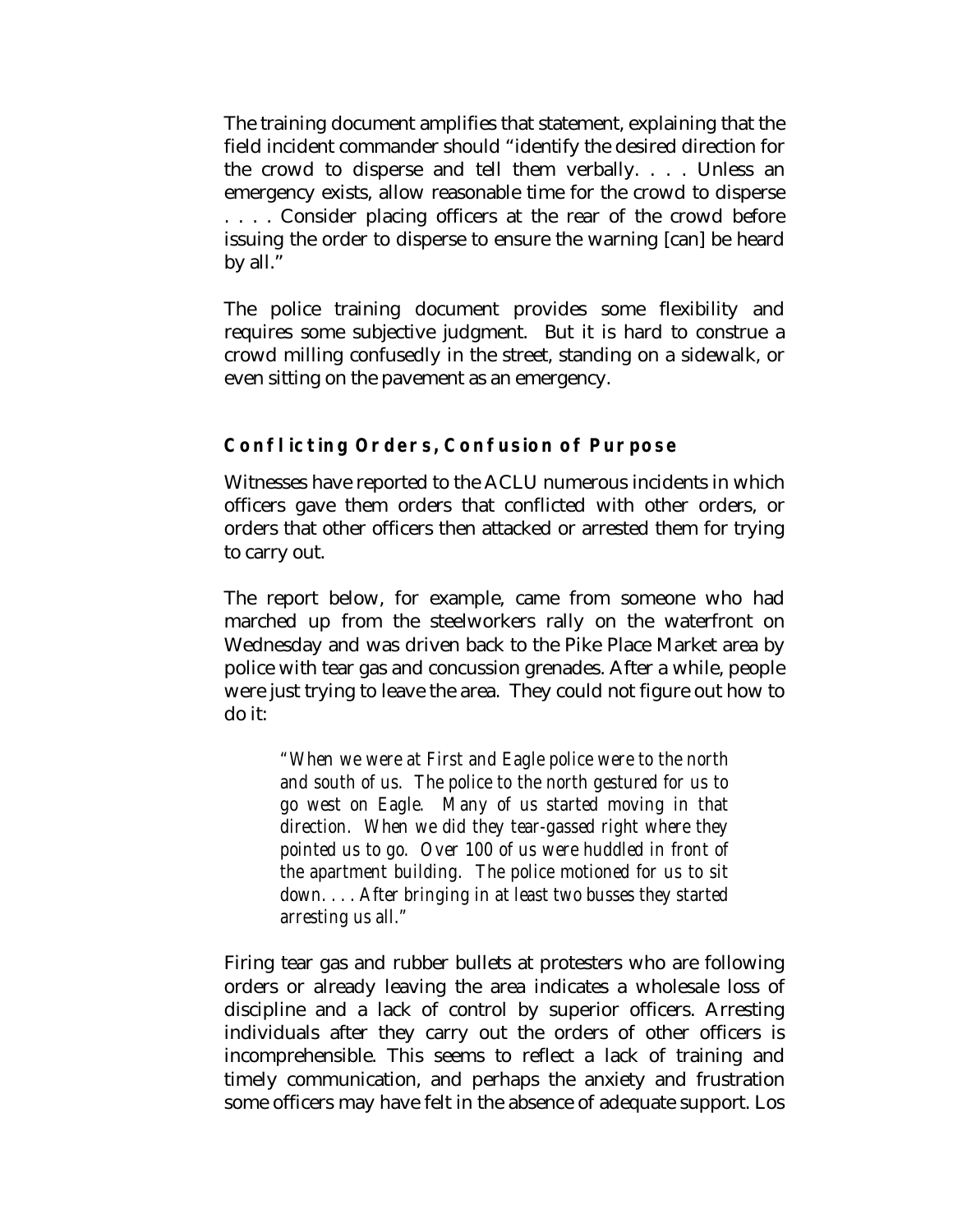The training document amplifies that statement, explaining that the field incident commander should "identify the desired direction for the crowd to disperse and tell them verbally. . . . Unless an emergency exists, allow reasonable time for the crowd to disperse . . . . Consider placing officers at the rear of the crowd before issuing the order to disperse to ensure the warning [can] be heard by all."

The police training document provides some flexibility and requires some subjective judgment. But it is hard to construe a crowd milling confusedly in the street, standing on a sidewalk, or even sitting on the pavement as an emergency.

### Conflicting Orders, Confusion of Purpose

Witnesses have reported to the ACLU numerous incidents in which officers gave them orders that conflicted with other orders, or orders that other officers then attacked or arrested them for trying to carry out.

The report below, for example, came from someone who had marched up from the steelworkers rally on the waterfront on Wednesday and was driven back to the Pike Place Market area by police with tear gas and concussion grenades. After a while, people were just trying to leave the area. They could not figure out how to do it:

> *"When we were at First and Eagle police were to the north and south of us. The police to the north gestured for us to go west on Eagle. Many of us started moving in that direction. When we did they tear-gassed right where they pointed us to go. Over 100 of us were huddled in front of the apartment building. The police motioned for us to sit down. . . . After bringing in at least two busses they started arresting us all."*

Firing tear gas and rubber bullets at protesters who are following orders or already leaving the area indicates a wholesale loss of discipline and a lack of control by superior officers. Arresting individuals after they carry out the orders of other officers is incomprehensible. This seems to reflect a lack of training and timely communication, and perhaps the anxiety and frustration some officers may have felt in the absence of adequate support. Los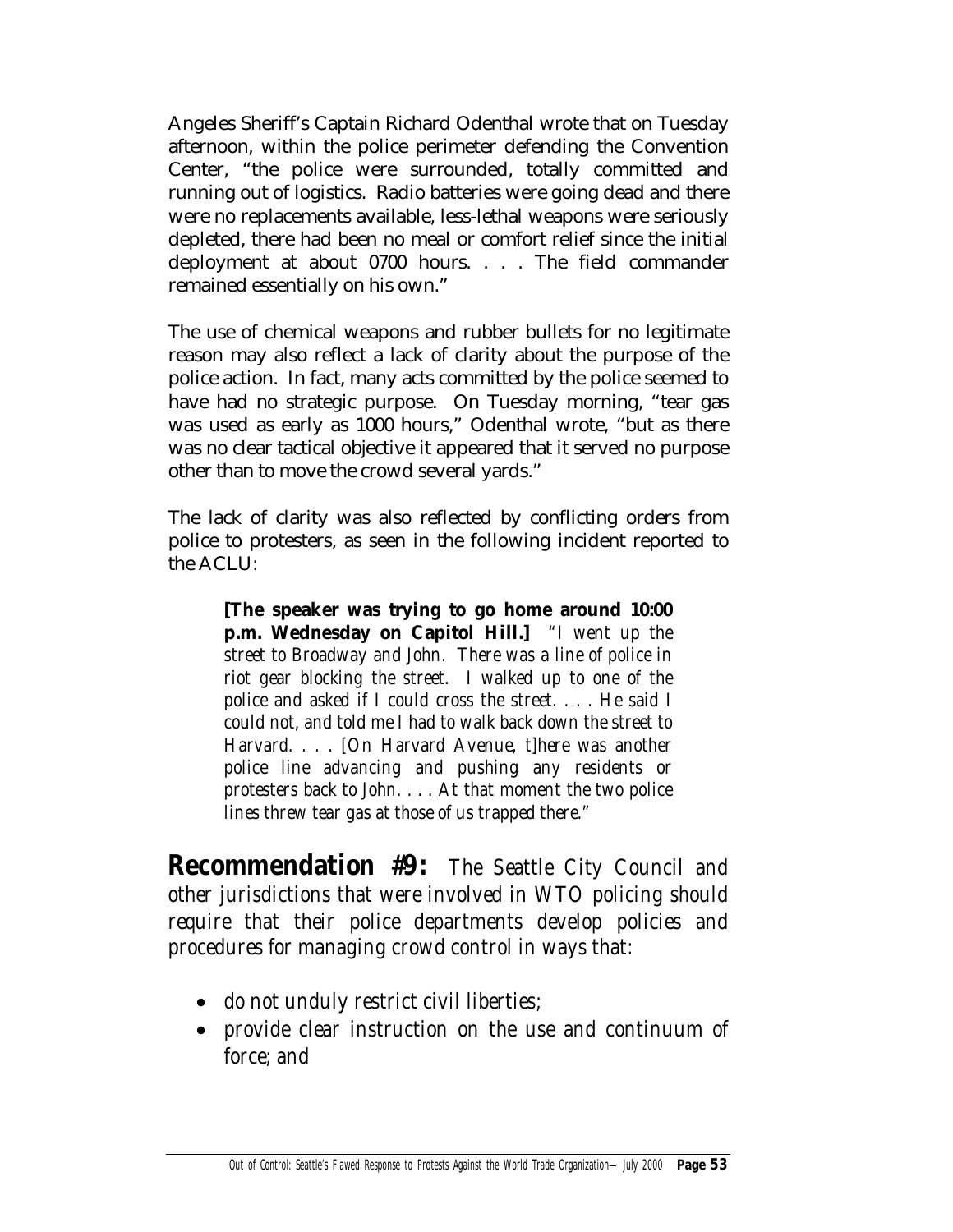Angeles Sheriff's Captain Richard Odenthal wrote that on Tuesday afternoon, within the police perimeter defending the Convention Center, "the police were surrounded, totally committed and running out of logistics. Radio batteries were going dead and there were no replacements available, less-lethal weapons were seriously depleted, there had been no meal or comfort relief since the initial deployment at about 0700 hours. . . . The field commander remained essentially on his own."

The use of chemical weapons and rubber bullets for no legitimate reason may also reflect a lack of clarity about the purpose of the police action. In fact, many acts committed by the police seemed to have had no strategic purpose. On Tuesday morning, "tear gas was used as early as 1000 hours," Odenthal wrote, "but as there was no clear tactical objective it appeared that it served no purpose other than to move the crowd several yards."

The lack of clarity was also reflected by conflicting orders from police to protesters, as seen in the following incident reported to the ACLU:

> **[The speaker was trying to go home around 10:00 p.m. Wednesday on Capitol Hill.]** *"I went up the street to Broadway and John. There was a line of police in riot gear blocking the street. I walked up to one of the police and asked if I could cross the street. . . . He said I could not, and told me I had to walk back down the street to Harvard. . . . [On Harvard Avenue, t]here was another police line advancing and pushing any residents or protesters back to John. . . . At that moment the two police lines threw tear gas at those of us trapped there."*

**Recommendation #9:** *The Seattle City Council and other jurisdictions that were involved in WTO policing should require that their police departments develop policies and procedures for managing crowd control in ways that:*

- *do not unduly restrict civil liberties;*
- *provide clear instruction on the use and continuum of force; and*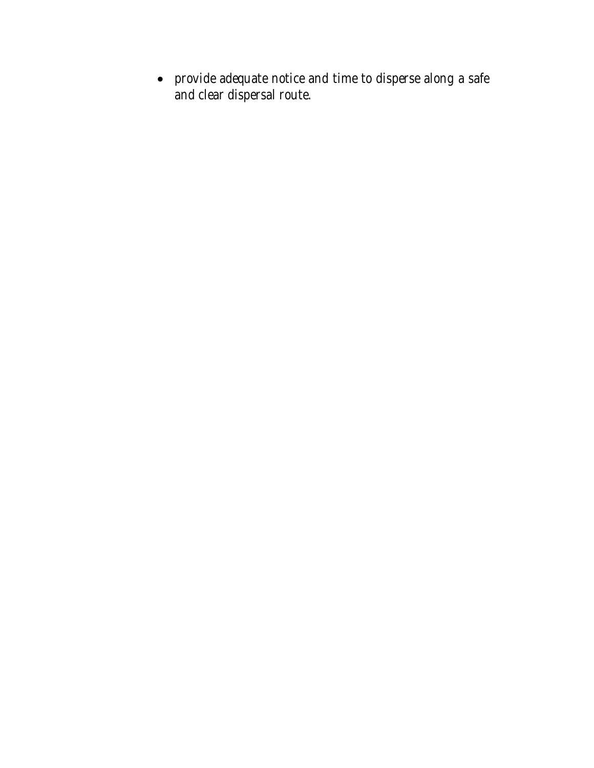- provide adequate notice and time to disperse along a safe and clear dispersal route.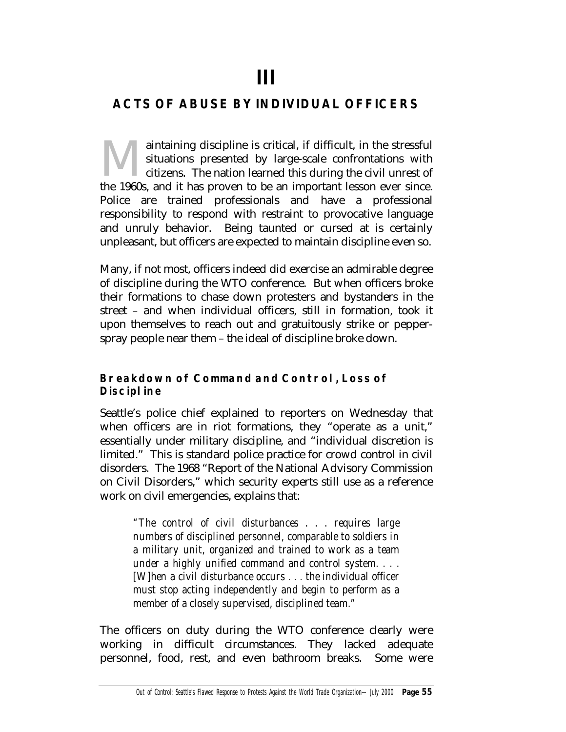# III

## ACTS OF ABUSE BY INDIVIDUAL OFFICERS

Maintaining discipline is critical, if difficult, in the stressful situations presented by large-scale confrontations with citizens. The nation learned this during the civil unrest of the 1960s, and it has proven to be an important lesson ever since. Police are trained professionals and have a professional responsibility to respond with restraint to provocative language and unruly behavior. Being taunted or cursed at is certainly unpleasant, but officers are expected to maintain discipline even so.

Many, if not most, officers indeed did exercise an admirable degree of discipline during the WTO conference. But when officers broke their formations to chase down protesters and bystanders in the street – and when individual officers, still in formation, took it upon themselves to reach out and gratuitously strike or pepper-spray people near them – the ideal of discipline broke down.

### Breakdown of Command and Control, Loss of Discipline

Seattle's police chief explained to reporters on Wednesday that when officers are in riot formations, they "operate as a unit," essentially under military discipline, and "individual discretion is limited." This is standard police practice for crowd control in civil disorders. The 1968 "Report of the National Advisory Commission on Civil Disorders," which security experts still use as a reference work on civil emergencies, explains that:

> *"The control of civil disturbances . . . requires large numbers of disciplined personnel, comparable to soldiers in a military unit, organized and trained to work as a team under a highly unified command and control system. . . . [W]hen a civil disturbance occurs . . . the individual officer must stop acting independently and begin to perform as a member of a closely supervised, disciplined team."*

The officers on duty during the WTO conference clearly were working in difficult circumstances. They lacked adequate personnel, food, rest, and even bathroom breaks. Some were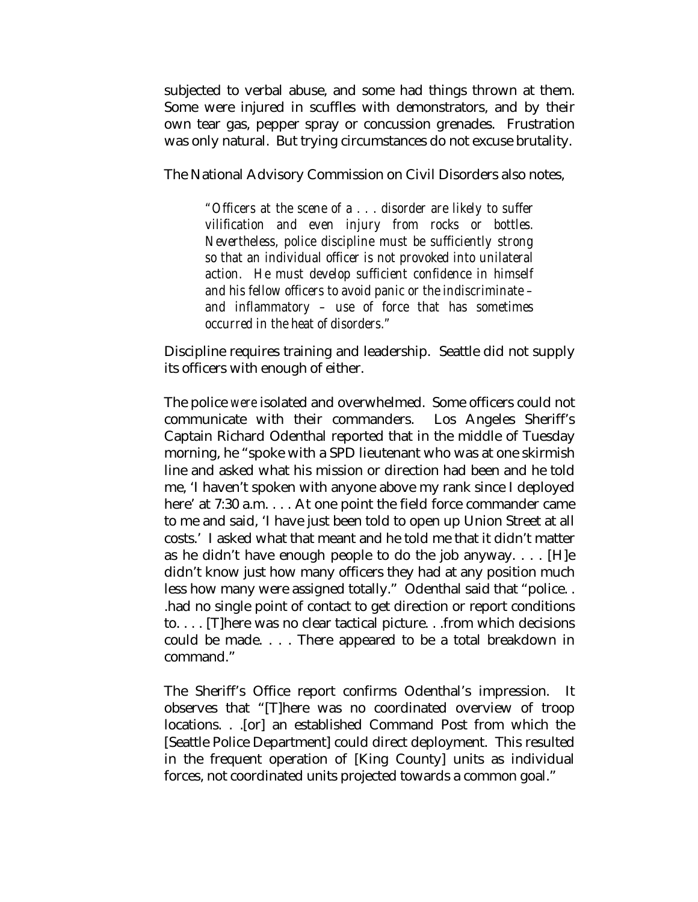subjected to verbal abuse, and some had things thrown at them. Some were injured in scuffles with demonstrators, and by their own tear gas, pepper spray or concussion grenades. Frustration was only natural. But trying circumstances do not excuse brutality.

The National Advisory Commission on Civil Disorders also notes,

> *"Officers at the scene of a . . . disorder are likely to suffer vilification and even injury from rocks or bottles. Nevertheless, police discipline must be sufficiently strong so that an individual officer is not provoked into unilateral action. He must develop sufficient confidence in himself and his fellow officers to avoid panic or the indiscriminate – and inflammatory – use of force that has sometimes occurred in the heat of disorders."*

Discipline requires training and leadership. Seattle did not supply its officers with enough of either.

The police *were* isolated and overwhelmed. Some officers could not communicate with their commanders. Los Angeles Sheriff's Captain Richard Odenthal reported that in the middle of Tuesday morning, he "spoke with a SPD lieutenant who was at one skirmish line and asked what his mission or direction had been and he told me, 'I haven't spoken with anyone above my rank since I deployed here' at 7:30 a.m. . . . At one point the field force commander came to me and said, 'I have just been told to open up Union Street at all costs.' I asked what that meant and he told me that it didn't matter as he didn't have enough people to do the job anyway. . . . [H]e didn't know just how many officers they had at any position much less how many were assigned totally." Odenthal said that "police. . .had no single point of contact to get direction or report conditions to. . . . [T]here was no clear tactical picture. . .from which decisions could be made. . . . There appeared to be a total breakdown in command."

The Sheriff's Office report confirms Odenthal's impression. It observes that "[T]here was no coordinated overview of troop locations. . .[or] an established Command Post from which the [Seattle Police Department] could direct deployment. This resulted in the frequent operation of [King County] units as individual forces, not coordinated units projected towards a common goal."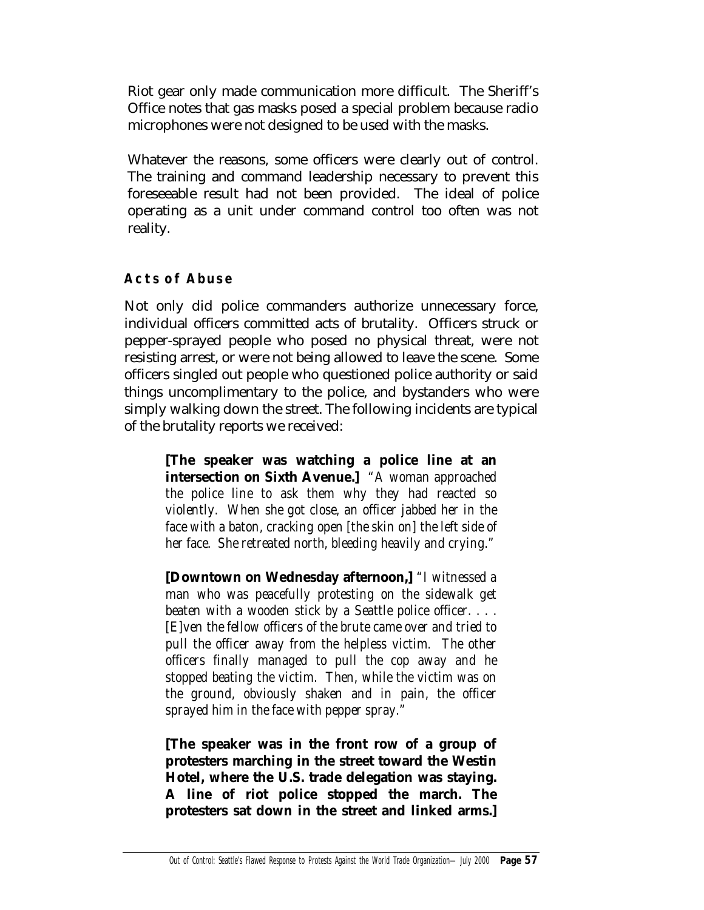Riot gear only made communication more difficult. The Sheriff's Office notes that gas masks posed a special problem because radio microphones were not designed to be used with the masks.

Whatever the reasons, some officers were clearly out of control. The training and command leadership necessary to prevent this foreseeable result had not been provided. The ideal of police operating as a unit under command control too often was not reality.

### Acts of Abuse

Not only did police commanders authorize unnecessary force, individual officers committed acts of brutality. Officers struck or pepper-sprayed people who posed no physical threat, were not resisting arrest, or were not being allowed to leave the scene. Some officers singled out people who questioned police authority or said things uncomplimentary to the police, and bystanders who were simply walking down the street. The following incidents are typical of the brutality reports we received:

> **[The speaker was watching a police line at an intersection on Sixth Avenue.]** *"A woman approached the police line to ask them why they had reacted so violently. When she got close, an officer jabbed her in the face with a baton, cracking open [the skin on] the left side of her face. She retreated north, bleeding heavily and crying."*
>
> **[Downtown on Wednesday afternoon,]** *"I witnessed a man who was peacefully protesting on the sidewalk get beaten with a wooden stick by a Seattle police officer. . . . [E]ven the fellow officers of the brute came over and tried to pull the officer away from the helpless victim. The other officers finally managed to pull the cop away and he stopped beating the victim. Then, while the victim was on the ground, obviously shaken and in pain, the officer sprayed him in the face with pepper spray."*
>
> **[The speaker was in the front row of a group of protesters marching in the street toward the Westin Hotel, where the U.S. trade delegation was staying. A line of riot police stopped the march. The protesters sat down in the street and linked arms.]**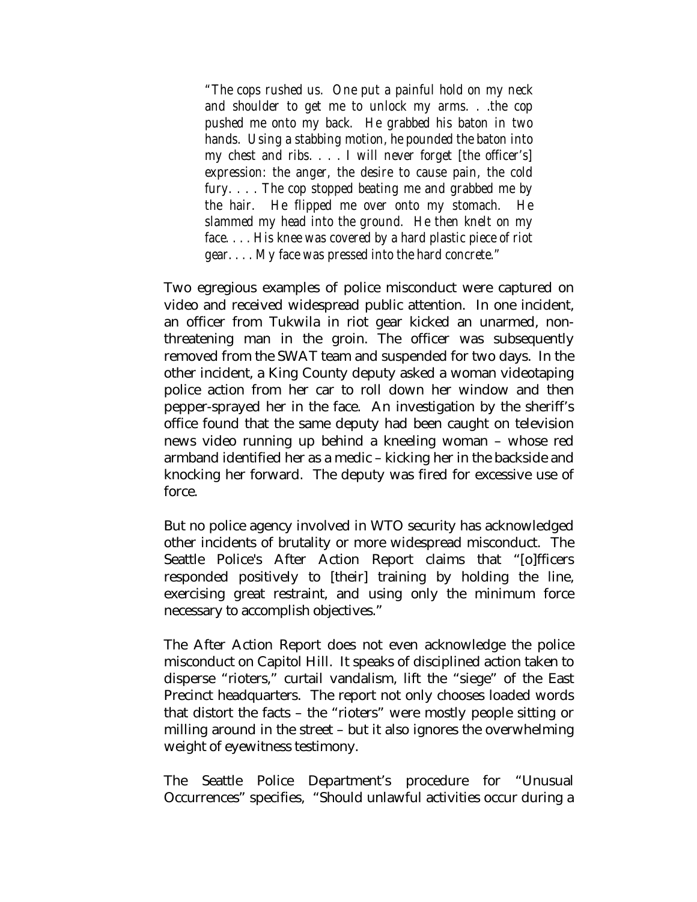> *"The cops rushed us. One put a painful hold on my neck and shoulder to get me to unlock my arms. . .the cop pushed me onto my back. He grabbed his baton in two hands. Using a stabbing motion, he pounded the baton into my chest and ribs. . . . I will never forget [the officer's] expression: the anger, the desire to cause pain, the cold fury. . . . The cop stopped beating me and grabbed me by the hair. He flipped me over onto my stomach. He slammed my head into the ground. He then knelt on my face. . . . His knee was covered by a hard plastic piece of riot gear. . . . My face was pressed into the hard concrete."*

Two egregious examples of police misconduct were captured on video and received widespread public attention. In one incident, an officer from Tukwila in riot gear kicked an unarmed, non-threatening man in the groin. The officer was subsequently removed from the SWAT team and suspended for two days. In the other incident, a King County deputy asked a woman videotaping police action from her car to roll down her window and then pepper-sprayed her in the face. An investigation by the sheriff's office found that the same deputy had been caught on television news video running up behind a kneeling woman – whose red armband identified her as a medic – kicking her in the backside and knocking her forward. The deputy was fired for excessive use of force.

But no police agency involved in WTO security has acknowledged other incidents of brutality or more widespread misconduct. The Seattle Police's After Action Report claims that "[o]fficers responded positively to [their] training by holding the line, exercising great restraint, and using only the minimum force necessary to accomplish objectives."

The After Action Report does not even acknowledge the police misconduct on Capitol Hill. It speaks of disciplined action taken to disperse "rioters," curtail vandalism, lift the "siege" of the East Precinct headquarters. The report not only chooses loaded words that distort the facts – the "rioters" were mostly people sitting or milling around in the street – but it also ignores the overwhelming weight of eyewitness testimony.

The Seattle Police Department's procedure for "Unusual Occurrences" specifies, "Should unlawful activities occur during a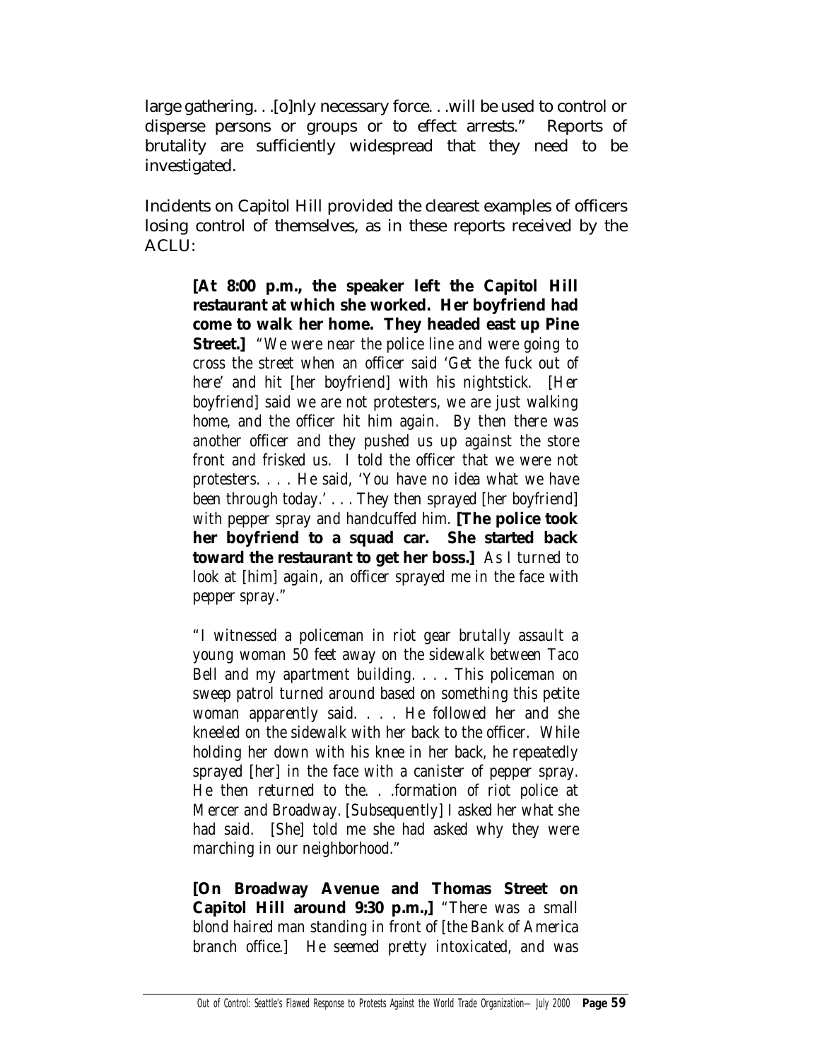large gathering. . .[o]nly necessary force. . .will be used to control or disperse persons or groups or to effect arrests." Reports of brutality are sufficiently widespread that they need to be investigated.

Incidents on Capitol Hill provided the clearest examples of officers losing control of themselves, as in these reports received by the ACLU:

> **[At 8:00 p.m., the speaker left the Capitol Hill restaurant at which she worked. Her boyfriend had come to walk her home. They headed east up Pine Street.]** *"We were near the police line and were going to cross the street when an officer said 'Get the fuck out of here' and hit [her boyfriend] with his nightstick. [Her boyfriend] said we are not protesters, we are just walking home, and the officer hit him again. By then there was another officer and they pushed us up against the store front and frisked us. I told the officer that we were not protesters. . . . He said, 'You have no idea what we have been through today.' . . . They then sprayed [her boyfriend] with pepper spray and handcuffed him.* **[The police took her boyfriend to a squad car. She started back toward the restaurant to get her boss.]** *As I turned to look at [him] again, an officer sprayed me in the face with pepper spray."*
>
> *"I witnessed a policeman in riot gear brutally assault a young woman 50 feet away on the sidewalk between Taco Bell and my apartment building. . . . This policeman on sweep patrol turned around based on something this petite woman apparently said. . . . He followed her and she kneeled on the sidewalk with her back to the officer. While holding her down with his knee in her back, he repeatedly sprayed [her] in the face with a canister of pepper spray. He then returned to the. . .formation of riot police at Mercer and Broadway. [Subsequently] I asked her what she had said. [She] told me she had asked why they were marching in our neighborhood."*
>
> **[On Broadway Avenue and Thomas Street on Capitol Hill around 9:30 p.m.,]** *"There was a small blond haired man standing in front of [the Bank of America branch office.] He seemed pretty intoxicated, and was*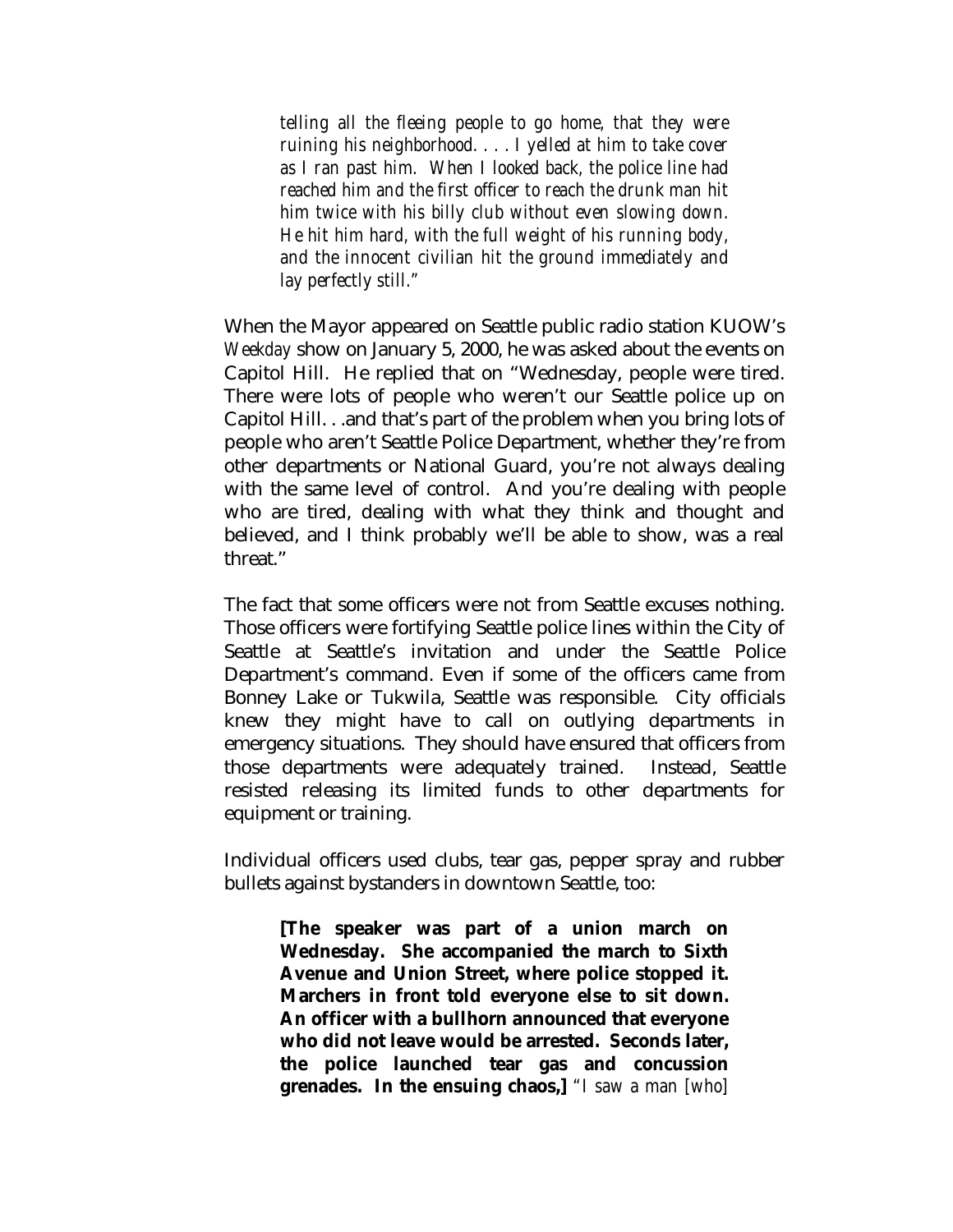> *telling all the fleeing people to go home, that they were ruining his neighborhood. . . . I yelled at him to take cover as I ran past him. When I looked back, the police line had reached him and the first officer to reach the drunk man hit him twice with his billy club without even slowing down. He hit him hard, with the full weight of his running body, and the innocent civilian hit the ground immediately and lay perfectly still."*

When the Mayor appeared on Seattle public radio station KUOW's *Weekday* show on January 5, 2000, he was asked about the events on Capitol Hill. He replied that on "Wednesday, people were tired. There were lots of people who weren't our Seattle police up on Capitol Hill. . .and that's part of the problem when you bring lots of people who aren't Seattle Police Department, whether they're from other departments or National Guard, you're not always dealing with the same level of control. And you're dealing with people who are tired, dealing with what they think and thought and believed, and I think probably we'll be able to show, was a real threat."

The fact that some officers were not from Seattle excuses nothing. Those officers were fortifying Seattle police lines within the City of Seattle at Seattle's invitation and under the Seattle Police Department's command. Even if some of the officers came from Bonney Lake or Tukwila, Seattle was responsible. City officials knew they might have to call on outlying departments in emergency situations. They should have ensured that officers from those departments were adequately trained. Instead, Seattle resisted releasing its limited funds to other departments for equipment or training.

Individual officers used clubs, tear gas, pepper spray and rubber bullets against bystanders in downtown Seattle, too:

> **[The speaker was part of a union march on Wednesday. She accompanied the march to Sixth Avenue and Union Street, where police stopped it. Marchers in front told everyone else to sit down. An officer with a bullhorn announced that everyone who did not leave would be arrested. Seconds later, the police launched tear gas and concussion grenades. In the ensuing chaos,]** *"I saw a man [who]*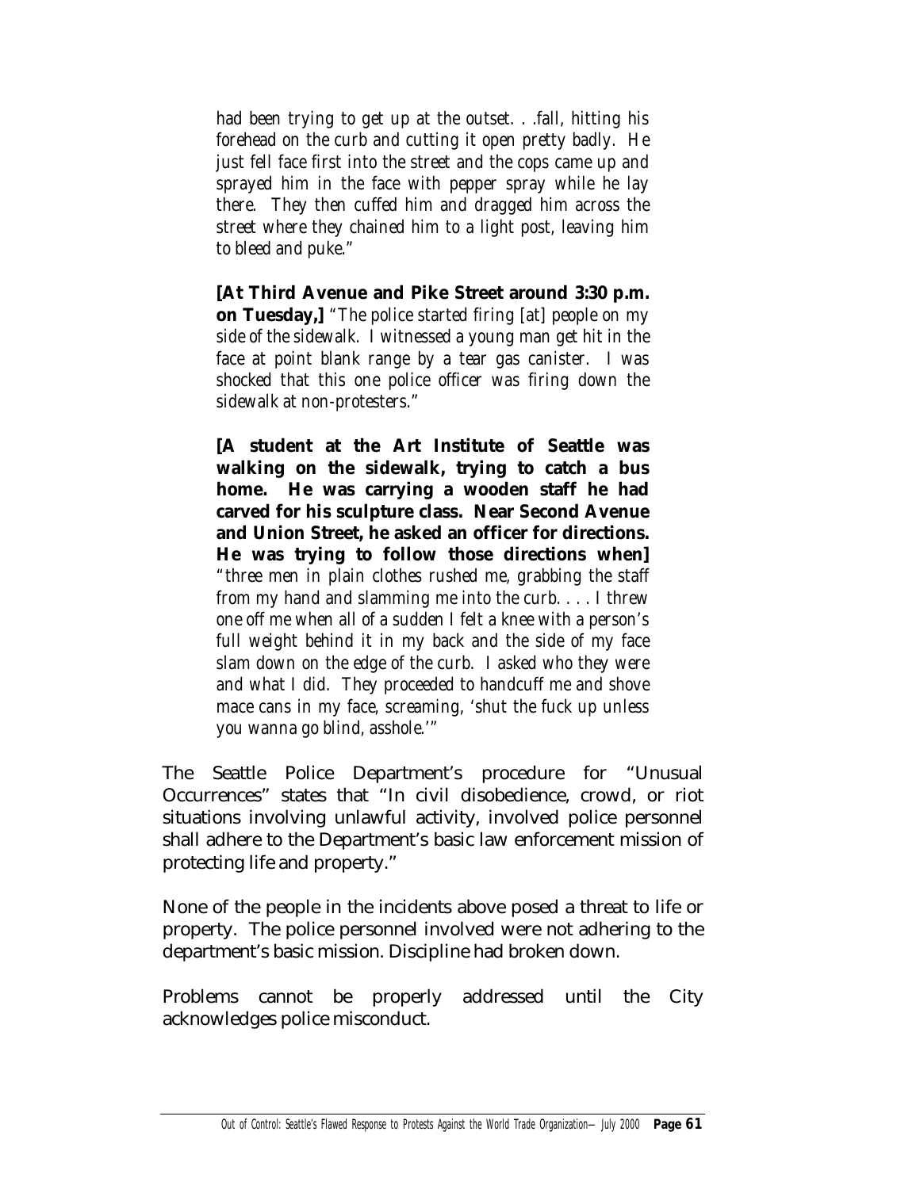> *had been trying to get up at the outset. . .fall, hitting his forehead on the curb and cutting it open pretty badly. He just fell face first into the street and the cops came up and sprayed him in the face with pepper spray while he lay there. They then cuffed him and dragged him across the street where they chained him to a light post, leaving him to bleed and puke."*
>
> **[At Third Avenue and Pike Street around 3:30 p.m. on Tuesday,]** *"The police started firing [at] people on my side of the sidewalk. I witnessed a young man get hit in the face at point blank range by a tear gas canister. I was shocked that this one police officer was firing down the sidewalk at non-protesters."*
>
> **[A student at the Art Institute of Seattle was walking on the sidewalk, trying to catch a bus home. He was carrying a wooden staff he had carved for his sculpture class. Near Second Avenue and Union Street, he asked an officer for directions. He was trying to follow those directions when]** *"three men in plain clothes rushed me, grabbing the staff from my hand and slamming me into the curb. . . . I threw one off me when all of a sudden I felt a knee with a person's full weight behind it in my back and the side of my face slam down on the edge of the curb. I asked who they were and what I did. They proceeded to handcuff me and shove mace cans in my face, screaming, 'shut the fuck up unless you wanna go blind, asshole.'"*

The Seattle Police Department's procedure for "Unusual Occurrences" states that "In civil disobedience, crowd, or riot situations involving unlawful activity, involved police personnel shall adhere to the Department's basic law enforcement mission of protecting life and property."

None of the people in the incidents above posed a threat to life or property. The police personnel involved were not adhering to the department's basic mission. Discipline had broken down.

Problems cannot be properly addressed until the City acknowledges police misconduct.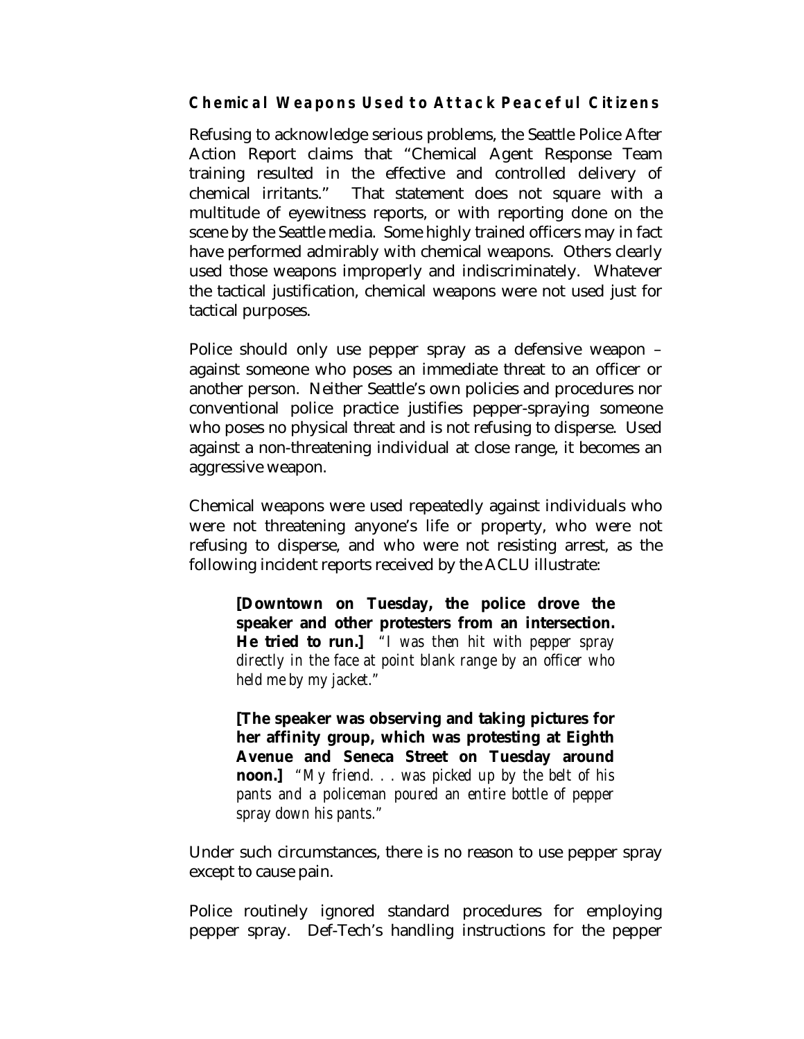### Chemical Weapons Used to Attack Peaceful Citizens

Refusing to acknowledge serious problems, the Seattle Police After Action Report claims that "Chemical Agent Response Team training resulted in the effective and controlled delivery of chemical irritants." That statement does not square with a multitude of eyewitness reports, or with reporting done on the scene by the Seattle media. Some highly trained officers may in fact have performed admirably with chemical weapons. Others clearly used those weapons improperly and indiscriminately. Whatever the tactical justification, chemical weapons were not used just for tactical purposes.

Police should only use pepper spray as a defensive weapon – against someone who poses an immediate threat to an officer or another person. Neither Seattle's own policies and procedures nor conventional police practice justifies pepper-spraying someone who poses no physical threat and is not refusing to disperse. Used against a non-threatening individual at close range, it becomes an aggressive weapon.

Chemical weapons were used repeatedly against individuals who were not threatening anyone's life or property, who were not refusing to disperse, and who were not resisting arrest, as the following incident reports received by the ACLU illustrate:

> **[Downtown on Tuesday, the police drove the speaker and other protesters from an intersection. He tried to run.]** *"I was then hit with pepper spray directly in the face at point blank range by an officer who held me by my jacket."*
>
> **[The speaker was observing and taking pictures for her affinity group, which was protesting at Eighth Avenue and Seneca Street on Tuesday around noon.]** *"My friend. . . was picked up by the belt of his pants and a policeman poured an entire bottle of pepper spray down his pants."*

Under such circumstances, there is no reason to use pepper spray except to cause pain.

Police routinely ignored standard procedures for employing pepper spray. Def-Tech's handling instructions for the pepper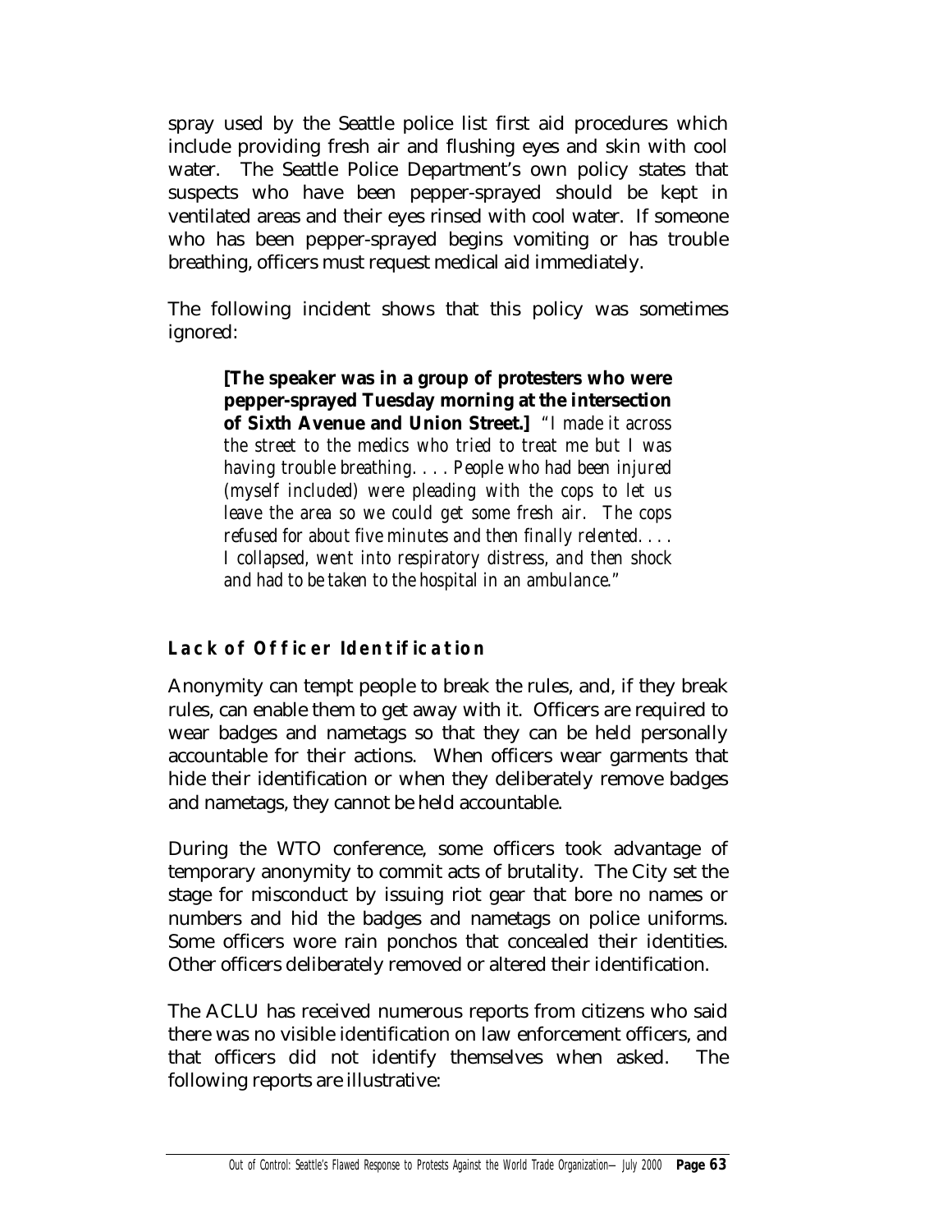spray used by the Seattle police list first aid procedures which include providing fresh air and flushing eyes and skin with cool water. The Seattle Police Department's own policy states that suspects who have been pepper-sprayed should be kept in ventilated areas and their eyes rinsed with cool water. If someone who has been pepper-sprayed begins vomiting or has trouble breathing, officers must request medical aid immediately.

The following incident shows that this policy was sometimes ignored:

> **[The speaker was in a group of protesters who were pepper-sprayed Tuesday morning at the intersection of Sixth Avenue and Union Street.]** *"I made it across the street to the medics who tried to treat me but I was having trouble breathing. . . . People who had been injured (myself included) were pleading with the cops to let us leave the area so we could get some fresh air. The cops refused for about five minutes and then finally relented. . . . I collapsed, went into respiratory distress, and then shock and had to be taken to the hospital in an ambulance."*

### Lack of Officer Identification

Anonymity can tempt people to break the rules, and, if they break rules, can enable them to get away with it. Officers are required to wear badges and nametags so that they can be held personally accountable for their actions. When officers wear garments that hide their identification or when they deliberately remove badges and nametags, they cannot be held accountable.

During the WTO conference, some officers took advantage of temporary anonymity to commit acts of brutality. The City set the stage for misconduct by issuing riot gear that bore no names or numbers and hid the badges and nametags on police uniforms. Some officers wore rain ponchos that concealed their identities. Other officers deliberately removed or altered their identification.

The ACLU has received numerous reports from citizens who said there was no visible identification on law enforcement officers, and that officers did not identify themselves when asked. The following reports are illustrative: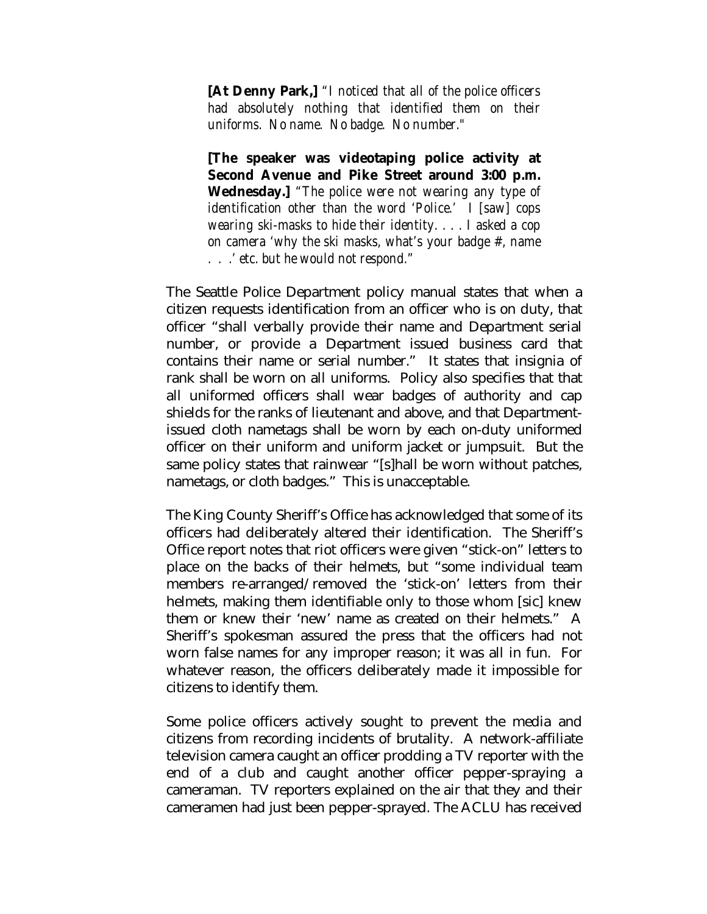> **[At Denny Park,]** *"I noticed that all of the police officers had absolutely nothing that identified them on their uniforms. No name. No badge. No number."*
>
> **[The speaker was videotaping police activity at Second Avenue and Pike Street around 3:00 p.m. Wednesday.]** *"The police were not wearing any type of identification other than the word 'Police.' I [saw] cops wearing ski-masks to hide their identity. . . . I asked a cop on camera 'why the ski masks, what's your badge #, name . . .' etc. but he would not respond."*

The Seattle Police Department policy manual states that when a citizen requests identification from an officer who is on duty, that officer "shall verbally provide their name and Department serial number, or provide a Department issued business card that contains their name or serial number." It states that insignia of rank shall be worn on all uniforms. Policy also specifies that that all uniformed officers shall wear badges of authority and cap shields for the ranks of lieutenant and above, and that Department-issued cloth nametags shall be worn by each on-duty uniformed officer on their uniform and uniform jacket or jumpsuit. But the same policy states that rainwear "[s]hall be worn without patches, nametags, or cloth badges." This is unacceptable.

The King County Sheriff's Office has acknowledged that some of its officers had deliberately altered their identification. The Sheriff's Office report notes that riot officers were given "stick-on" letters to place on the backs of their helmets, but "some individual team members re-arranged/removed the 'stick-on' letters from their helmets, making them identifiable only to those whom [sic] knew them or knew their 'new' name as created on their helmets." A Sheriff's spokesman assured the press that the officers had not worn false names for any improper reason; it was all in fun. For whatever reason, the officers deliberately made it impossible for citizens to identify them.

Some police officers actively sought to prevent the media and citizens from recording incidents of brutality. A network-affiliate television camera caught an officer prodding a TV reporter with the end of a club and caught another officer pepper-spraying a cameraman. TV reporters explained on the air that they and their cameramen had just been pepper-sprayed. The ACLU has received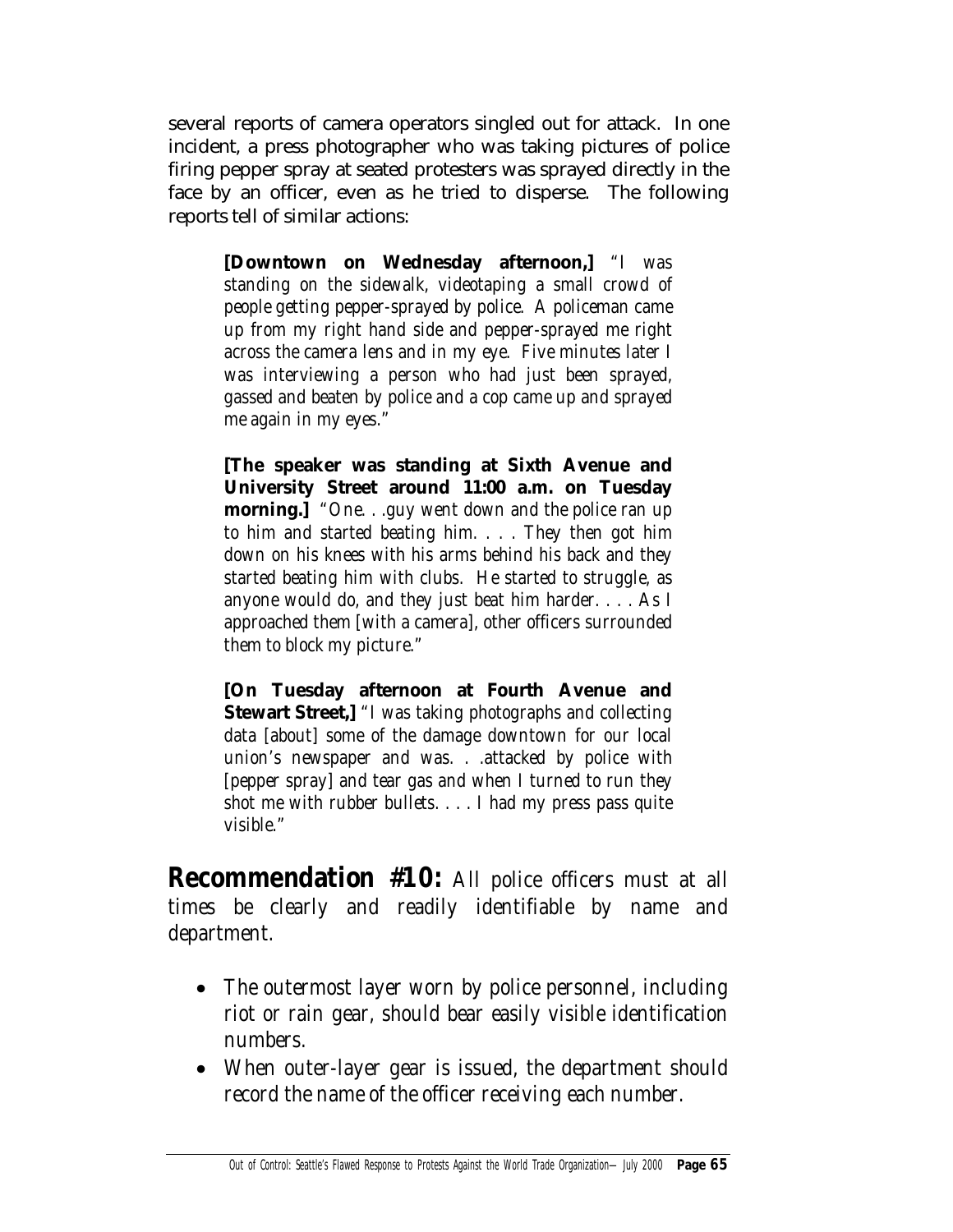several reports of camera operators singled out for attack. In one incident, a press photographer who was taking pictures of police firing pepper spray at seated protesters was sprayed directly in the face by an officer, even as he tried to disperse. The following reports tell of similar actions:

> **[Downtown on Wednesday afternoon,]** "I was standing on the sidewalk, videotaping a small crowd of people getting pepper-sprayed by police. A policeman came up from my right hand side and pepper-sprayed me right across the camera lens and in my eye. Five minutes later I was interviewing a person who had just been sprayed, gassed and beaten by police and a cop came up and sprayed me again in my eyes."

> **[The speaker was standing at Sixth Avenue and University Street around 11:00 a.m. on Tuesday morning.]** "One. . .guy went down and the police ran up to him and started beating him. . . . They then got him down on his knees with his arms behind his back and they started beating him with clubs. He started to struggle, as anyone would do, and they just beat him harder. . . . As I approached them [with a camera], other officers surrounded them to block my picture."

> **[On Tuesday afternoon at Fourth Avenue and Stewart Street,]** "I was taking photographs and collecting data [about] some of the damage downtown for our local union's newspaper and was. . .attacked by police with [pepper spray] and tear gas and when I turned to run they shot me with rubber bullets. . . . I had my press pass quite visible."

**Recommendation #10:** All police officers must at all times be clearly and readily identifiable by name and department.

- The outermost layer worn by police personnel, including riot or rain gear, should bear easily visible identification numbers.
- When outer-layer gear is issued, the department should record the name of the officer receiving each number.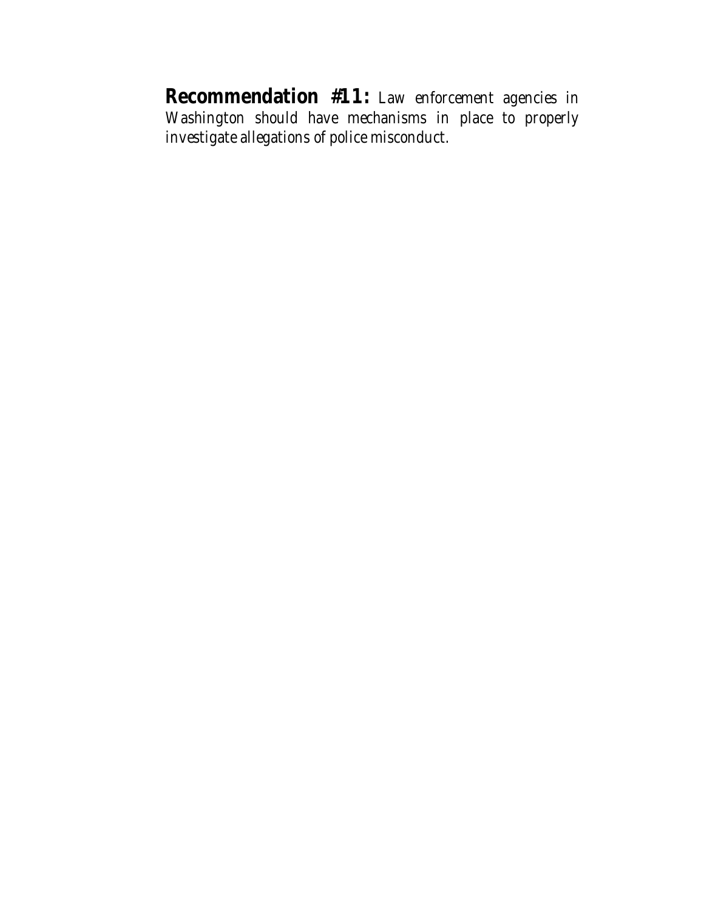**Recommendation #11:** *Law enforcement agencies in Washington should have mechanisms in place to properly investigate allegations of police misconduct.*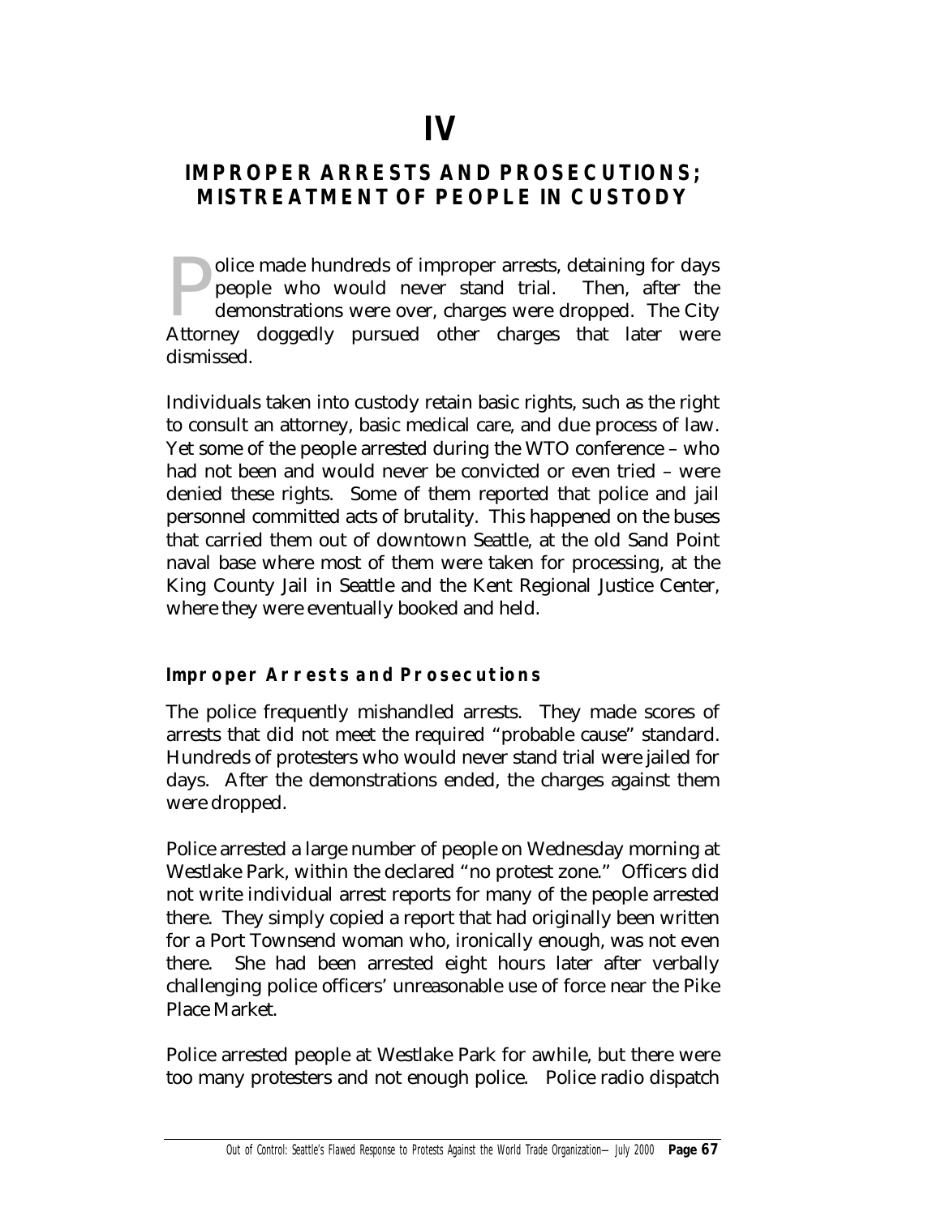# IV

## IMPROPER ARRESTS AND PROSECUTIONS; MISTREATMENT OF PEOPLE IN CUSTODY

Police made hundreds of improper arrests, detaining for days people who would never stand trial. Then, after the demonstrations were over, charges were dropped. The City Attorney doggedly pursued other charges that later were dismissed.

Individuals taken into custody retain basic rights, such as the right to consult an attorney, basic medical care, and due process of law. Yet some of the people arrested during the WTO conference – who had not been and would never be convicted or even tried – were denied these rights. Some of them reported that police and jail personnel committed acts of brutality. This happened on the buses that carried them out of downtown Seattle, at the old Sand Point naval base where most of them were taken for processing, at the King County Jail in Seattle and the Kent Regional Justice Center, where they were eventually booked and held.

### Improper Arrests and Prosecutions

The police frequently mishandled arrests. They made scores of arrests that did not meet the required "probable cause" standard. Hundreds of protesters who would never stand trial were jailed for days. After the demonstrations ended, the charges against them were dropped.

Police arrested a large number of people on Wednesday morning at Westlake Park, within the declared "no protest zone." Officers did not write individual arrest reports for many of the people arrested there. They simply copied a report that had originally been written for a Port Townsend woman who, ironically enough, was not even there. She had been arrested eight hours later after verbally challenging police officers' unreasonable use of force near the Pike Place Market.

Police arrested people at Westlake Park for awhile, but there were too many protesters and not enough police. Police radio dispatch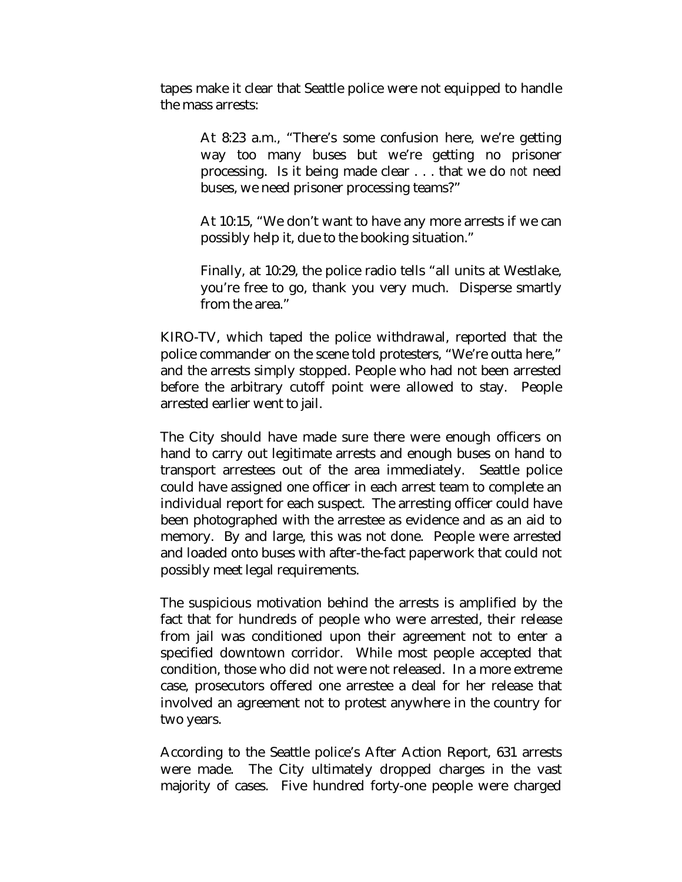tapes make it clear that Seattle police were not equipped to handle the mass arrests:

> At 8:23 a.m., "There's some confusion here, we're getting way too many buses but we're getting no prisoner processing. Is it being made clear . . . that we do *not* need buses, we need prisoner processing teams?"
>
> At 10:15, "We don't want to have any more arrests if we can possibly help it, due to the booking situation."
>
> Finally, at 10:29, the police radio tells "all units at Westlake, you're free to go, thank you very much. Disperse smartly from the area."

KIRO-TV, which taped the police withdrawal, reported that the police commander on the scene told protesters, "We're outta here," and the arrests simply stopped. People who had not been arrested before the arbitrary cutoff point were allowed to stay. People arrested earlier went to jail.

The City should have made sure there were enough officers on hand to carry out legitimate arrests and enough buses on hand to transport arrestees out of the area immediately. Seattle police could have assigned one officer in each arrest team to complete an individual report for each suspect. The arresting officer could have been photographed with the arrestee as evidence and as an aid to memory. By and large, this was not done. People were arrested and loaded onto buses with after-the-fact paperwork that could not possibly meet legal requirements.

The suspicious motivation behind the arrests is amplified by the fact that for hundreds of people who were arrested, their release from jail was conditioned upon their agreement not to enter a specified downtown corridor. While most people accepted that condition, those who did not were not released. In a more extreme case, prosecutors offered one arrestee a deal for her release that involved an agreement not to protest anywhere in the country for two years.

According to the Seattle police's After Action Report, 631 arrests were made. The City ultimately dropped charges in the vast majority of cases. Five hundred forty-one people were charged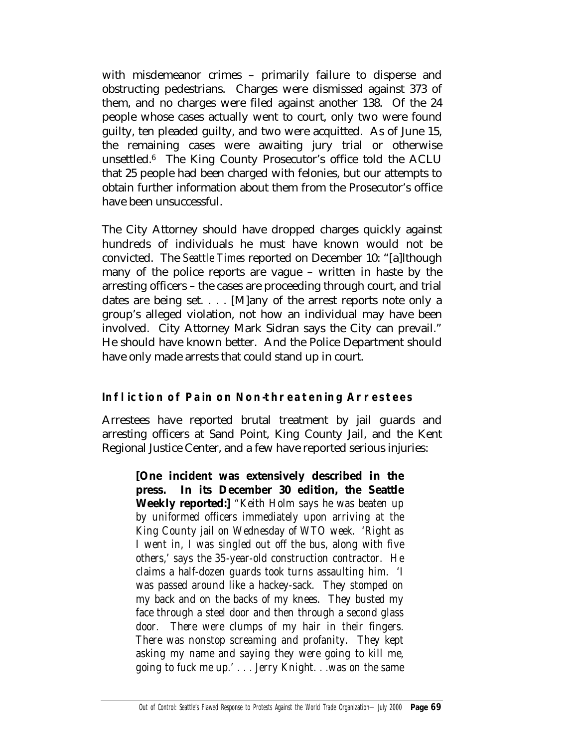with misdemeanor crimes – primarily failure to disperse and obstructing pedestrians. Charges were dismissed against 373 of them, and no charges were filed against another 138. Of the 24 people whose cases actually went to court, only two were found guilty, ten pleaded guilty, and two were acquitted. As of June 15, the remaining cases were awaiting jury trial or otherwise unsettled.[6] The King County Prosecutor's office told the ACLU that 25 people had been charged with felonies, but our attempts to obtain further information about them from the Prosecutor's office have been unsuccessful.

The City Attorney should have dropped charges quickly against hundreds of individuals he must have known would not be convicted. The *Seattle Times* reported on December 10: "[a]lthough many of the police reports are vague – written in haste by the arresting officers – the cases are proceeding through court, and trial dates are being set. . . . [M]any of the arrest reports note only a group's alleged violation, not how an individual may have been involved. City Attorney Mark Sidran says the City can prevail." He should have known better. And the Police Department should have only made arrests that could stand up in court.

### Infliction of Pain on Non-threatening Arrestees

Arrestees have reported brutal treatment by jail guards and arresting officers at Sand Point, King County Jail, and the Kent Regional Justice Center, and a few have reported serious injuries:

> **[One incident was extensively described in the press. In its December 30 edition, the Seattle Weekly reported:]** *"Keith Holm says he was beaten up by uniformed officers immediately upon arriving at the King County jail on Wednesday of WTO week. 'Right as I went in, I was singled out off the bus, along with five others,' says the 35-year-old construction contractor. He claims a half-dozen guards took turns assaulting him. 'I was passed around like a hackey-sack. They stomped on my back and on the backs of my knees. They busted my face through a steel door and then through a second glass door. There were clumps of my hair in their fingers. There was nonstop screaming and profanity. They kept asking my name and saying they were going to kill me, going to fuck me up.' . . . Jerry Knight. . .was on the same*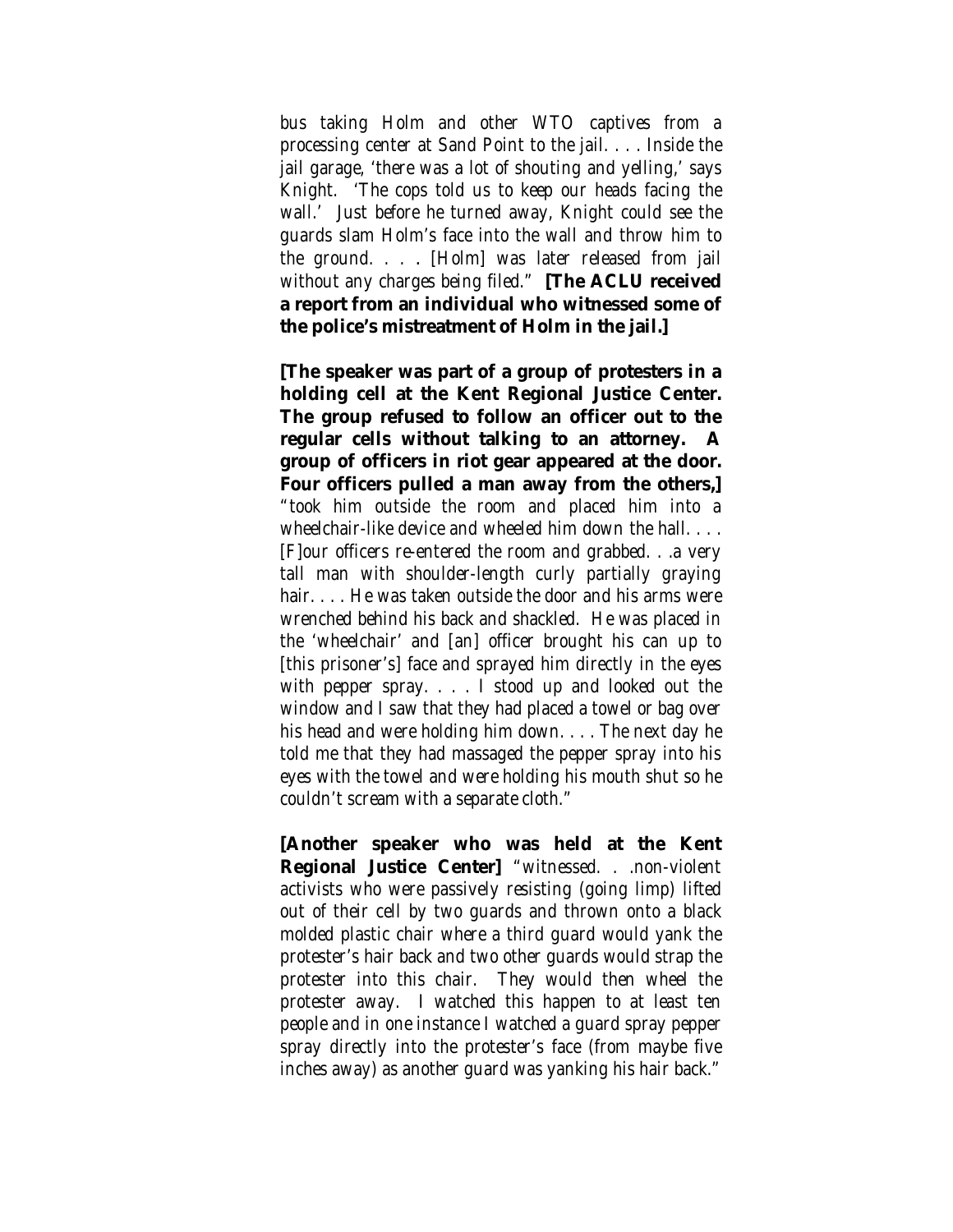*bus taking Holm and other WTO captives from a processing center at Sand Point to the jail. . . . Inside the jail garage, 'there was a lot of shouting and yelling,' says Knight. 'The cops told us to keep our heads facing the wall.' Just before he turned away, Knight could see the guards slam Holm's face into the wall and throw him to the ground. . . . [Holm] was later released from jail without any charges being filed."* **[The ACLU received a report from an individual who witnessed some of the police's mistreatment of Holm in the jail.]**

**[The speaker was part of a group of protesters in a holding cell at the Kent Regional Justice Center. The group refused to follow an officer out to the regular cells without talking to an attorney. A group of officers in riot gear appeared at the door. Four officers pulled a man away from the others,]** *"took him outside the room and placed him into a wheelchair-like device and wheeled him down the hall. . . . [F]our officers re-entered the room and grabbed. . .a very tall man with shoulder-length curly partially graying hair. . . . He was taken outside the door and his arms were wrenched behind his back and shackled. He was placed in the 'wheelchair' and [an] officer brought his can up to [this prisoner's] face and sprayed him directly in the eyes with pepper spray. . . . I stood up and looked out the window and I saw that they had placed a towel or bag over his head and were holding him down. . . . The next day he told me that they had massaged the pepper spray into his eyes with the towel and were holding his mouth shut so he couldn't scream with a separate cloth."*

**[Another speaker who was held at the Kent Regional Justice Center]** *"witnessed. . .non-violent activists who were passively resisting (going limp) lifted out of their cell by two guards and thrown onto a black molded plastic chair where a third guard would yank the protester's hair back and two other guards would strap the protester into this chair. They would then wheel the protester away. I watched this happen to at least ten people and in one instance I watched a guard spray pepper spray directly into the protester's face (from maybe five inches away) as another guard was yanking his hair back."*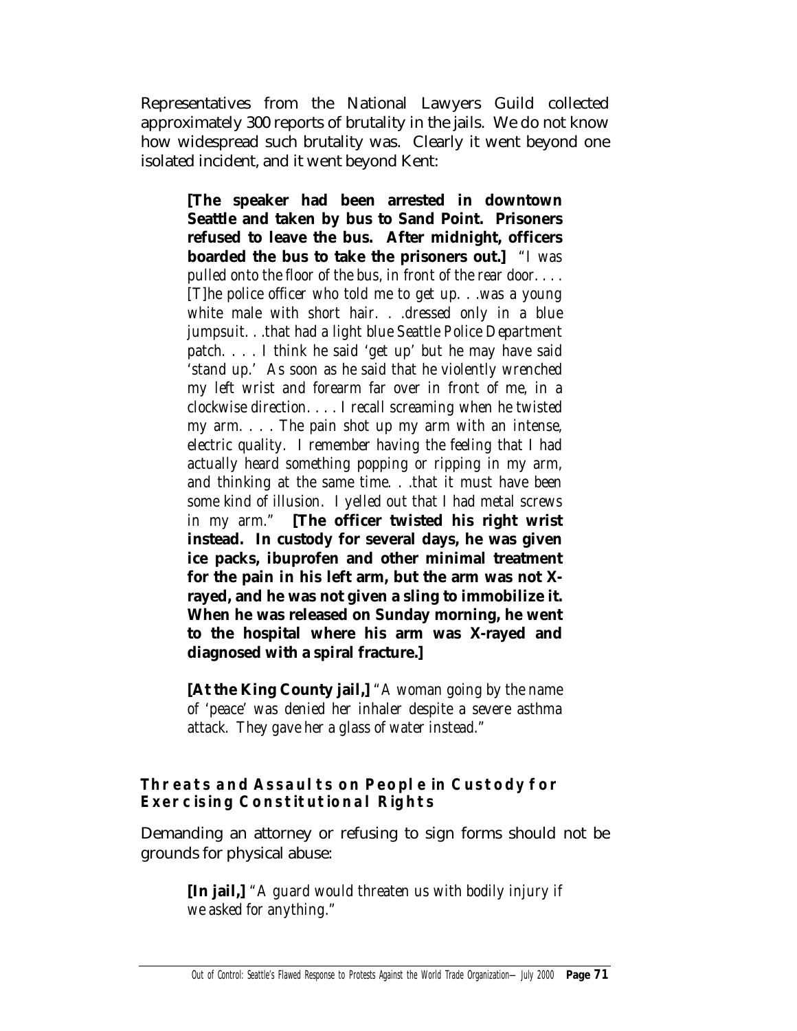Representatives from the National Lawyers Guild collected approximately 300 reports of brutality in the jails. We do not know how widespread such brutality was. Clearly it went beyond one isolated incident, and it went beyond Kent:

> **[The speaker had been arrested in downtown Seattle and taken by bus to Sand Point. Prisoners refused to leave the bus. After midnight, officers boarded the bus to take the prisoners out.]** *"I was pulled onto the floor of the bus, in front of the rear door. . . . [T]he police officer who told me to get up. . .was a young white male with short hair. . .dressed only in a blue jumpsuit. . .that had a light blue Seattle Police Department patch. . . . I think he said 'get up' but he may have said 'stand up.' As soon as he said that he violently wrenched my left wrist and forearm far over in front of me, in a clockwise direction. . . . I recall screaming when he twisted my arm. . . . The pain shot up my arm with an intense, electric quality. I remember having the feeling that I had actually heard something popping or ripping in my arm, and thinking at the same time. . .that it must have been some kind of illusion. I yelled out that I had metal screws in my arm."* **[The officer twisted his right wrist instead. In custody for several days, he was given ice packs, ibuprofen and other minimal treatment for the pain in his left arm, but the arm was not X-rayed, and he was not given a sling to immobilize it. When he was released on Sunday morning, he went to the hospital where his arm was X-rayed and diagnosed with a spiral fracture.]**
>
> **[At the King County jail,]** *"A woman going by the name of 'peace' was denied her inhaler despite a severe asthma attack. They gave her a glass of water instead."*

### Threats and Assaults on People in Custody for Exercising Constitutional Rights

Demanding an attorney or refusing to sign forms should not be grounds for physical abuse:

> **[In jail,]** *"A guard would threaten us with bodily injury if we asked for anything."*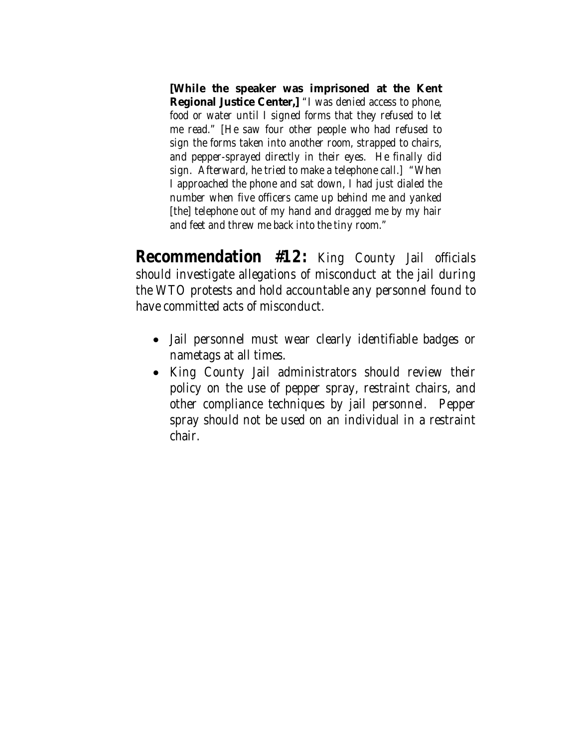> **[While the speaker was imprisoned at the Kent Regional Justice Center,]** "I was denied access to phone, food or water until I signed forms that they refused to let me read." [He saw four other people who had refused to sign the forms taken into another room, strapped to chairs, and pepper-sprayed directly in their eyes. He finally did sign. Afterward, he tried to make a telephone call.] "When I approached the phone and sat down, I had just dialed the number when five officers came up behind me and yanked [the] telephone out of my hand and dragged me by my hair and feet and threw me back into the tiny room."

**Recommendation #12:** King County Jail officials should investigate allegations of misconduct at the jail during the WTO protests and hold accountable any personnel found to have committed acts of misconduct.

- Jail personnel must wear clearly identifiable badges or nametags at all times.
- King County Jail administrators should review their policy on the use of pepper spray, restraint chairs, and other compliance techniques by jail personnel. Pepper spray should not be used on an individual in a restraint chair.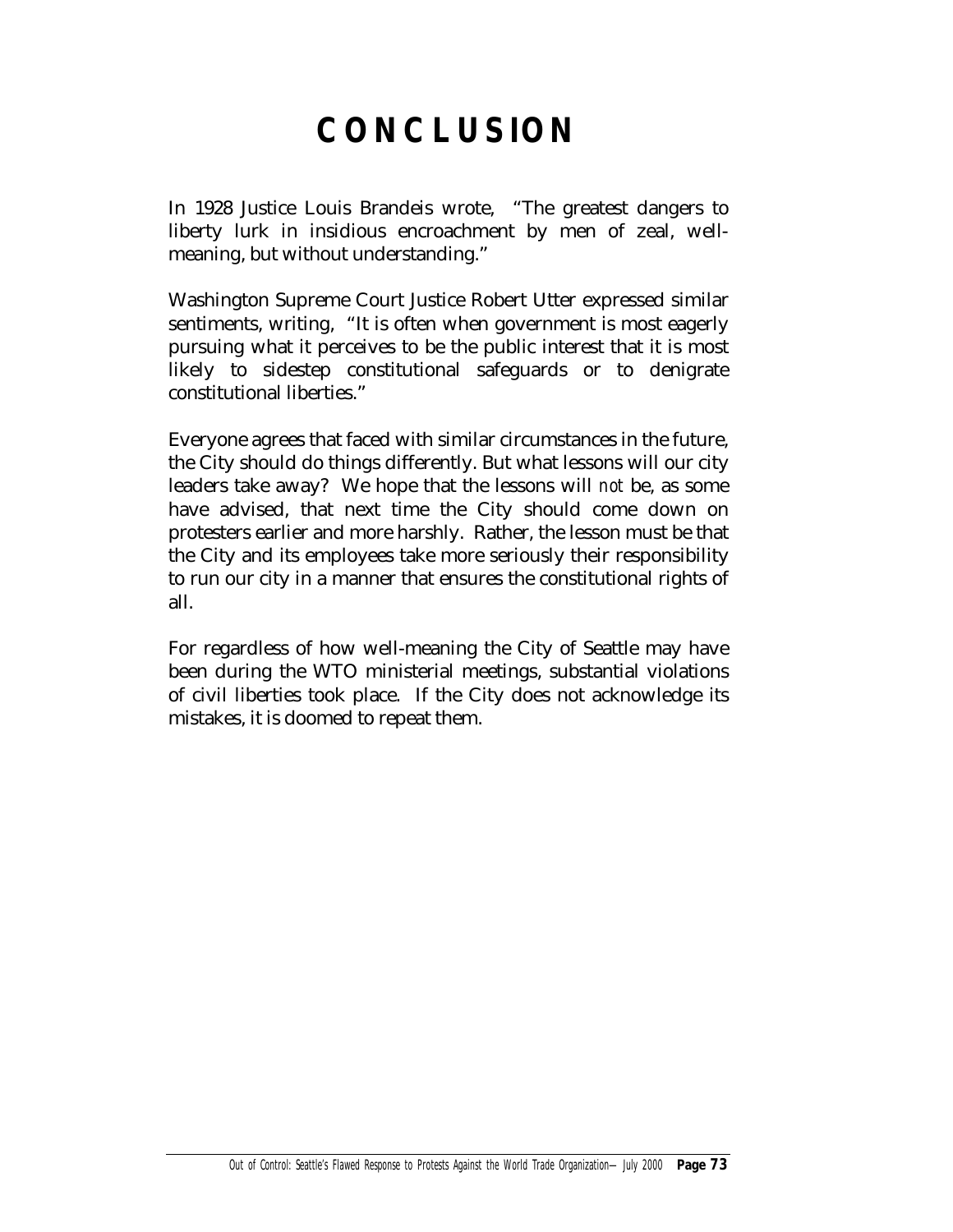# CONCLUSION

In 1928 Justice Louis Brandeis wrote, "The greatest dangers to liberty lurk in insidious encroachment by men of zeal, well-meaning, but without understanding."

Washington Supreme Court Justice Robert Utter expressed similar sentiments, writing, "It is often when government is most eagerly pursuing what it perceives to be the public interest that it is most likely to sidestep constitutional safeguards or to denigrate constitutional liberties."

Everyone agrees that faced with similar circumstances in the future, the City should do things differently. But what lessons will our city leaders take away? We hope that the lessons will *not* be, as some have advised, that next time the City should come down on protesters earlier and more harshly. Rather, the lesson must be that the City and its employees take more seriously their responsibility to run our city in a manner that ensures the constitutional rights of all.

For regardless of how well-meaning the City of Seattle may have been during the WTO ministerial meetings, substantial violations of civil liberties took place. If the City does not acknowledge its mistakes, it is doomed to repeat them.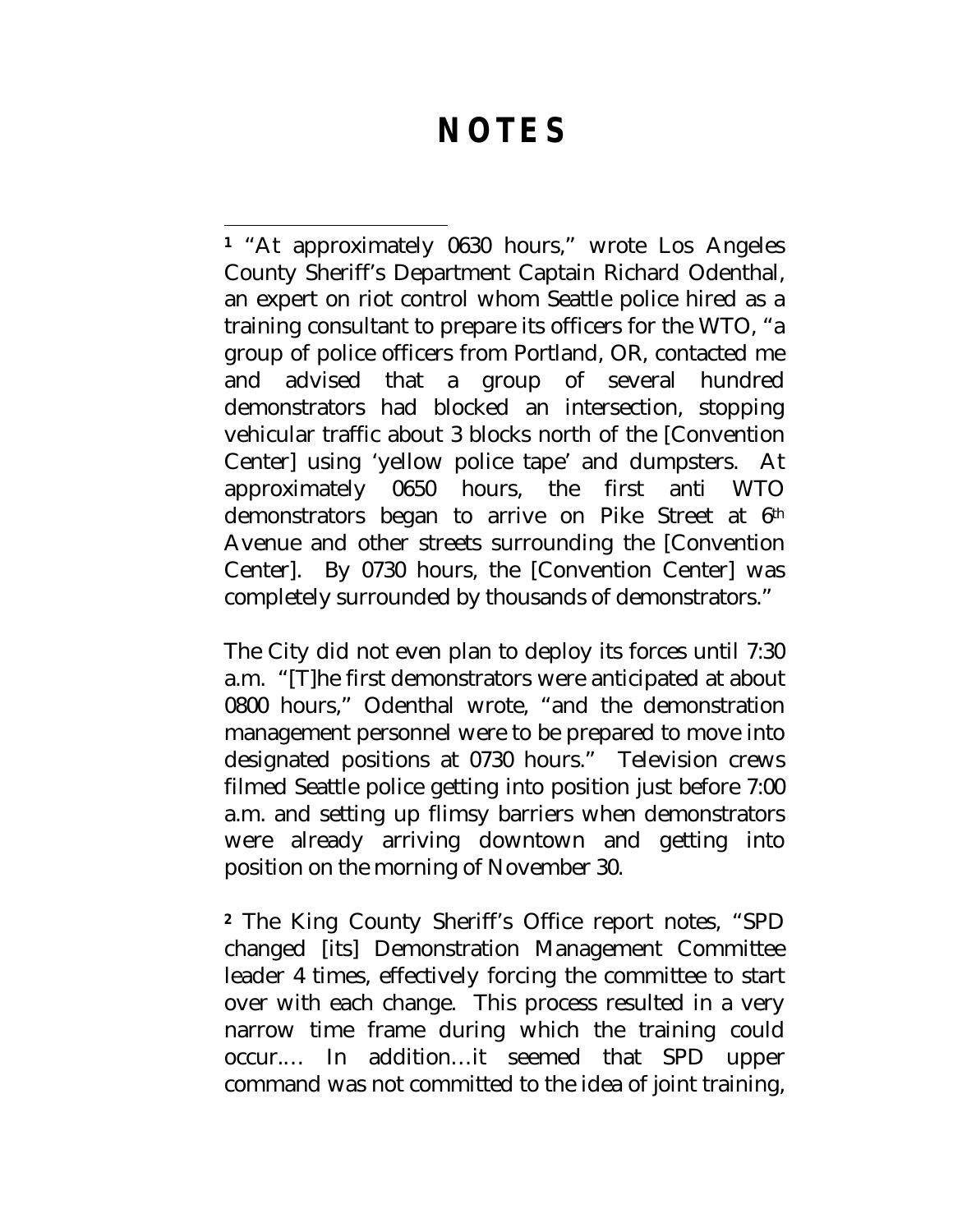# NOTES

[1] "At approximately 0630 hours," wrote Los Angeles County Sheriff's Department Captain Richard Odenthal, an expert on riot control whom Seattle police hired as a training consultant to prepare its officers for the WTO, "a group of police officers from Portland, OR, contacted me and advised that a group of several hundred demonstrators had blocked an intersection, stopping vehicular traffic about 3 blocks north of the [Convention Center] using 'yellow police tape' and dumpsters. At approximately 0650 hours, the first anti WTO demonstrators began to arrive on Pike Street at 6th Avenue and other streets surrounding the [Convention Center]. By 0730 hours, the [Convention Center] was completely surrounded by thousands of demonstrators."

The City did not even plan to deploy its forces until 7:30 a.m. "[T]he first demonstrators were anticipated at about 0800 hours," Odenthal wrote, "and the demonstration management personnel were to be prepared to move into designated positions at 0730 hours." Television crews filmed Seattle police getting into position just before 7:00 a.m. and setting up flimsy barriers when demonstrators were already arriving downtown and getting into position on the morning of November 30.

[2] The King County Sheriff's Office report notes, "SPD changed [its] Demonstration Management Committee leader 4 times, effectively forcing the committee to start over with each change. This process resulted in a very narrow time frame during which the training could occur.… In addition…it seemed that SPD upper command was not committed to the idea of joint training,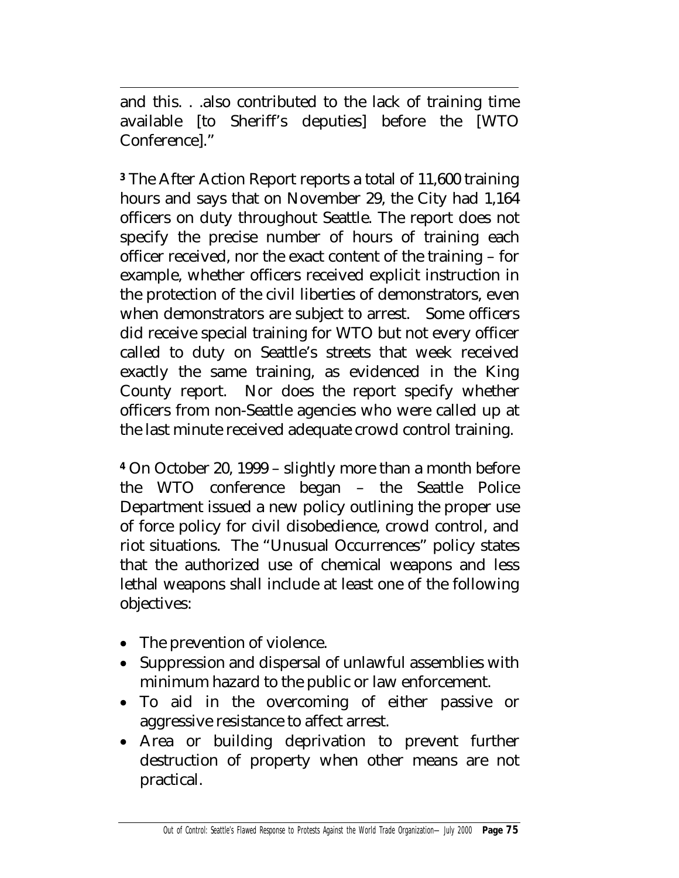and this. . .also contributed to the lack of training time available [to Sheriff's deputies] before the [WTO Conference]."

[3] The After Action Report reports a total of 11,600 training hours and says that on November 29, the City had 1,164 officers on duty throughout Seattle. The report does not specify the precise number of hours of training each officer received, nor the exact content of the training – for example, whether officers received explicit instruction in the protection of the civil liberties of demonstrators, even when demonstrators are subject to arrest. Some officers did receive special training for WTO but not every officer called to duty on Seattle's streets that week received exactly the same training, as evidenced in the King County report. Nor does the report specify whether officers from non-Seattle agencies who were called up at the last minute received adequate crowd control training.

[4] On October 20, 1999 – slightly more than a month before the WTO conference began – the Seattle Police Department issued a new policy outlining the proper use of force policy for civil disobedience, crowd control, and riot situations. The "Unusual Occurrences" policy states that the authorized use of chemical weapons and less lethal weapons shall include at least one of the following objectives:

- The prevention of violence.
- Suppression and dispersal of unlawful assemblies with minimum hazard to the public or law enforcement.
- To aid in the overcoming of either passive or aggressive resistance to affect arrest.
- Area or building deprivation to prevent further destruction of property when other means are not practical.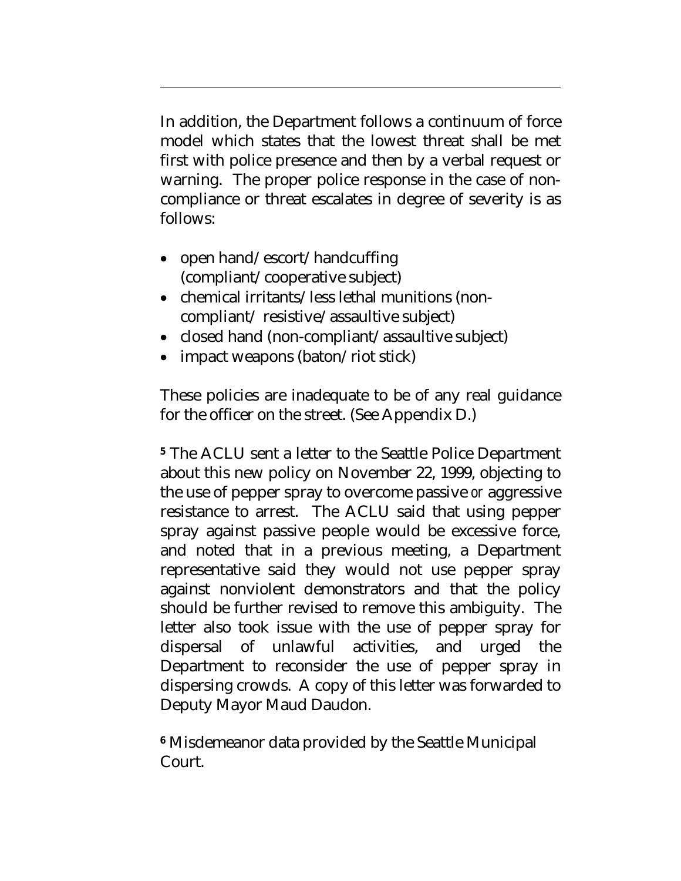In addition, the Department follows a continuum of force model which states that the lowest threat shall be met first with police presence and then by a verbal request or warning. The proper police response in the case of non-compliance or threat escalates in degree of severity is as follows:

- open hand/escort/handcuffing (compliant/cooperative subject)
- chemical irritants/less lethal munitions (non-compliant/ resistive/assaultive subject)
- closed hand (non-compliant/assaultive subject)
- impact weapons (baton/riot stick)

These policies are inadequate to be of any real guidance for the officer on the street. (See Appendix D.)

[5] The ACLU sent a letter to the Seattle Police Department about this new policy on November 22, 1999, objecting to the use of pepper spray to overcome passive *or* aggressive resistance to arrest. The ACLU said that using pepper spray against passive people would be excessive force, and noted that in a previous meeting, a Department representative said they would not use pepper spray against nonviolent demonstrators and that the policy should be further revised to remove this ambiguity. The letter also took issue with the use of pepper spray for dispersal of unlawful activities, and urged the Department to reconsider the use of pepper spray in dispersing crowds. A copy of this letter was forwarded to Deputy Mayor Maud Daudon.

[6] Misdemeanor data provided by the Seattle Municipal Court.